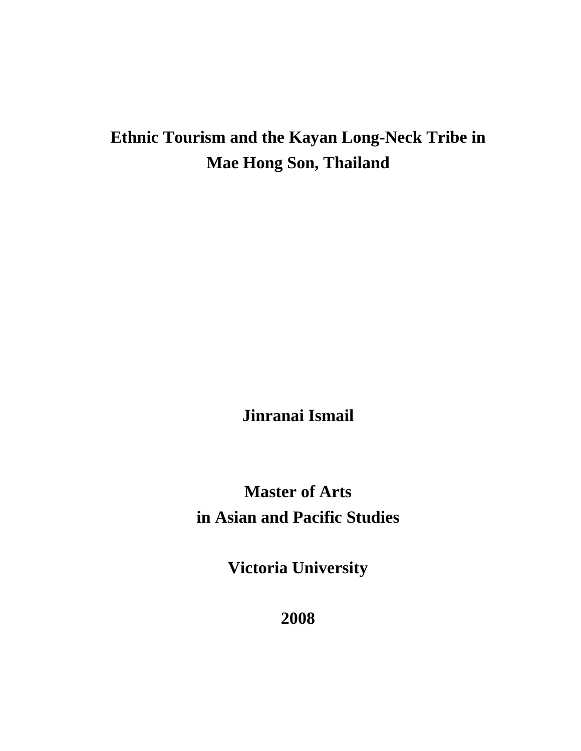# Ethnic Tourism and the Kayan Long-Neck Tribe in Mae Hong Son, Thailand

**Jinranai Ismail**

**Master of Arts**
**in Asian and Pacific Studies**

**Victoria University**

**2008**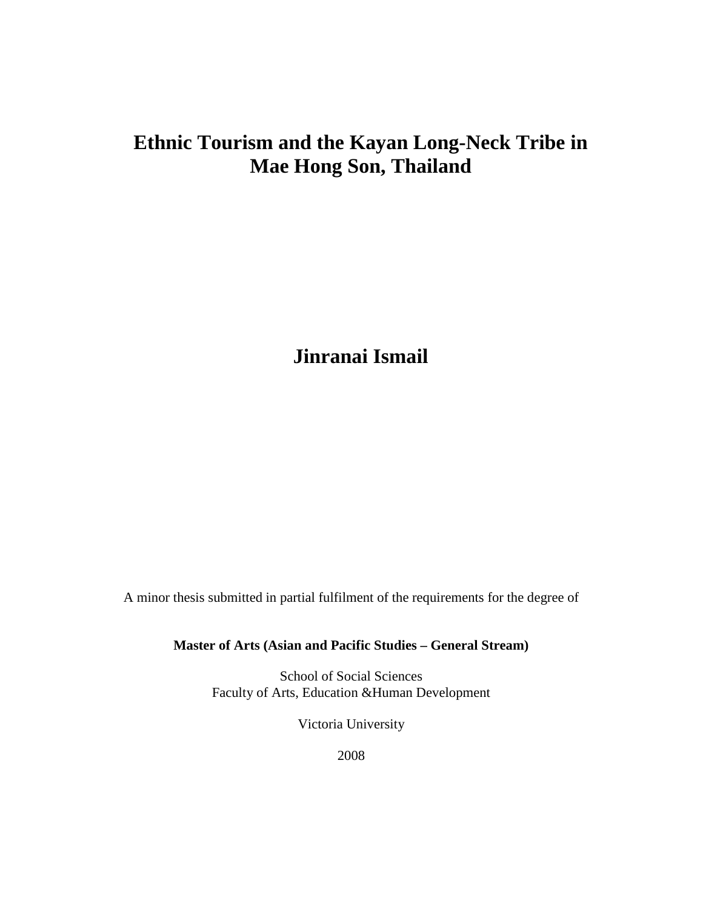# Ethnic Tourism and the Kayan Long-Neck Tribe in Mae Hong Son, Thailand

## Jinranai Ismail

A minor thesis submitted in partial fulfilment of the requirements for the degree of

**Master of Arts (Asian and Pacific Studies – General Stream)**

School of Social Sciences
Faculty of Arts, Education &Human Development

Victoria University

2008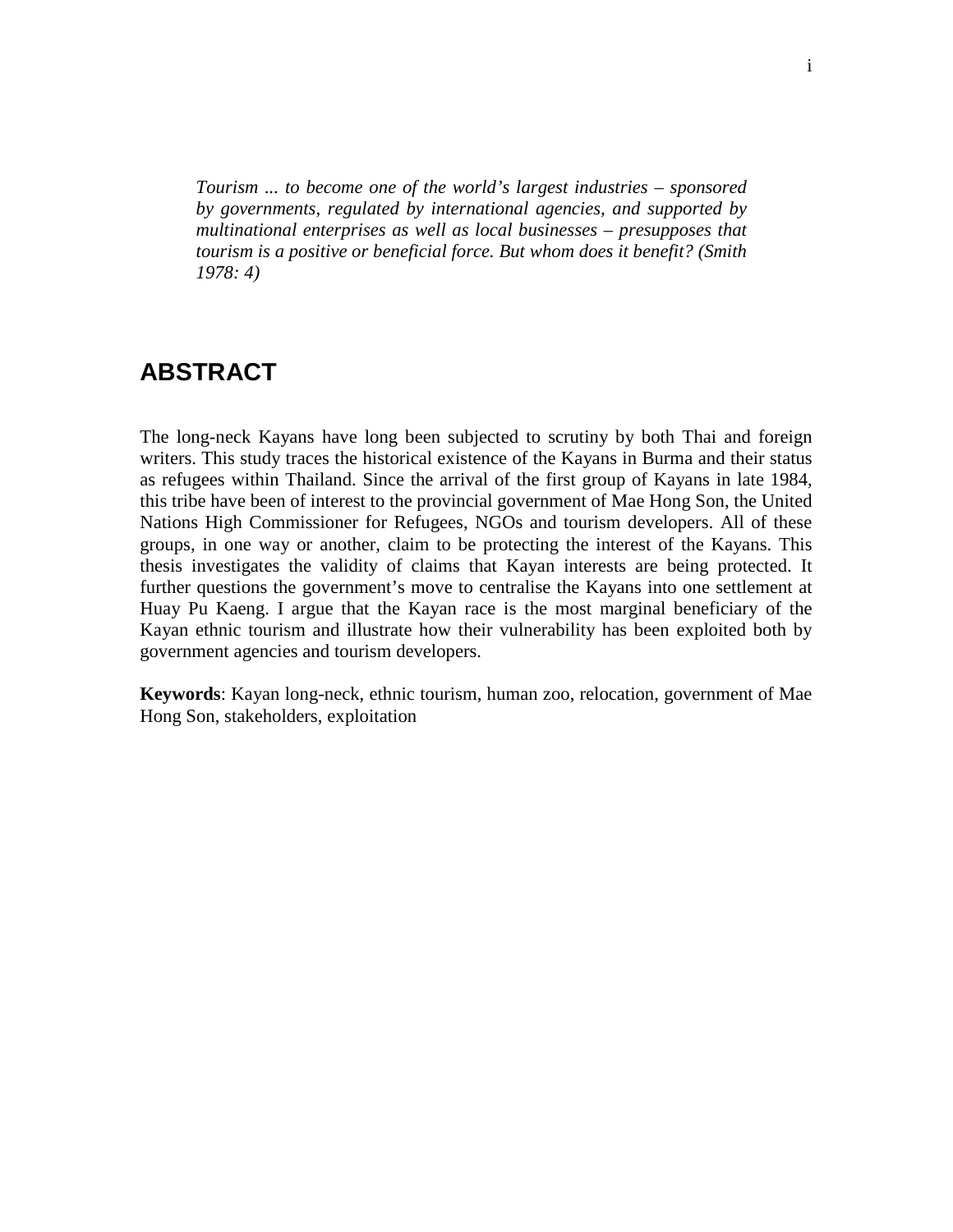*Tourism ... to become one of the world's largest industries – sponsored by governments, regulated by international agencies, and supported by multinational enterprises as well as local businesses – presupposes that tourism is a positive or beneficial force. But whom does it benefit? (Smith 1978: 4)*

## ABSTRACT

The long-neck Kayans have long been subjected to scrutiny by both Thai and foreign writers. This study traces the historical existence of the Kayans in Burma and their status as refugees within Thailand. Since the arrival of the first group of Kayans in late 1984, this tribe have been of interest to the provincial government of Mae Hong Son, the United Nations High Commissioner for Refugees, NGOs and tourism developers. All of these groups, in one way or another, claim to be protecting the interest of the Kayans. This thesis investigates the validity of claims that Kayan interests are being protected. It further questions the government's move to centralise the Kayans into one settlement at Huay Pu Kaeng. I argue that the Kayan race is the most marginal beneficiary of the Kayan ethnic tourism and illustrate how their vulnerability has been exploited both by government agencies and tourism developers.

**Keywords**: Kayan long-neck, ethnic tourism, human zoo, relocation, government of Mae Hong Son, stakeholders, exploitation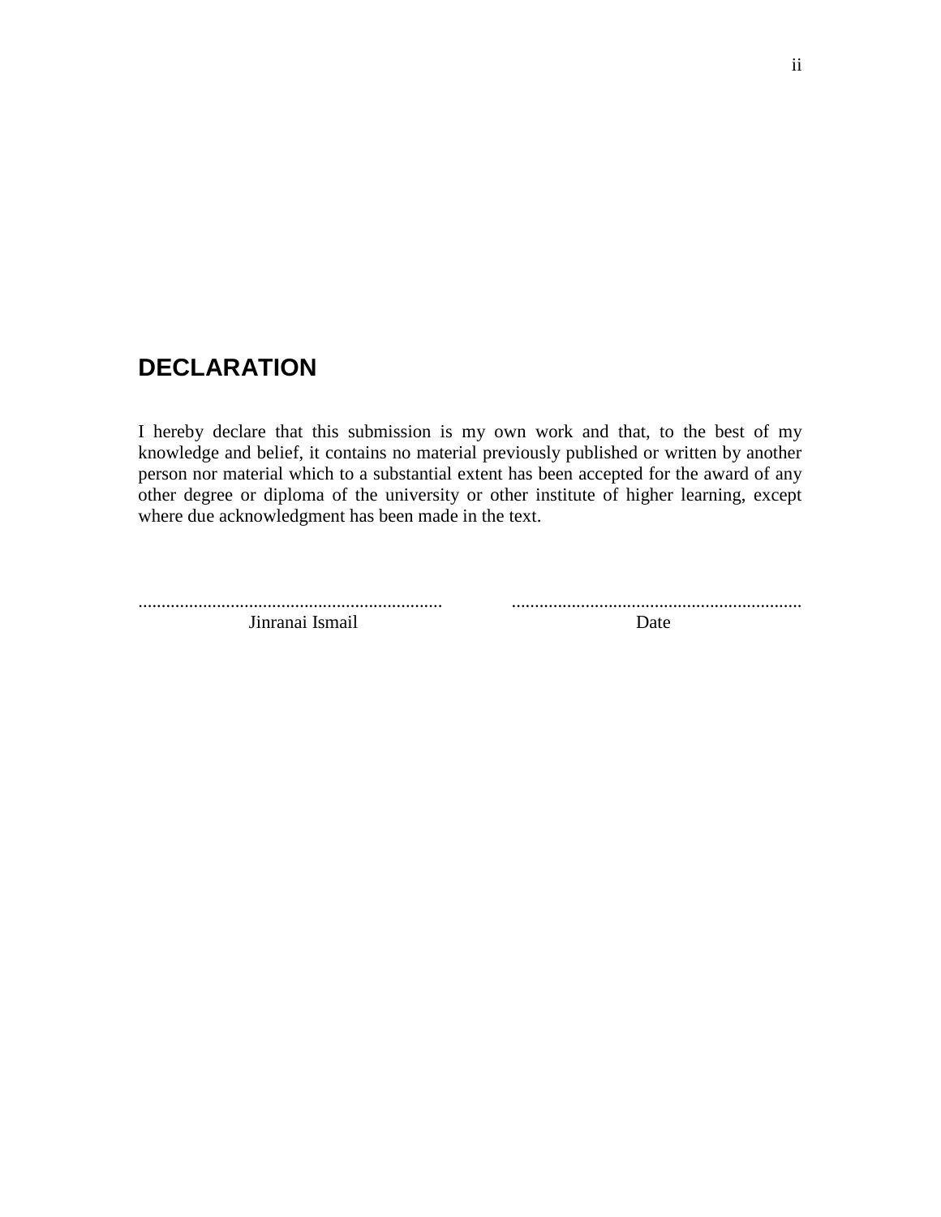## DECLARATION

I hereby declare that this submission is my own work and that, to the best of my knowledge and belief, it contains no material previously published or written by another person nor material which to a substantial extent has been accepted for the award of any other degree or diploma of the university or other institute of higher learning, except where due acknowledgment has been made in the text.

| ................................................................. | ............................................................... |
| --- | --- |
| Jinranai Ismail | Date |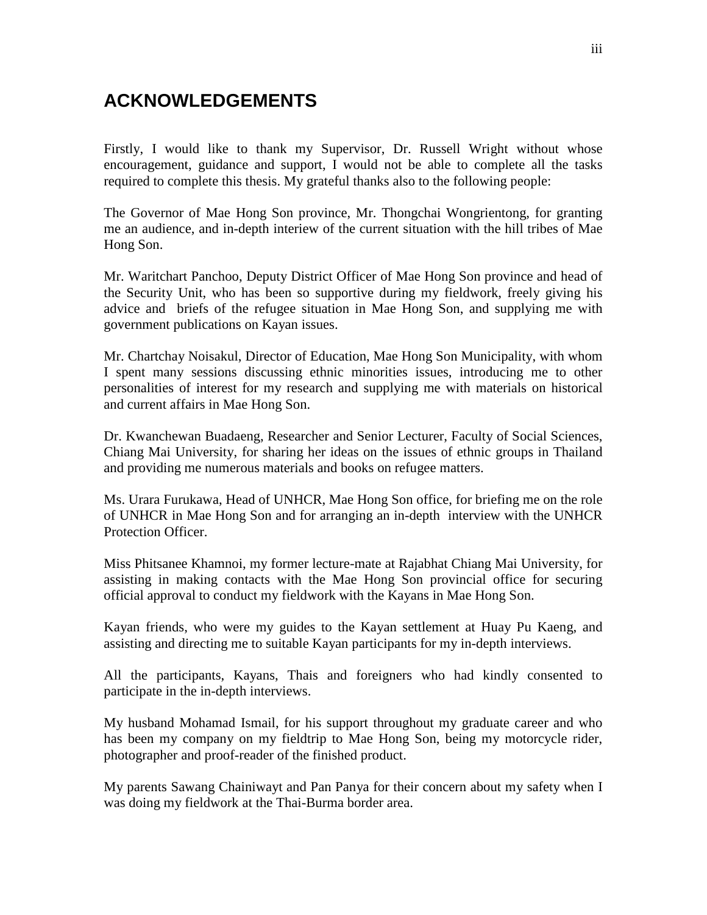## ACKNOWLEDGEMENTS

Firstly, I would like to thank my Supervisor, Dr. Russell Wright without whose encouragement, guidance and support, I would not be able to complete all the tasks required to complete this thesis. My grateful thanks also to the following people:

The Governor of Mae Hong Son province, Mr. Thongchai Wongrientong, for granting me an audience, and in-depth interiew of the current situation with the hill tribes of Mae Hong Son.

Mr. Waritchart Panchoo, Deputy District Officer of Mae Hong Son province and head of the Security Unit, who has been so supportive during my fieldwork, freely giving his advice and briefs of the refugee situation in Mae Hong Son, and supplying me with government publications on Kayan issues.

Mr. Chartchay Noisakul, Director of Education, Mae Hong Son Municipality, with whom I spent many sessions discussing ethnic minorities issues, introducing me to other personalities of interest for my research and supplying me with materials on historical and current affairs in Mae Hong Son.

Dr. Kwanchewan Buadaeng, Researcher and Senior Lecturer, Faculty of Social Sciences, Chiang Mai University, for sharing her ideas on the issues of ethnic groups in Thailand and providing me numerous materials and books on refugee matters.

Ms. Urara Furukawa, Head of UNHCR, Mae Hong Son office, for briefing me on the role of UNHCR in Mae Hong Son and for arranging an in-depth interview with the UNHCR Protection Officer.

Miss Phitsanee Khamnoi, my former lecture-mate at Rajabhat Chiang Mai University, for assisting in making contacts with the Mae Hong Son provincial office for securing official approval to conduct my fieldwork with the Kayans in Mae Hong Son.

Kayan friends, who were my guides to the Kayan settlement at Huay Pu Kaeng, and assisting and directing me to suitable Kayan participants for my in-depth interviews.

All the participants, Kayans, Thais and foreigners who had kindly consented to participate in the in-depth interviews.

My husband Mohamad Ismail, for his support throughout my graduate career and who has been my company on my fieldtrip to Mae Hong Son, being my motorcycle rider, photographer and proof-reader of the finished product.

My parents Sawang Chainiwayt and Pan Panya for their concern about my safety when I was doing my fieldwork at the Thai-Burma border area.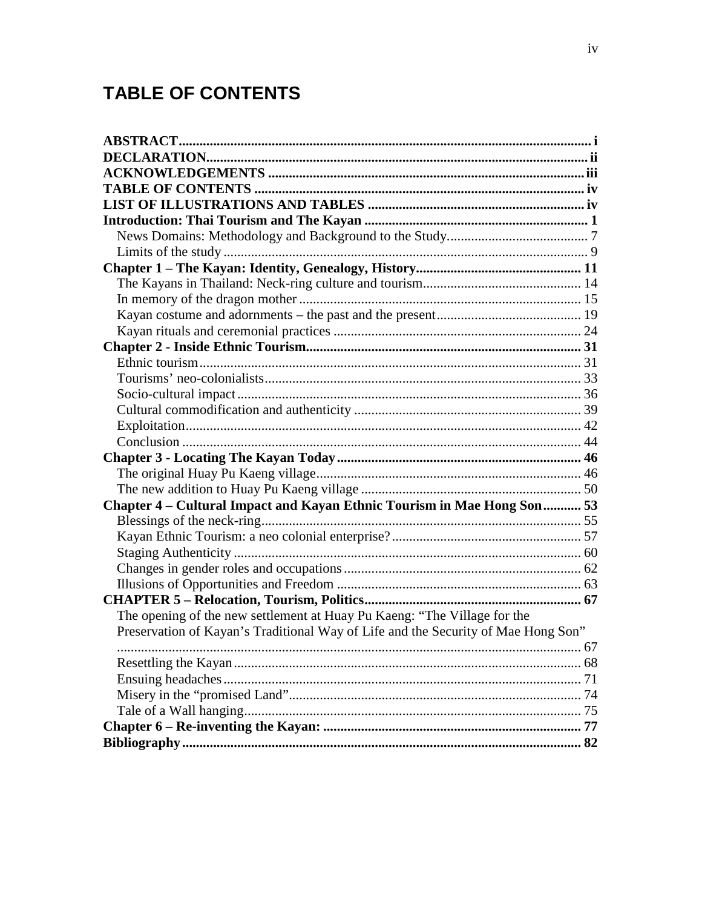# TABLE OF CONTENTS

**ABSTRACT** ..... i
**DECLARATION** ..... ii
**ACKNOWLEDGEMENTS** ..... iii
**TABLE OF CONTENTS** ..... iv
**LIST OF ILLUSTRATIONS AND TABLES** ..... iv
**Introduction: Thai Tourism and The Kayan** ..... 1
- News Domains: Methodology and Background to the Study ..... 7
- Limits of the study ..... 9

**Chapter 1 – The Kayan: Identity, Genealogy, History** ..... 11
- The Kayans in Thailand: Neck-ring culture and tourism ..... 14
- In memory of the dragon mother ..... 15
- Kayan costume and adornments – the past and the present ..... 19
- Kayan rituals and ceremonial practices ..... 24

**Chapter 2 - Inside Ethnic Tourism** ..... 31
- Ethnic tourism ..... 31
- Tourisms' neo-colonialists ..... 33
- Socio-cultural impact ..... 36
- Cultural commodification and authenticity ..... 39
- Exploitation ..... 42
- Conclusion ..... 44

**Chapter 3 - Locating The Kayan Today** ..... 46
- The original Huay Pu Kaeng village ..... 46
- The new addition to Huay Pu Kaeng village ..... 50

**Chapter 4 – Cultural Impact and Kayan Ethnic Tourism in Mae Hong Son** ..... 53
- Blessings of the neck-ring ..... 55
- Kayan Ethnic Tourism: a neo colonial enterprise? ..... 57
- Staging Authenticity ..... 60
- Changes in gender roles and occupations ..... 62
- Illusions of Opportunities and Freedom ..... 63

**CHAPTER 5 – Relocation, Tourism, Politics** ..... 67
- The opening of the new settlement at Huay Pu Kaeng: "The Village for the Preservation of Kayan's Traditional Way of Life and the Security of Mae Hong Son" ..... 67
- Resettling the Kayan ..... 68
- Ensuing headaches ..... 71
- Misery in the "promised Land" ..... 74
- Tale of a Wall hanging ..... 75

**Chapter 6 – Re-inventing the Kayan:** ..... 77
**Bibliography** ..... 82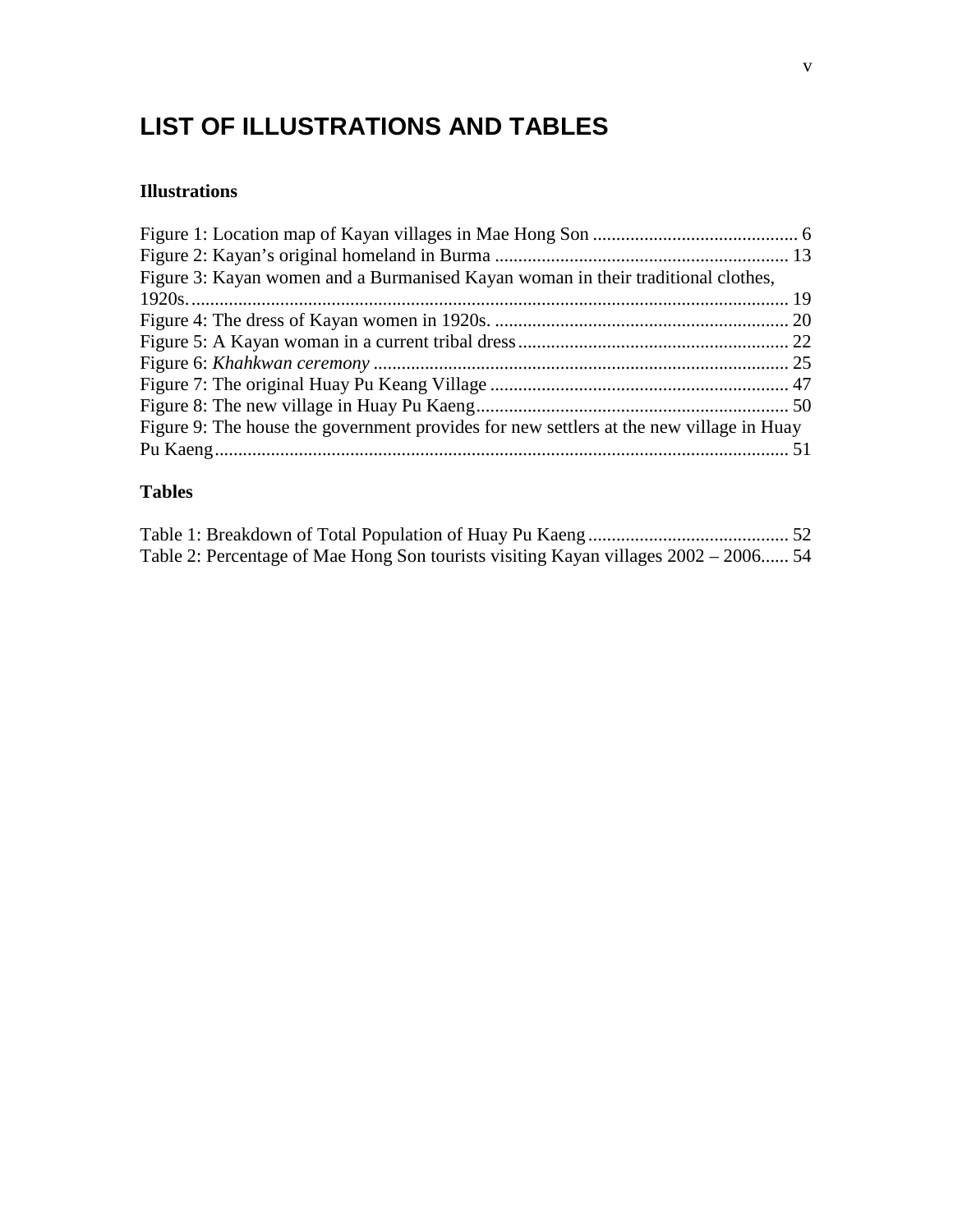# LIST OF ILLUSTRATIONS AND TABLES

### Illustrations

Figure 1: Location map of Kayan villages in Mae Hong Son ............................................ 6
Figure 2: Kayan's original homeland in Burma ............................................................... 13
Figure 3: Kayan women and a Burmanised Kayan woman in their traditional clothes, 1920s................................................................................................................................ 19
Figure 4: The dress of Kayan women in 1920s. ............................................................... 20
Figure 5: A Kayan woman in a current tribal dress.......................................................... 22
Figure 6: *Khahkwan ceremony* ......................................................................................... 25
Figure 7: The original Huay Pu Keang Village ................................................................ 47
Figure 8: The new village in Huay Pu Kaeng................................................................... 50
Figure 9: The house the government provides for new settlers at the new village in Huay Pu Kaeng.......................................................................................................................... 51

### Tables

Table 1: Breakdown of Total Population of Huay Pu Kaeng........................................... 52
Table 2: Percentage of Mae Hong Son tourists visiting Kayan villages 2002 – 2006...... 54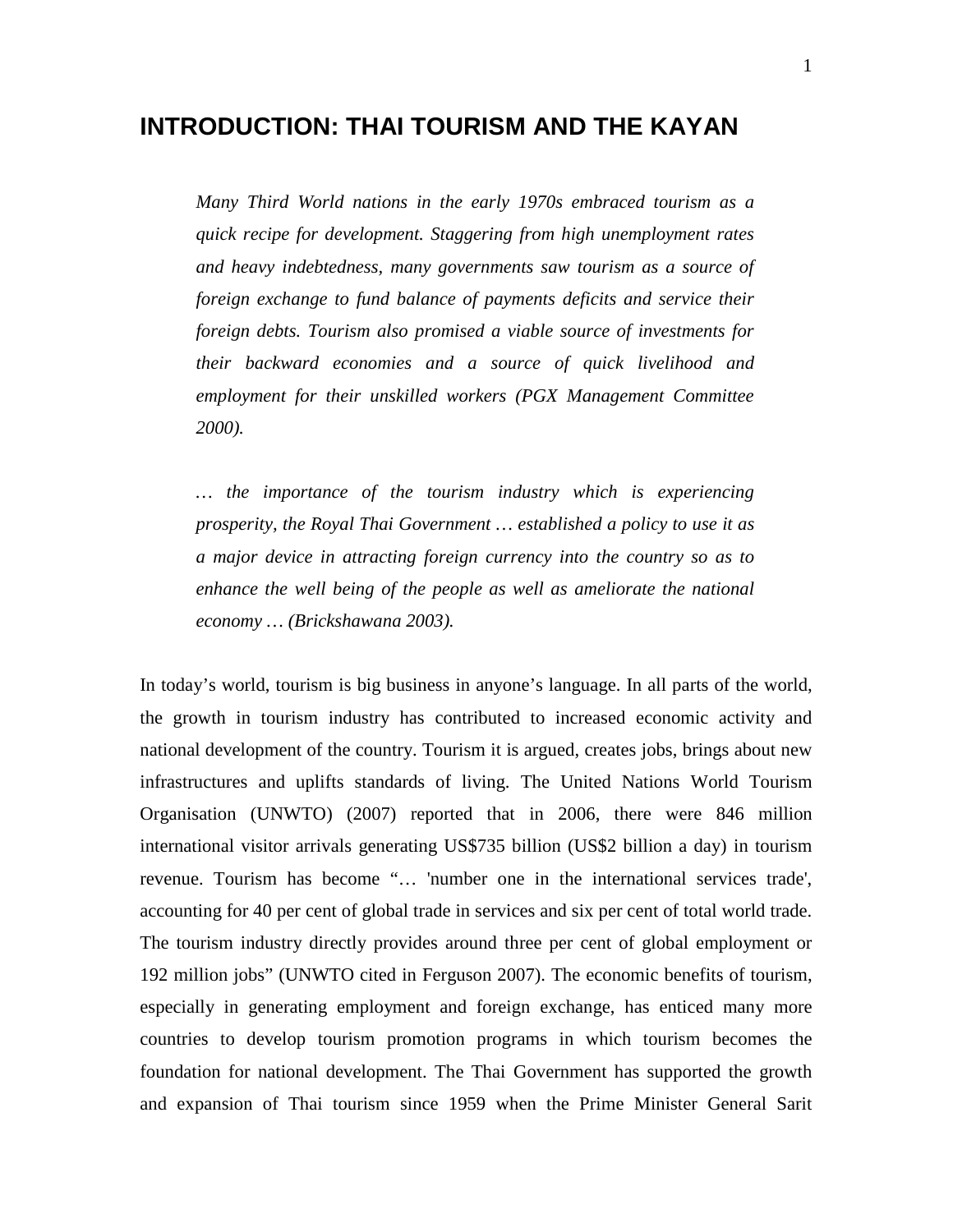# INTRODUCTION: THAI TOURISM AND THE KAYAN

> *Many Third World nations in the early 1970s embraced tourism as a quick recipe for development. Staggering from high unemployment rates and heavy indebtedness, many governments saw tourism as a source of foreign exchange to fund balance of payments deficits and service their foreign debts. Tourism also promised a viable source of investments for their backward economies and a source of quick livelihood and employment for their unskilled workers (PGX Management Committee 2000).*

> *… the importance of the tourism industry which is experiencing prosperity, the Royal Thai Government … established a policy to use it as a major device in attracting foreign currency into the country so as to enhance the well being of the people as well as ameliorate the national economy … (Brickshawana 2003).*

In today's world, tourism is big business in anyone's language. In all parts of the world, the growth in tourism industry has contributed to increased economic activity and national development of the country. Tourism it is argued, creates jobs, brings about new infrastructures and uplifts standards of living. The United Nations World Tourism Organisation (UNWTO) (2007) reported that in 2006, there were 846 million international visitor arrivals generating US$735 billion (US$2 billion a day) in tourism revenue. Tourism has become "… 'number one in the international services trade', accounting for 40 per cent of global trade in services and six per cent of total world trade. The tourism industry directly provides around three per cent of global employment or 192 million jobs" (UNWTO cited in Ferguson 2007). The economic benefits of tourism, especially in generating employment and foreign exchange, has enticed many more countries to develop tourism promotion programs in which tourism becomes the foundation for national development. The Thai Government has supported the growth and expansion of Thai tourism since 1959 when the Prime Minister General Sarit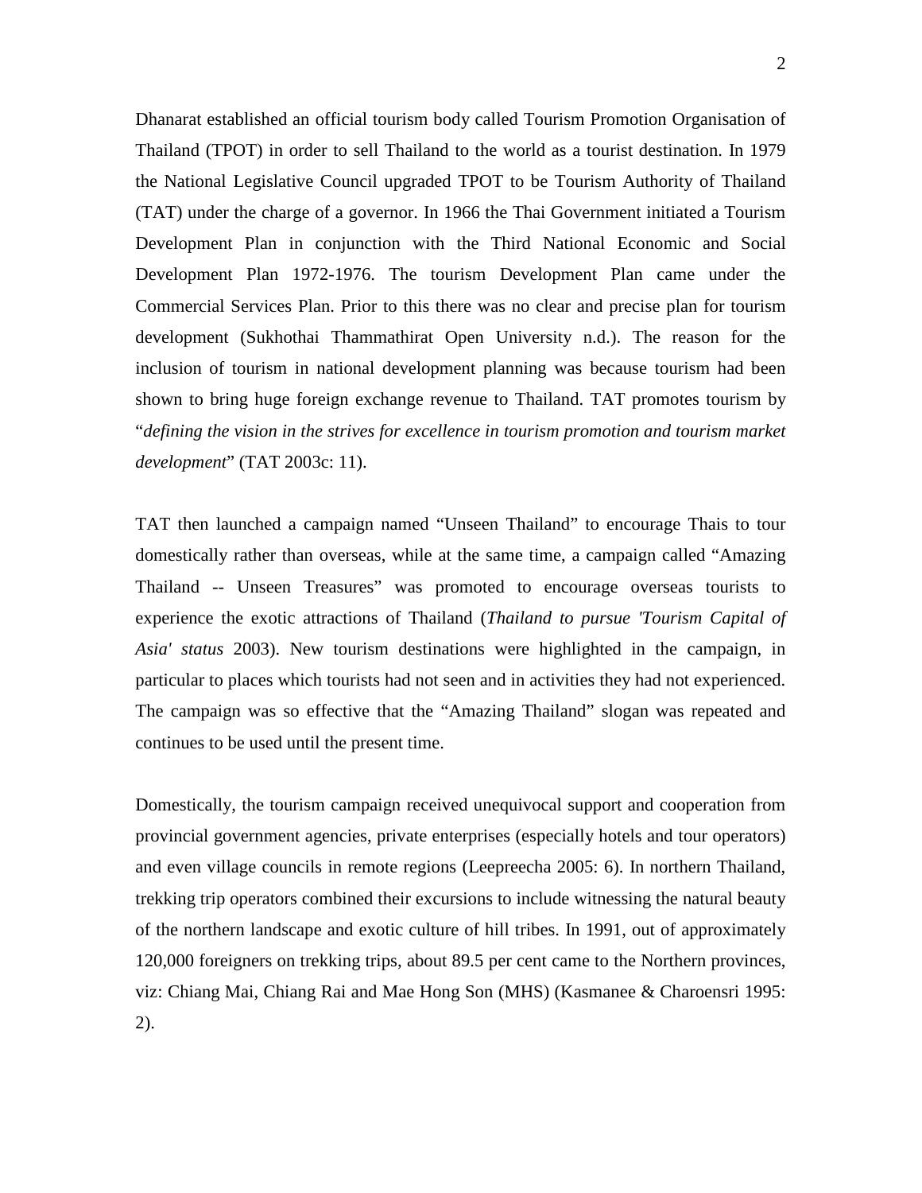Dhanarat established an official tourism body called Tourism Promotion Organisation of Thailand (TPOT) in order to sell Thailand to the world as a tourist destination. In 1979 the National Legislative Council upgraded TPOT to be Tourism Authority of Thailand (TAT) under the charge of a governor. In 1966 the Thai Government initiated a Tourism Development Plan in conjunction with the Third National Economic and Social Development Plan 1972-1976. The tourism Development Plan came under the Commercial Services Plan. Prior to this there was no clear and precise plan for tourism development (Sukhothai Thammathirat Open University n.d.). The reason for the inclusion of tourism in national development planning was because tourism had been shown to bring huge foreign exchange revenue to Thailand. TAT promotes tourism by "*defining the vision in the strives for excellence in tourism promotion and tourism market development*" (TAT 2003c: 11).

TAT then launched a campaign named "Unseen Thailand" to encourage Thais to tour domestically rather than overseas, while at the same time, a campaign called "Amazing Thailand -- Unseen Treasures" was promoted to encourage overseas tourists to experience the exotic attractions of Thailand (*Thailand to pursue 'Tourism Capital of Asia' status* 2003). New tourism destinations were highlighted in the campaign, in particular to places which tourists had not seen and in activities they had not experienced. The campaign was so effective that the "Amazing Thailand" slogan was repeated and continues to be used until the present time.

Domestically, the tourism campaign received unequivocal support and cooperation from provincial government agencies, private enterprises (especially hotels and tour operators) and even village councils in remote regions (Leepreecha 2005: 6). In northern Thailand, trekking trip operators combined their excursions to include witnessing the natural beauty of the northern landscape and exotic culture of hill tribes. In 1991, out of approximately 120,000 foreigners on trekking trips, about 89.5 per cent came to the Northern provinces, viz: Chiang Mai, Chiang Rai and Mae Hong Son (MHS) (Kasmanee & Charoensri 1995: 2).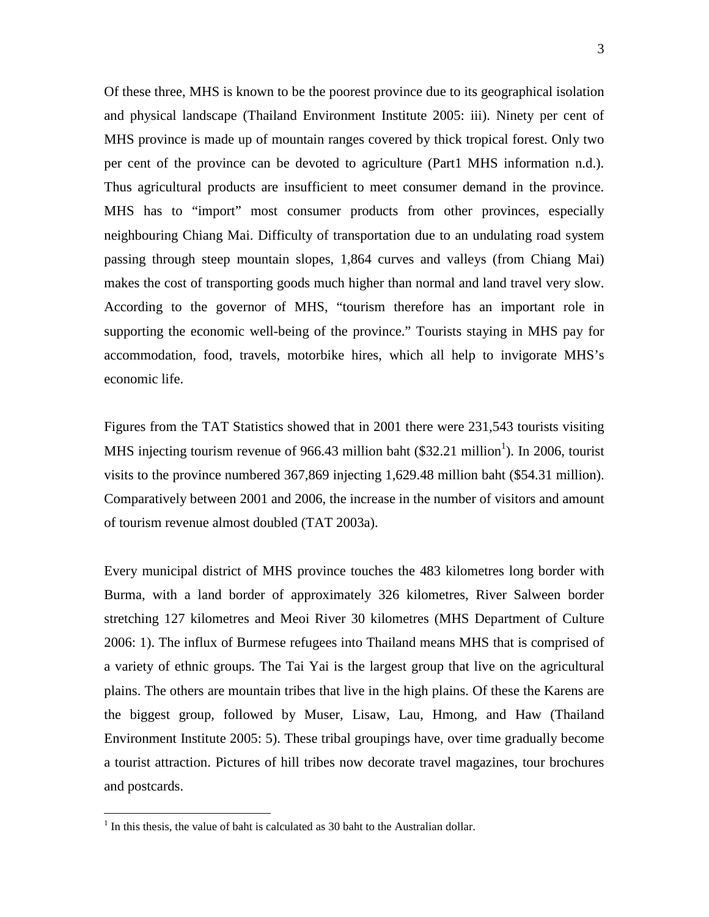Of these three, MHS is known to be the poorest province due to its geographical isolation and physical landscape (Thailand Environment Institute 2005: iii). Ninety per cent of MHS province is made up of mountain ranges covered by thick tropical forest. Only two per cent of the province can be devoted to agriculture (Part1 MHS information n.d.). Thus agricultural products are insufficient to meet consumer demand in the province. MHS has to "import" most consumer products from other provinces, especially neighbouring Chiang Mai. Difficulty of transportation due to an undulating road system passing through steep mountain slopes, 1,864 curves and valleys (from Chiang Mai) makes the cost of transporting goods much higher than normal and land travel very slow. According to the governor of MHS, "tourism therefore has an important role in supporting the economic well-being of the province." Tourists staying in MHS pay for accommodation, food, travels, motorbike hires, which all help to invigorate MHS's economic life.

Figures from the TAT Statistics showed that in 2001 there were 231,543 tourists visiting MHS injecting tourism revenue of 966.43 million baht ($32.21 million[1]). In 2006, tourist visits to the province numbered 367,869 injecting 1,629.48 million baht ($54.31 million). Comparatively between 2001 and 2006, the increase in the number of visitors and amount of tourism revenue almost doubled (TAT 2003a).

Every municipal district of MHS province touches the 483 kilometres long border with Burma, with a land border of approximately 326 kilometres, River Salween border stretching 127 kilometres and Meoi River 30 kilometres (MHS Department of Culture 2006: 1). The influx of Burmese refugees into Thailand means MHS that is comprised of a variety of ethnic groups. The Tai Yai is the largest group that live on the agricultural plains. The others are mountain tribes that live in the high plains. Of these the Karens are the biggest group, followed by Muser, Lisaw, Lau, Hmong, and Haw (Thailand Environment Institute 2005: 5). These tribal groupings have, over time gradually become a tourist attraction. Pictures of hill tribes now decorate travel magazines, tour brochures and postcards.

[1] In this thesis, the value of baht is calculated as 30 baht to the Australian dollar.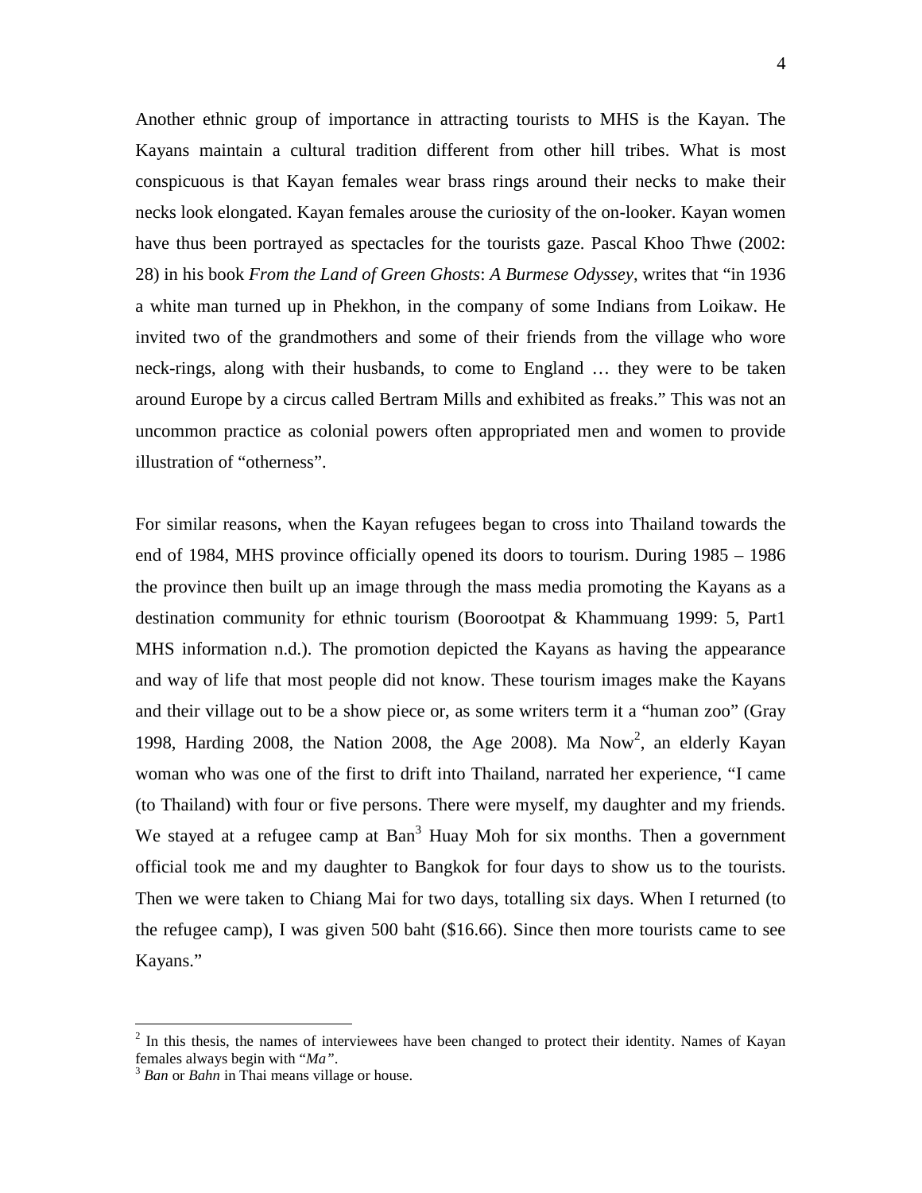Another ethnic group of importance in attracting tourists to MHS is the Kayan. The Kayans maintain a cultural tradition different from other hill tribes. What is most conspicuous is that Kayan females wear brass rings around their necks to make their necks look elongated. Kayan females arouse the curiosity of the on-looker. Kayan women have thus been portrayed as spectacles for the tourists gaze. Pascal Khoo Thwe (2002: 28) in his book *From the Land of Green Ghosts*: *A Burmese Odyssey*, writes that "in 1936 a white man turned up in Phekhon, in the company of some Indians from Loikaw. He invited two of the grandmothers and some of their friends from the village who wore neck-rings, along with their husbands, to come to England … they were to be taken around Europe by a circus called Bertram Mills and exhibited as freaks." This was not an uncommon practice as colonial powers often appropriated men and women to provide illustration of "otherness".

For similar reasons, when the Kayan refugees began to cross into Thailand towards the end of 1984, MHS province officially opened its doors to tourism. During 1985 – 1986 the province then built up an image through the mass media promoting the Kayans as a destination community for ethnic tourism (Boorootpat & Khammuang 1999: 5, Part1 MHS information n.d.). The promotion depicted the Kayans as having the appearance and way of life that most people did not know. These tourism images make the Kayans and their village out to be a show piece or, as some writers term it a "human zoo" (Gray 1998, Harding 2008, the Nation 2008, the Age 2008). Ma Now[2], an elderly Kayan woman who was one of the first to drift into Thailand, narrated her experience, "I came (to Thailand) with four or five persons. There were myself, my daughter and my friends. We stayed at a refugee camp at Ban[3] Huay Moh for six months. Then a government official took me and my daughter to Bangkok for four days to show us to the tourists. Then we were taken to Chiang Mai for two days, totalling six days. When I returned (to the refugee camp), I was given 500 baht ($16.66). Since then more tourists came to see Kayans."

[2] In this thesis, the names of interviewees have been changed to protect their identity. Names of Kayan females always begin with "*Ma"*.

[3] *Ban* or *Bahn* in Thai means village or house.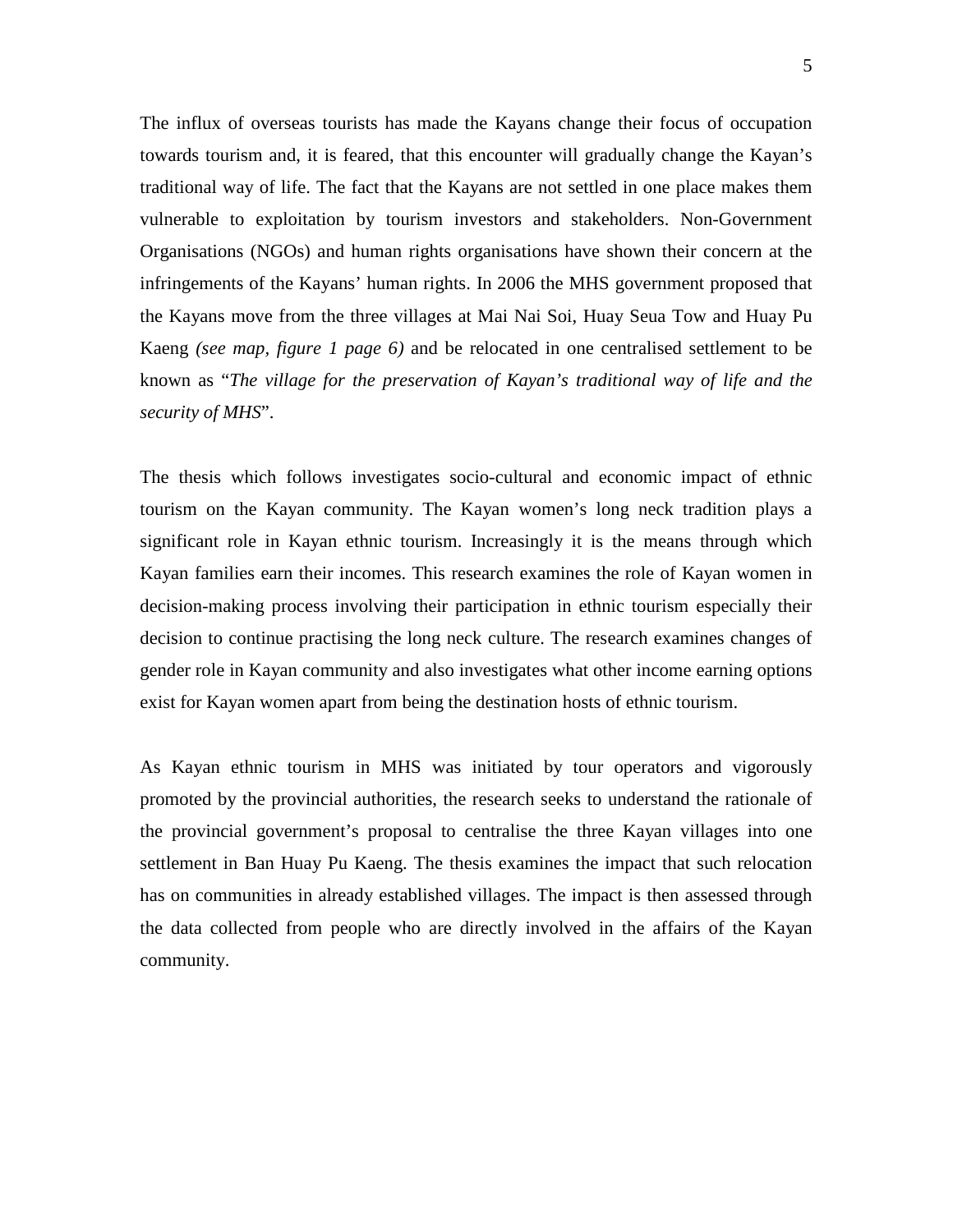The influx of overseas tourists has made the Kayans change their focus of occupation towards tourism and, it is feared, that this encounter will gradually change the Kayan's traditional way of life. The fact that the Kayans are not settled in one place makes them vulnerable to exploitation by tourism investors and stakeholders. Non-Government Organisations (NGOs) and human rights organisations have shown their concern at the infringements of the Kayans' human rights. In 2006 the MHS government proposed that the Kayans move from the three villages at Mai Nai Soi, Huay Seua Tow and Huay Pu Kaeng *(see map, figure 1 page 6)* and be relocated in one centralised settlement to be known as "*The village for the preservation of Kayan's traditional way of life and the security of MHS*".

The thesis which follows investigates socio-cultural and economic impact of ethnic tourism on the Kayan community. The Kayan women's long neck tradition plays a significant role in Kayan ethnic tourism. Increasingly it is the means through which Kayan families earn their incomes. This research examines the role of Kayan women in decision-making process involving their participation in ethnic tourism especially their decision to continue practising the long neck culture. The research examines changes of gender role in Kayan community and also investigates what other income earning options exist for Kayan women apart from being the destination hosts of ethnic tourism.

As Kayan ethnic tourism in MHS was initiated by tour operators and vigorously promoted by the provincial authorities, the research seeks to understand the rationale of the provincial government's proposal to centralise the three Kayan villages into one settlement in Ban Huay Pu Kaeng. The thesis examines the impact that such relocation has on communities in already established villages. The impact is then assessed through the data collected from people who are directly involved in the affairs of the Kayan community.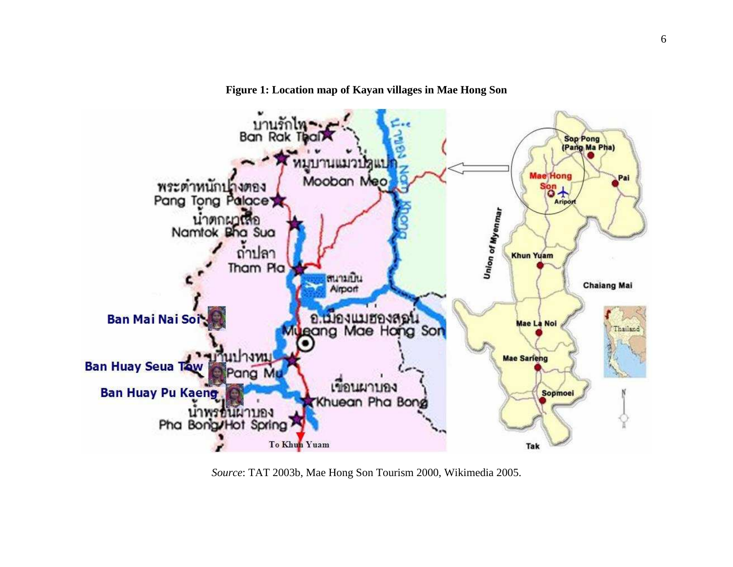**Figure 1: Location map of Kayan villages in Mae Hong Son**

*Source*: TAT 2003b, Mae Hong Son Tourism 2000, Wikimedia 2005.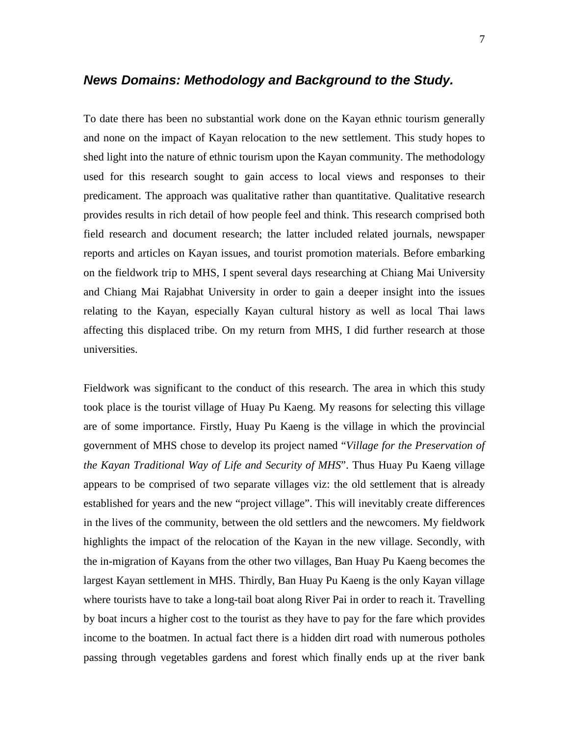## *News Domains: Methodology and Background to the Study.*

To date there has been no substantial work done on the Kayan ethnic tourism generally and none on the impact of Kayan relocation to the new settlement. This study hopes to shed light into the nature of ethnic tourism upon the Kayan community. The methodology used for this research sought to gain access to local views and responses to their predicament. The approach was qualitative rather than quantitative. Qualitative research provides results in rich detail of how people feel and think. This research comprised both field research and document research; the latter included related journals, newspaper reports and articles on Kayan issues, and tourist promotion materials. Before embarking on the fieldwork trip to MHS, I spent several days researching at Chiang Mai University and Chiang Mai Rajabhat University in order to gain a deeper insight into the issues relating to the Kayan, especially Kayan cultural history as well as local Thai laws affecting this displaced tribe. On my return from MHS, I did further research at those universities.

Fieldwork was significant to the conduct of this research. The area in which this study took place is the tourist village of Huay Pu Kaeng. My reasons for selecting this village are of some importance. Firstly, Huay Pu Kaeng is the village in which the provincial government of MHS chose to develop its project named "*Village for the Preservation of the Kayan Traditional Way of Life and Security of MHS*". Thus Huay Pu Kaeng village appears to be comprised of two separate villages viz: the old settlement that is already established for years and the new "project village". This will inevitably create differences in the lives of the community, between the old settlers and the newcomers. My fieldwork highlights the impact of the relocation of the Kayan in the new village. Secondly, with the in-migration of Kayans from the other two villages, Ban Huay Pu Kaeng becomes the largest Kayan settlement in MHS. Thirdly, Ban Huay Pu Kaeng is the only Kayan village where tourists have to take a long-tail boat along River Pai in order to reach it. Travelling by boat incurs a higher cost to the tourist as they have to pay for the fare which provides income to the boatmen. In actual fact there is a hidden dirt road with numerous potholes passing through vegetables gardens and forest which finally ends up at the river bank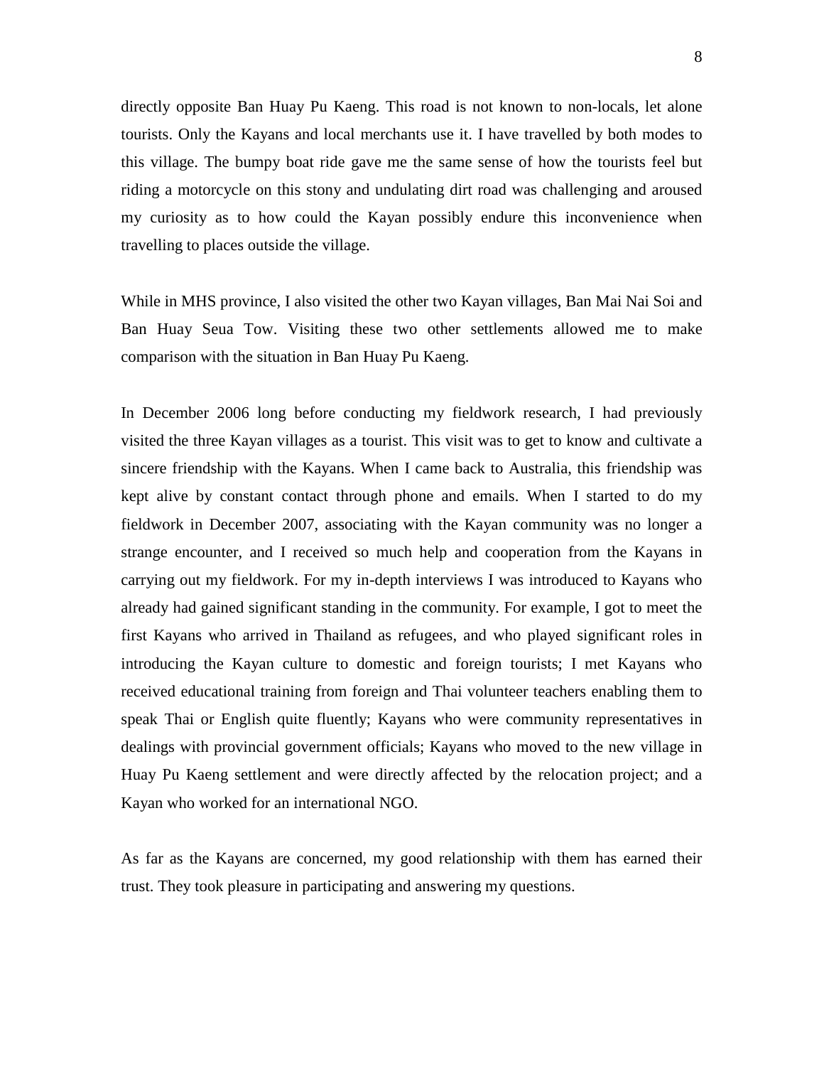directly opposite Ban Huay Pu Kaeng. This road is not known to non-locals, let alone tourists. Only the Kayans and local merchants use it. I have travelled by both modes to this village. The bumpy boat ride gave me the same sense of how the tourists feel but riding a motorcycle on this stony and undulating dirt road was challenging and aroused my curiosity as to how could the Kayan possibly endure this inconvenience when travelling to places outside the village.

While in MHS province, I also visited the other two Kayan villages, Ban Mai Nai Soi and Ban Huay Seua Tow. Visiting these two other settlements allowed me to make comparison with the situation in Ban Huay Pu Kaeng.

In December 2006 long before conducting my fieldwork research, I had previously visited the three Kayan villages as a tourist. This visit was to get to know and cultivate a sincere friendship with the Kayans. When I came back to Australia, this friendship was kept alive by constant contact through phone and emails. When I started to do my fieldwork in December 2007, associating with the Kayan community was no longer a strange encounter, and I received so much help and cooperation from the Kayans in carrying out my fieldwork. For my in-depth interviews I was introduced to Kayans who already had gained significant standing in the community. For example, I got to meet the first Kayans who arrived in Thailand as refugees, and who played significant roles in introducing the Kayan culture to domestic and foreign tourists; I met Kayans who received educational training from foreign and Thai volunteer teachers enabling them to speak Thai or English quite fluently; Kayans who were community representatives in dealings with provincial government officials; Kayans who moved to the new village in Huay Pu Kaeng settlement and were directly affected by the relocation project; and a Kayan who worked for an international NGO.

As far as the Kayans are concerned, my good relationship with them has earned their trust. They took pleasure in participating and answering my questions.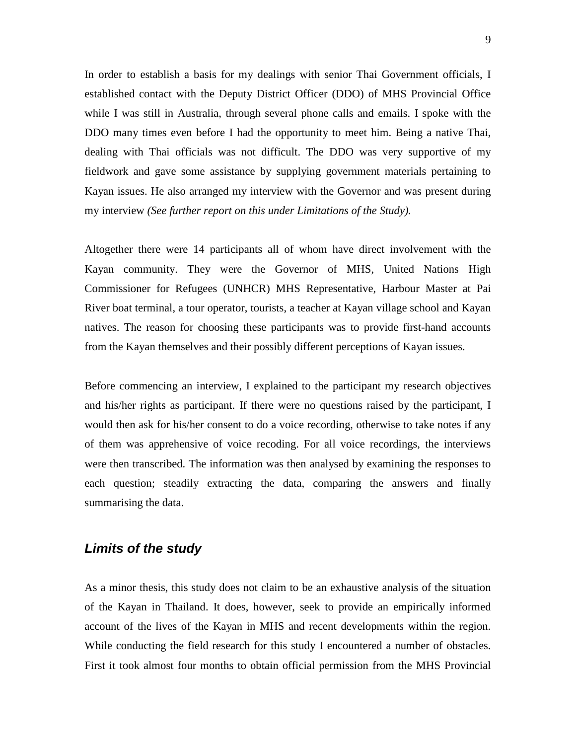In order to establish a basis for my dealings with senior Thai Government officials, I established contact with the Deputy District Officer (DDO) of MHS Provincial Office while I was still in Australia, through several phone calls and emails. I spoke with the DDO many times even before I had the opportunity to meet him. Being a native Thai, dealing with Thai officials was not difficult. The DDO was very supportive of my fieldwork and gave some assistance by supplying government materials pertaining to Kayan issues. He also arranged my interview with the Governor and was present during my interview *(See further report on this under Limitations of the Study).*

Altogether there were 14 participants all of whom have direct involvement with the Kayan community. They were the Governor of MHS, United Nations High Commissioner for Refugees (UNHCR) MHS Representative, Harbour Master at Pai River boat terminal, a tour operator, tourists, a teacher at Kayan village school and Kayan natives. The reason for choosing these participants was to provide first-hand accounts from the Kayan themselves and their possibly different perceptions of Kayan issues.

Before commencing an interview, I explained to the participant my research objectives and his/her rights as participant. If there were no questions raised by the participant, I would then ask for his/her consent to do a voice recording, otherwise to take notes if any of them was apprehensive of voice recoding. For all voice recordings, the interviews were then transcribed. The information was then analysed by examining the responses to each question; steadily extracting the data, comparing the answers and finally summarising the data.

## *Limits of the study*

As a minor thesis, this study does not claim to be an exhaustive analysis of the situation of the Kayan in Thailand. It does, however, seek to provide an empirically informed account of the lives of the Kayan in MHS and recent developments within the region. While conducting the field research for this study I encountered a number of obstacles. First it took almost four months to obtain official permission from the MHS Provincial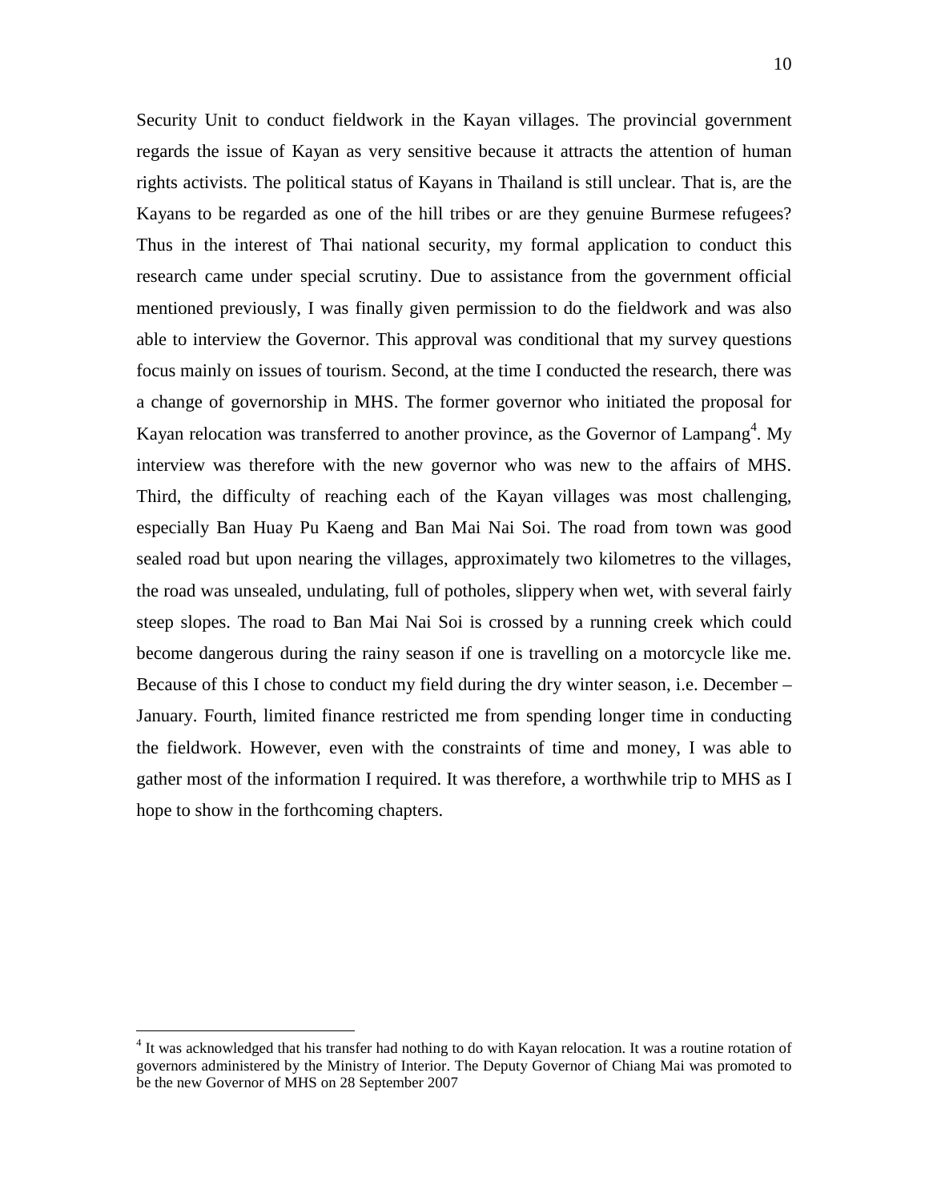Security Unit to conduct fieldwork in the Kayan villages. The provincial government regards the issue of Kayan as very sensitive because it attracts the attention of human rights activists. The political status of Kayans in Thailand is still unclear. That is, are the Kayans to be regarded as one of the hill tribes or are they genuine Burmese refugees? Thus in the interest of Thai national security, my formal application to conduct this research came under special scrutiny. Due to assistance from the government official mentioned previously, I was finally given permission to do the fieldwork and was also able to interview the Governor. This approval was conditional that my survey questions focus mainly on issues of tourism. Second, at the time I conducted the research, there was a change of governorship in MHS. The former governor who initiated the proposal for Kayan relocation was transferred to another province, as the Governor of Lampang[4]. My interview was therefore with the new governor who was new to the affairs of MHS. Third, the difficulty of reaching each of the Kayan villages was most challenging, especially Ban Huay Pu Kaeng and Ban Mai Nai Soi. The road from town was good sealed road but upon nearing the villages, approximately two kilometres to the villages, the road was unsealed, undulating, full of potholes, slippery when wet, with several fairly steep slopes. The road to Ban Mai Nai Soi is crossed by a running creek which could become dangerous during the rainy season if one is travelling on a motorcycle like me. Because of this I chose to conduct my field during the dry winter season, i.e. December – January. Fourth, limited finance restricted me from spending longer time in conducting the fieldwork. However, even with the constraints of time and money, I was able to gather most of the information I required. It was therefore, a worthwhile trip to MHS as I hope to show in the forthcoming chapters.

---

[4] It was acknowledged that his transfer had nothing to do with Kayan relocation. It was a routine rotation of governors administered by the Ministry of Interior. The Deputy Governor of Chiang Mai was promoted to be the new Governor of MHS on 28 September 2007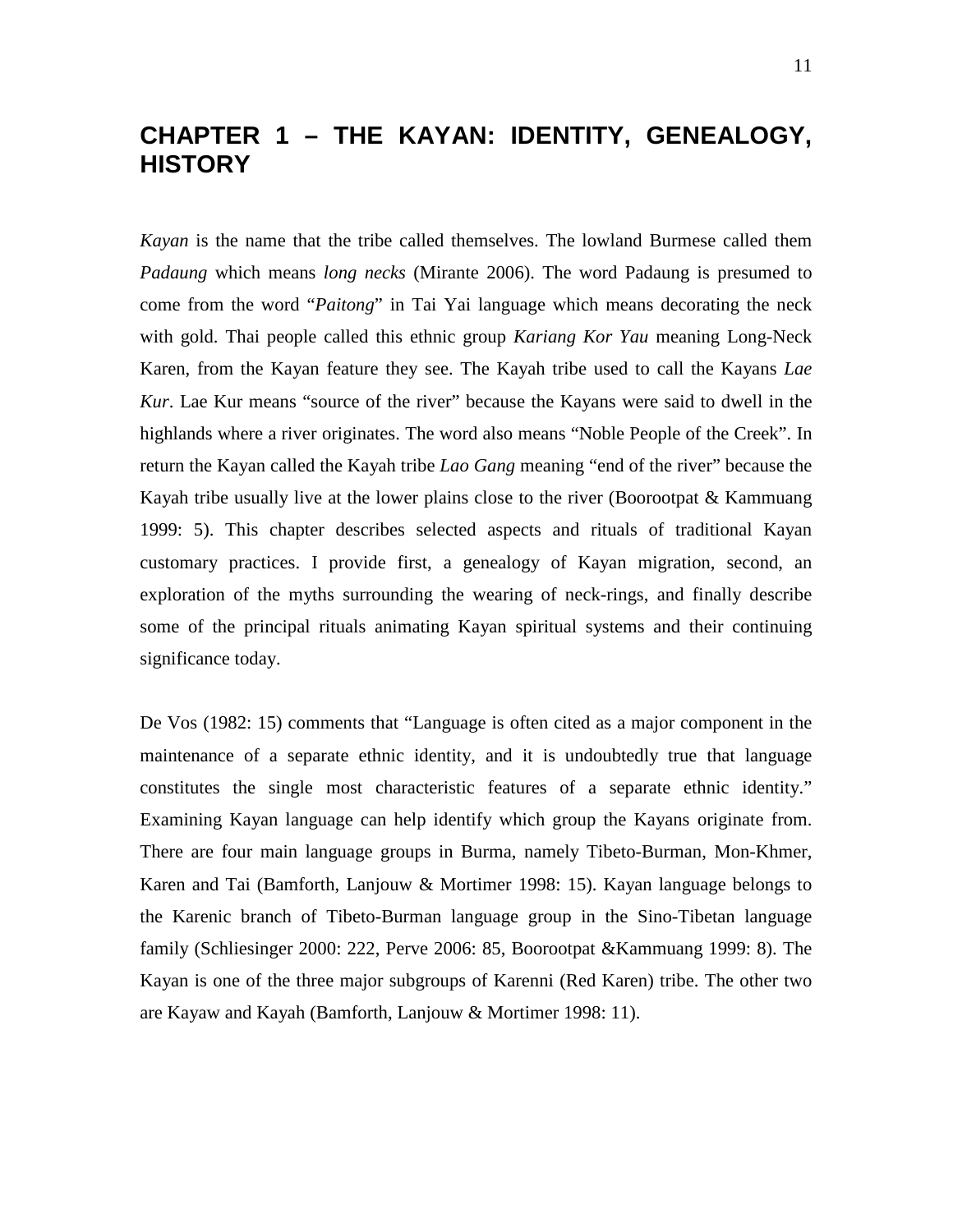# CHAPTER 1 – THE KAYAN: IDENTITY, GENEALOGY, HISTORY

*Kayan* is the name that the tribe called themselves. The lowland Burmese called them *Padaung* which means *long necks* (Mirante 2006). The word Padaung is presumed to come from the word "*Paitong*" in Tai Yai language which means decorating the neck with gold. Thai people called this ethnic group *Kariang Kor Yau* meaning Long-Neck Karen, from the Kayan feature they see. The Kayah tribe used to call the Kayans *Lae Kur*. Lae Kur means "source of the river" because the Kayans were said to dwell in the highlands where a river originates. The word also means "Noble People of the Creek". In return the Kayan called the Kayah tribe *Lao Gang* meaning "end of the river" because the Kayah tribe usually live at the lower plains close to the river (Boorootpat & Kammuang 1999: 5). This chapter describes selected aspects and rituals of traditional Kayan customary practices. I provide first, a genealogy of Kayan migration, second, an exploration of the myths surrounding the wearing of neck-rings, and finally describe some of the principal rituals animating Kayan spiritual systems and their continuing significance today.

De Vos (1982: 15) comments that "Language is often cited as a major component in the maintenance of a separate ethnic identity, and it is undoubtedly true that language constitutes the single most characteristic features of a separate ethnic identity." Examining Kayan language can help identify which group the Kayans originate from. There are four main language groups in Burma, namely Tibeto-Burman, Mon-Khmer, Karen and Tai (Bamforth, Lanjouw & Mortimer 1998: 15). Kayan language belongs to the Karenic branch of Tibeto-Burman language group in the Sino-Tibetan language family (Schliesinger 2000: 222, Perve 2006: 85, Boorootpat &Kammuang 1999: 8). The Kayan is one of the three major subgroups of Karenni (Red Karen) tribe. The other two are Kayaw and Kayah (Bamforth, Lanjouw & Mortimer 1998: 11).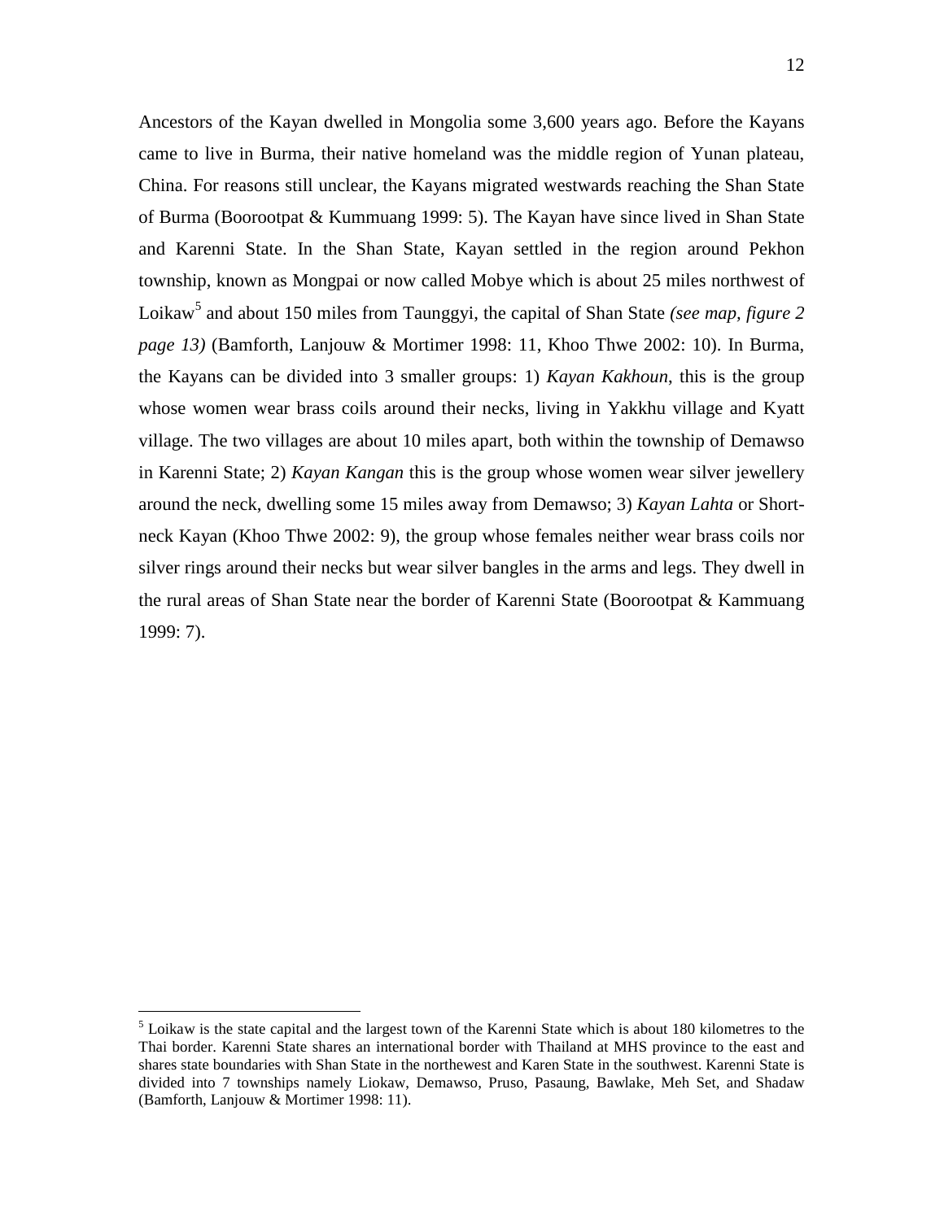Ancestors of the Kayan dwelled in Mongolia some 3,600 years ago. Before the Kayans came to live in Burma, their native homeland was the middle region of Yunan plateau, China. For reasons still unclear, the Kayans migrated westwards reaching the Shan State of Burma (Boorootpat & Kummuang 1999: 5). The Kayan have since lived in Shan State and Karenni State. In the Shan State, Kayan settled in the region around Pekhon township, known as Mongpai or now called Mobye which is about 25 miles northwest of Loikaw[5] and about 150 miles from Taunggyi, the capital of Shan State *(see map, figure 2 page 13)* (Bamforth, Lanjouw & Mortimer 1998: 11, Khoo Thwe 2002: 10). In Burma, the Kayans can be divided into 3 smaller groups: 1) *Kayan Kakhoun*, this is the group whose women wear brass coils around their necks, living in Yakkhu village and Kyatt village. The two villages are about 10 miles apart, both within the township of Demawso in Karenni State; 2) *Kayan Kangan* this is the group whose women wear silver jewellery around the neck, dwelling some 15 miles away from Demawso; 3) *Kayan Lahta* or Short-neck Kayan (Khoo Thwe 2002: 9), the group whose females neither wear brass coils nor silver rings around their necks but wear silver bangles in the arms and legs. They dwell in the rural areas of Shan State near the border of Karenni State (Boorootpat & Kammuang 1999: 7).

---

[5] Loikaw is the state capital and the largest town of the Karenni State which is about 180 kilometres to the Thai border. Karenni State shares an international border with Thailand at MHS province to the east and shares state boundaries with Shan State in the northewest and Karen State in the southwest. Karenni State is divided into 7 townships namely Liokaw, Demawso, Pruso, Pasaung, Bawlake, Meh Set, and Shadaw (Bamforth, Lanjouw & Mortimer 1998: 11).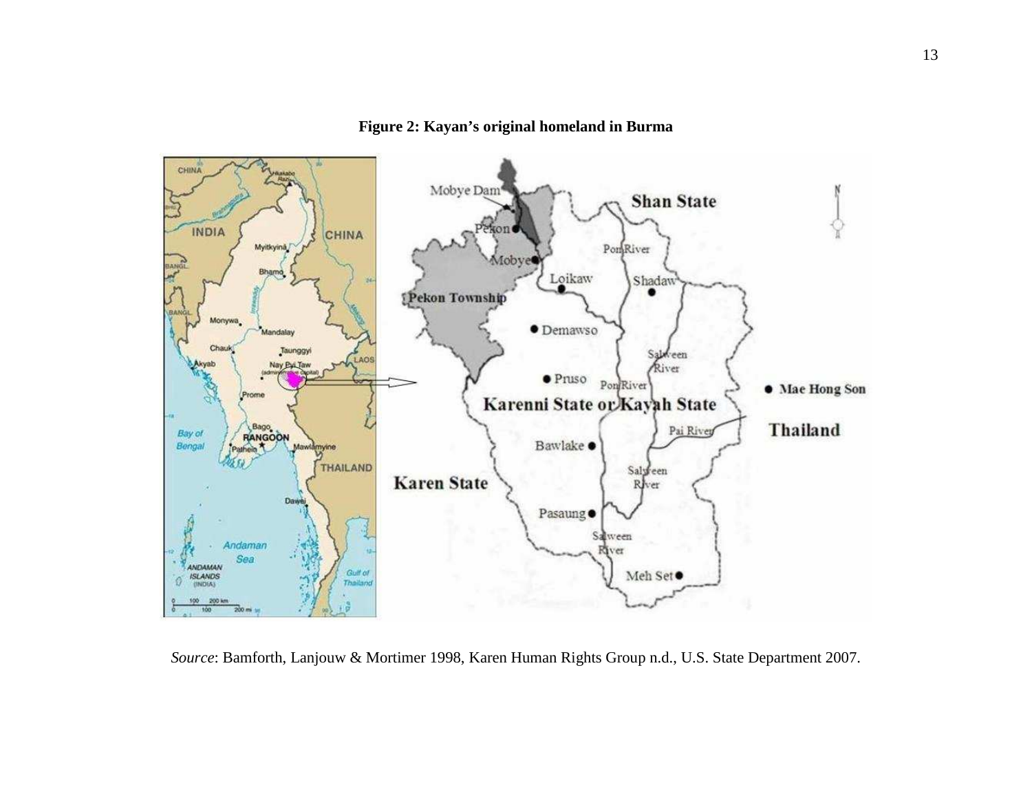**Figure 2: Kayan's original homeland in Burma**

*Source*: Bamforth, Lanjouw & Mortimer 1998, Karen Human Rights Group n.d., U.S. State Department 2007.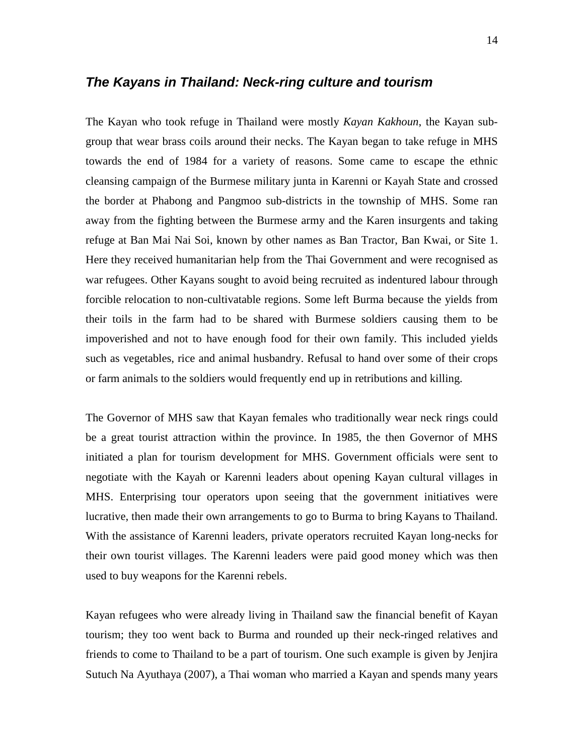## ***The Kayans in Thailand: Neck-ring culture and tourism***

The Kayan who took refuge in Thailand were mostly *Kayan Kakhoun*, the Kayan sub-group that wear brass coils around their necks. The Kayan began to take refuge in MHS towards the end of 1984 for a variety of reasons. Some came to escape the ethnic cleansing campaign of the Burmese military junta in Karenni or Kayah State and crossed the border at Phabong and Pangmoo sub-districts in the township of MHS. Some ran away from the fighting between the Burmese army and the Karen insurgents and taking refuge at Ban Mai Nai Soi, known by other names as Ban Tractor, Ban Kwai, or Site 1. Here they received humanitarian help from the Thai Government and were recognised as war refugees. Other Kayans sought to avoid being recruited as indentured labour through forcible relocation to non-cultivatable regions. Some left Burma because the yields from their toils in the farm had to be shared with Burmese soldiers causing them to be impoverished and not to have enough food for their own family. This included yields such as vegetables, rice and animal husbandry. Refusal to hand over some of their crops or farm animals to the soldiers would frequently end up in retributions and killing.

The Governor of MHS saw that Kayan females who traditionally wear neck rings could be a great tourist attraction within the province. In 1985, the then Governor of MHS initiated a plan for tourism development for MHS. Government officials were sent to negotiate with the Kayah or Karenni leaders about opening Kayan cultural villages in MHS. Enterprising tour operators upon seeing that the government initiatives were lucrative, then made their own arrangements to go to Burma to bring Kayans to Thailand. With the assistance of Karenni leaders, private operators recruited Kayan long-necks for their own tourist villages. The Karenni leaders were paid good money which was then used to buy weapons for the Karenni rebels.

Kayan refugees who were already living in Thailand saw the financial benefit of Kayan tourism; they too went back to Burma and rounded up their neck-ringed relatives and friends to come to Thailand to be a part of tourism. One such example is given by Jenjira Sutuch Na Ayuthaya (2007), a Thai woman who married a Kayan and spends many years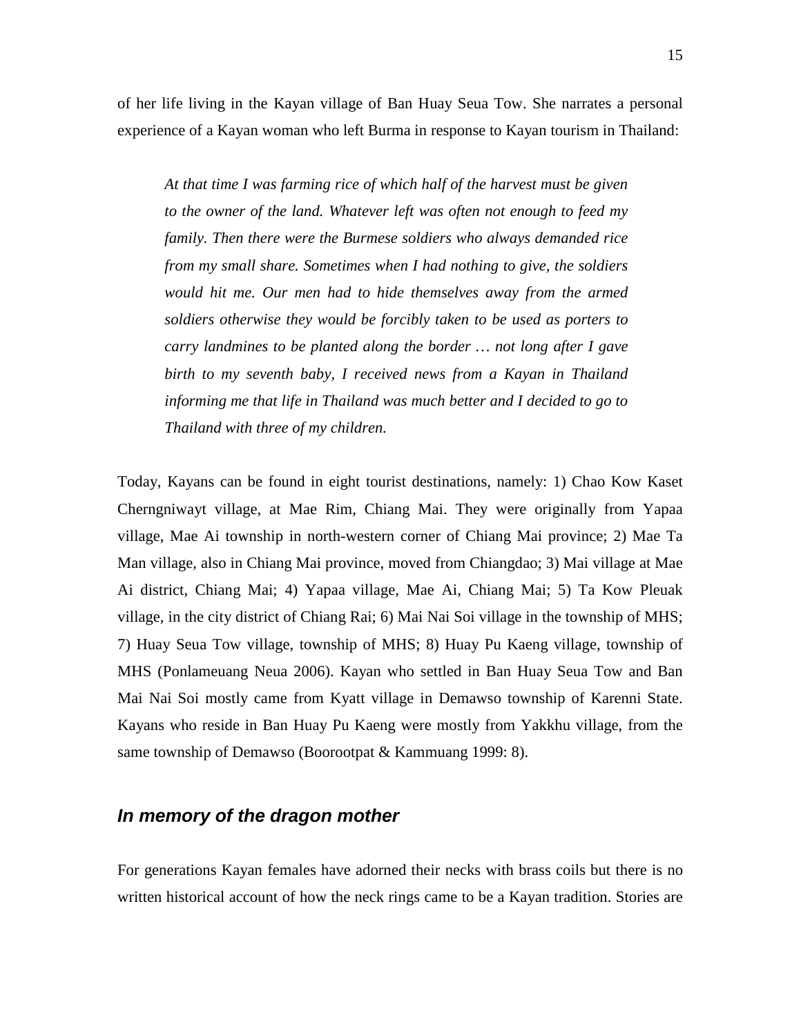of her life living in the Kayan village of Ban Huay Seua Tow. She narrates a personal experience of a Kayan woman who left Burma in response to Kayan tourism in Thailand:

> *At that time I was farming rice of which half of the harvest must be given to the owner of the land. Whatever left was often not enough to feed my family. Then there were the Burmese soldiers who always demanded rice from my small share. Sometimes when I had nothing to give, the soldiers would hit me. Our men had to hide themselves away from the armed soldiers otherwise they would be forcibly taken to be used as porters to carry landmines to be planted along the border … not long after I gave birth to my seventh baby, I received news from a Kayan in Thailand informing me that life in Thailand was much better and I decided to go to Thailand with three of my children.*

Today, Kayans can be found in eight tourist destinations, namely: 1) Chao Kow Kaset Cherngniwayt village, at Mae Rim, Chiang Mai. They were originally from Yapaa village, Mae Ai township in north-western corner of Chiang Mai province; 2) Mae Ta Man village, also in Chiang Mai province, moved from Chiangdao; 3) Mai village at Mae Ai district, Chiang Mai; 4) Yapaa village, Mae Ai, Chiang Mai; 5) Ta Kow Pleuak village, in the city district of Chiang Rai; 6) Mai Nai Soi village in the township of MHS; 7) Huay Seua Tow village, township of MHS; 8) Huay Pu Kaeng village, township of MHS (Ponlameuang Neua 2006). Kayan who settled in Ban Huay Seua Tow and Ban Mai Nai Soi mostly came from Kyatt village in Demawso township of Karenni State. Kayans who reside in Ban Huay Pu Kaeng were mostly from Yakkhu village, from the same township of Demawso (Boorootpat & Kammuang 1999: 8).

## *In memory of the dragon mother*

For generations Kayan females have adorned their necks with brass coils but there is no written historical account of how the neck rings came to be a Kayan tradition. Stories are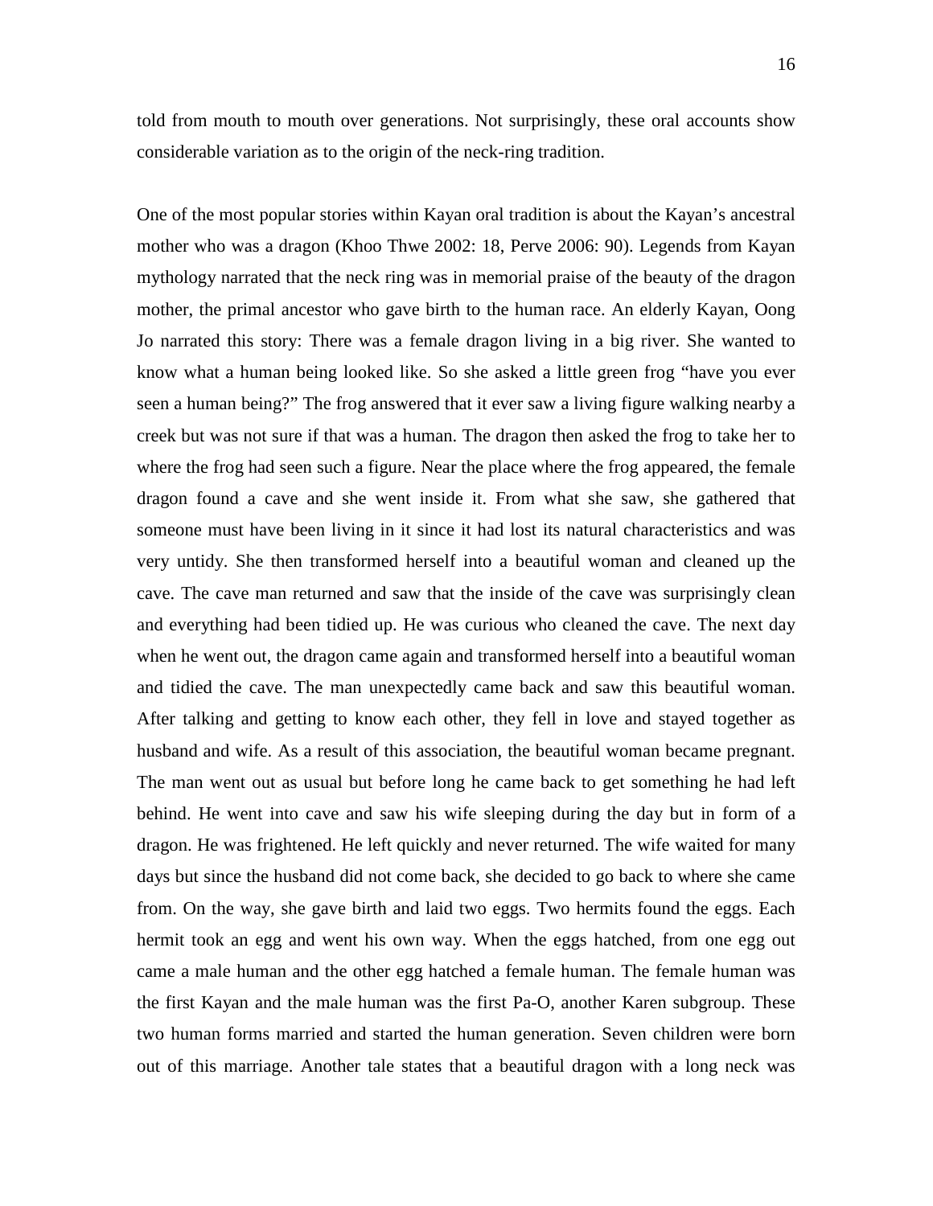told from mouth to mouth over generations. Not surprisingly, these oral accounts show considerable variation as to the origin of the neck-ring tradition.

One of the most popular stories within Kayan oral tradition is about the Kayan's ancestral mother who was a dragon (Khoo Thwe 2002: 18, Perve 2006: 90). Legends from Kayan mythology narrated that the neck ring was in memorial praise of the beauty of the dragon mother, the primal ancestor who gave birth to the human race. An elderly Kayan, Oong Jo narrated this story: There was a female dragon living in a big river. She wanted to know what a human being looked like. So she asked a little green frog "have you ever seen a human being?" The frog answered that it ever saw a living figure walking nearby a creek but was not sure if that was a human. The dragon then asked the frog to take her to where the frog had seen such a figure. Near the place where the frog appeared, the female dragon found a cave and she went inside it. From what she saw, she gathered that someone must have been living in it since it had lost its natural characteristics and was very untidy. She then transformed herself into a beautiful woman and cleaned up the cave. The cave man returned and saw that the inside of the cave was surprisingly clean and everything had been tidied up. He was curious who cleaned the cave. The next day when he went out, the dragon came again and transformed herself into a beautiful woman and tidied the cave. The man unexpectedly came back and saw this beautiful woman. After talking and getting to know each other, they fell in love and stayed together as husband and wife. As a result of this association, the beautiful woman became pregnant. The man went out as usual but before long he came back to get something he had left behind. He went into cave and saw his wife sleeping during the day but in form of a dragon. He was frightened. He left quickly and never returned. The wife waited for many days but since the husband did not come back, she decided to go back to where she came from. On the way, she gave birth and laid two eggs. Two hermits found the eggs. Each hermit took an egg and went his own way. When the eggs hatched, from one egg out came a male human and the other egg hatched a female human. The female human was the first Kayan and the male human was the first Pa-O, another Karen subgroup. These two human forms married and started the human generation. Seven children were born out of this marriage. Another tale states that a beautiful dragon with a long neck was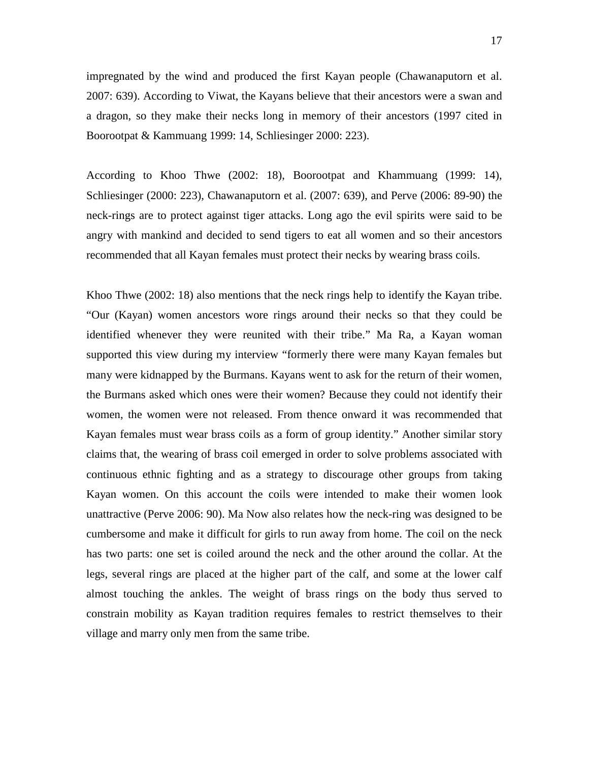impregnated by the wind and produced the first Kayan people (Chawanaputorn et al. 2007: 639). According to Viwat, the Kayans believe that their ancestors were a swan and a dragon, so they make their necks long in memory of their ancestors (1997 cited in Boorootpat & Kammuang 1999: 14, Schliesinger 2000: 223).

According to Khoo Thwe (2002: 18), Boorootpat and Khammuang (1999: 14), Schliesinger (2000: 223), Chawanaputorn et al. (2007: 639), and Perve (2006: 89-90) the neck-rings are to protect against tiger attacks. Long ago the evil spirits were said to be angry with mankind and decided to send tigers to eat all women and so their ancestors recommended that all Kayan females must protect their necks by wearing brass coils.

Khoo Thwe (2002: 18) also mentions that the neck rings help to identify the Kayan tribe. "Our (Kayan) women ancestors wore rings around their necks so that they could be identified whenever they were reunited with their tribe." Ma Ra, a Kayan woman supported this view during my interview "formerly there were many Kayan females but many were kidnapped by the Burmans. Kayans went to ask for the return of their women, the Burmans asked which ones were their women? Because they could not identify their women, the women were not released. From thence onward it was recommended that Kayan females must wear brass coils as a form of group identity." Another similar story claims that, the wearing of brass coil emerged in order to solve problems associated with continuous ethnic fighting and as a strategy to discourage other groups from taking Kayan women. On this account the coils were intended to make their women look unattractive (Perve 2006: 90). Ma Now also relates how the neck-ring was designed to be cumbersome and make it difficult for girls to run away from home. The coil on the neck has two parts: one set is coiled around the neck and the other around the collar. At the legs, several rings are placed at the higher part of the calf, and some at the lower calf almost touching the ankles. The weight of brass rings on the body thus served to constrain mobility as Kayan tradition requires females to restrict themselves to their village and marry only men from the same tribe.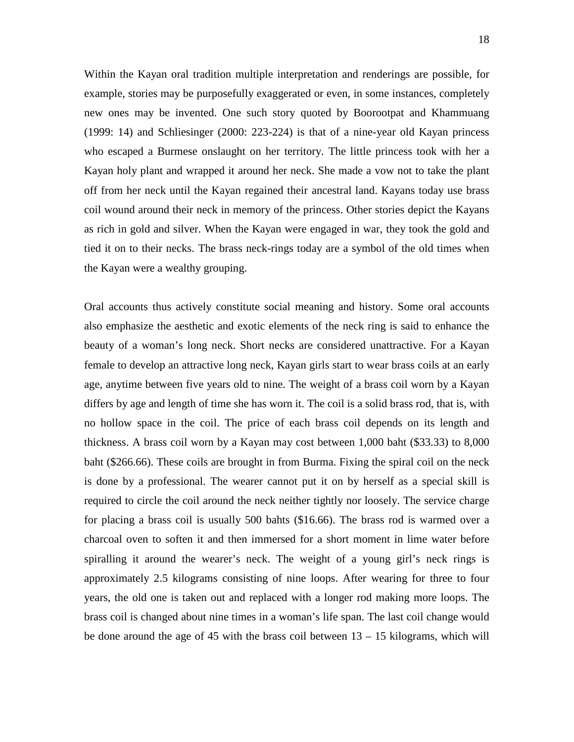Within the Kayan oral tradition multiple interpretation and renderings are possible, for example, stories may be purposefully exaggerated or even, in some instances, completely new ones may be invented. One such story quoted by Boorootpat and Khammuang (1999: 14) and Schliesinger (2000: 223-224) is that of a nine-year old Kayan princess who escaped a Burmese onslaught on her territory. The little princess took with her a Kayan holy plant and wrapped it around her neck. She made a vow not to take the plant off from her neck until the Kayan regained their ancestral land. Kayans today use brass coil wound around their neck in memory of the princess. Other stories depict the Kayans as rich in gold and silver. When the Kayan were engaged in war, they took the gold and tied it on to their necks. The brass neck-rings today are a symbol of the old times when the Kayan were a wealthy grouping.

Oral accounts thus actively constitute social meaning and history. Some oral accounts also emphasize the aesthetic and exotic elements of the neck ring is said to enhance the beauty of a woman's long neck. Short necks are considered unattractive. For a Kayan female to develop an attractive long neck, Kayan girls start to wear brass coils at an early age, anytime between five years old to nine. The weight of a brass coil worn by a Kayan differs by age and length of time she has worn it. The coil is a solid brass rod, that is, with no hollow space in the coil. The price of each brass coil depends on its length and thickness. A brass coil worn by a Kayan may cost between 1,000 baht ($33.33) to 8,000 baht ($266.66). These coils are brought in from Burma. Fixing the spiral coil on the neck is done by a professional. The wearer cannot put it on by herself as a special skill is required to circle the coil around the neck neither tightly nor loosely. The service charge for placing a brass coil is usually 500 bahts ($16.66). The brass rod is warmed over a charcoal oven to soften it and then immersed for a short moment in lime water before spiralling it around the wearer's neck. The weight of a young girl's neck rings is approximately 2.5 kilograms consisting of nine loops. After wearing for three to four years, the old one is taken out and replaced with a longer rod making more loops. The brass coil is changed about nine times in a woman's life span. The last coil change would be done around the age of 45 with the brass coil between 13 – 15 kilograms, which will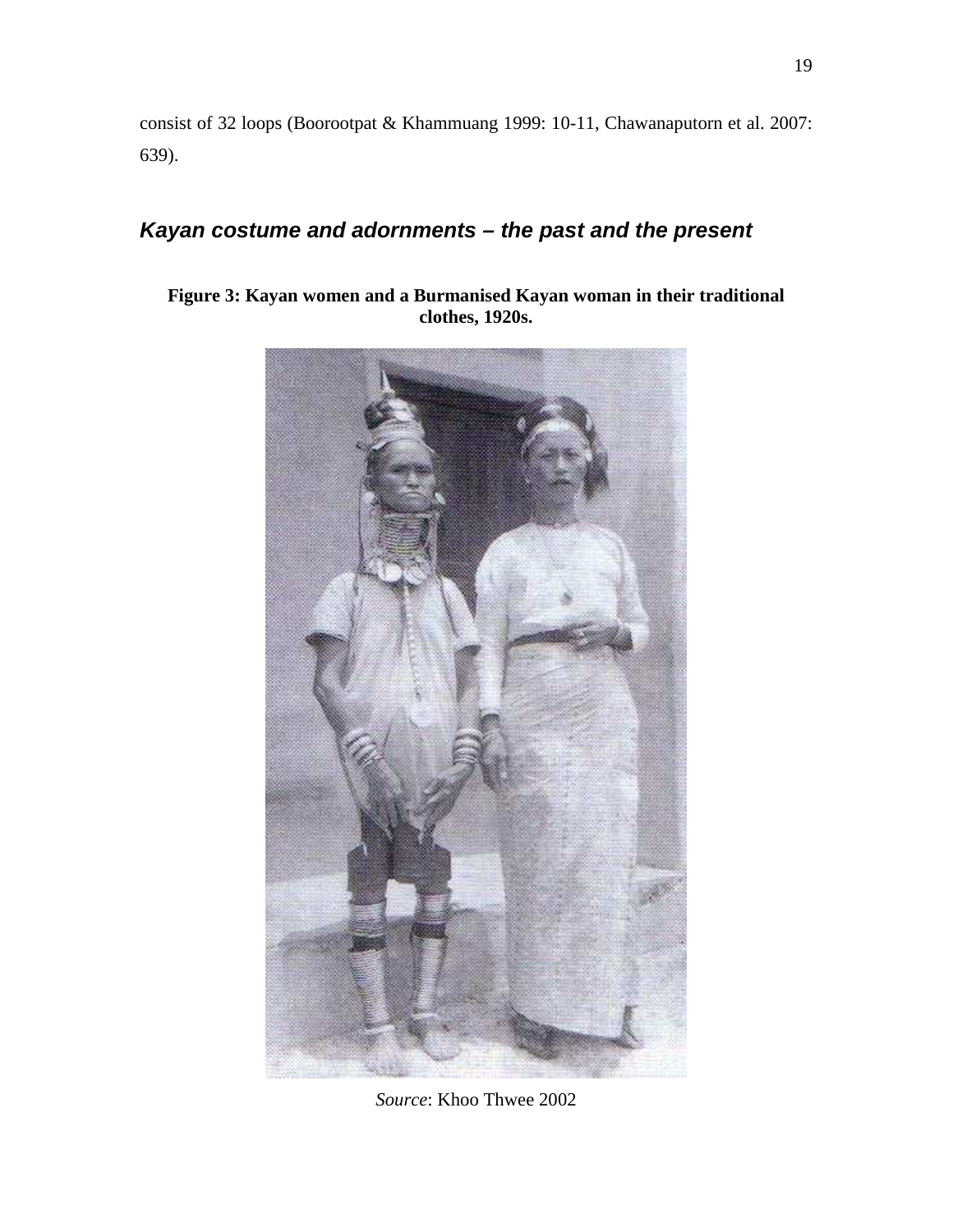consist of 32 loops (Boorootpat & Khammuang 1999: 10-11, Chawanaputorn et al. 2007: 639).

## *Kayan costume and adornments – the past and the present*

**Figure 3: Kayan women and a Burmanised Kayan woman in their traditional clothes, 1920s.**

*Source*: Khoo Thwee 2002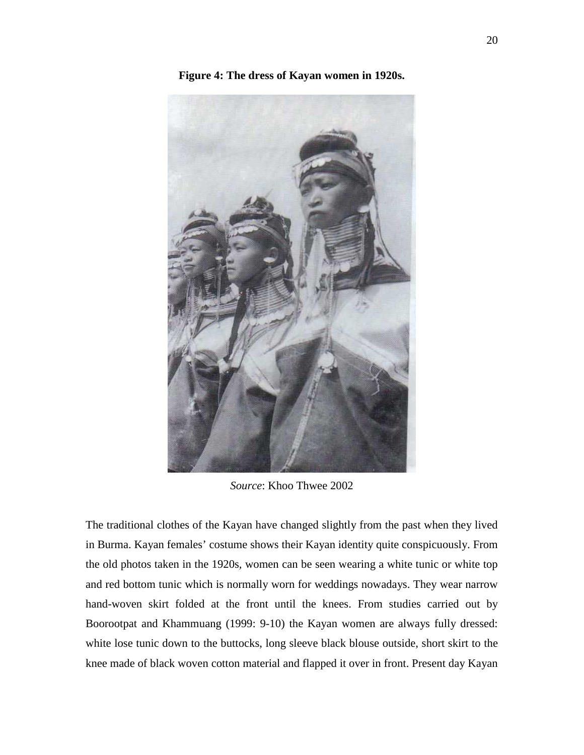**Figure 4: The dress of Kayan women in 1920s.**

*Source*: Khoo Thwee 2002

The traditional clothes of the Kayan have changed slightly from the past when they lived in Burma. Kayan females' costume shows their Kayan identity quite conspicuously. From the old photos taken in the 1920s, women can be seen wearing a white tunic or white top and red bottom tunic which is normally worn for weddings nowadays. They wear narrow hand-woven skirt folded at the front until the knees. From studies carried out by Boorootpat and Khammuang (1999: 9-10) the Kayan women are always fully dressed: white lose tunic down to the buttocks, long sleeve black blouse outside, short skirt to the knee made of black woven cotton material and flapped it over in front. Present day Kayan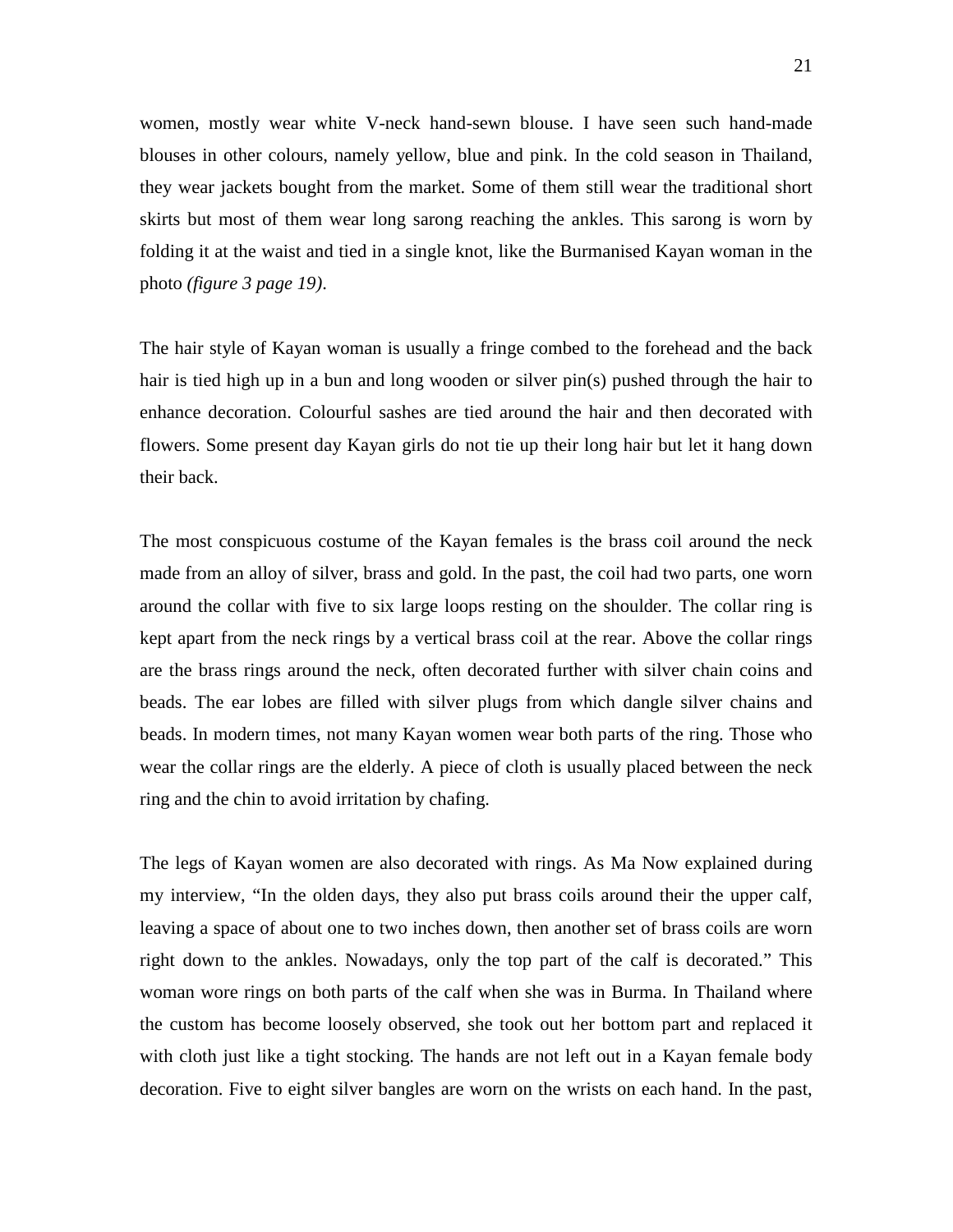women, mostly wear white V-neck hand-sewn blouse. I have seen such hand-made blouses in other colours, namely yellow, blue and pink. In the cold season in Thailand, they wear jackets bought from the market. Some of them still wear the traditional short skirts but most of them wear long sarong reaching the ankles. This sarong is worn by folding it at the waist and tied in a single knot, like the Burmanised Kayan woman in the photo *(figure 3 page 19)*.

The hair style of Kayan woman is usually a fringe combed to the forehead and the back hair is tied high up in a bun and long wooden or silver pin(s) pushed through the hair to enhance decoration. Colourful sashes are tied around the hair and then decorated with flowers. Some present day Kayan girls do not tie up their long hair but let it hang down their back.

The most conspicuous costume of the Kayan females is the brass coil around the neck made from an alloy of silver, brass and gold. In the past, the coil had two parts, one worn around the collar with five to six large loops resting on the shoulder. The collar ring is kept apart from the neck rings by a vertical brass coil at the rear. Above the collar rings are the brass rings around the neck, often decorated further with silver chain coins and beads. The ear lobes are filled with silver plugs from which dangle silver chains and beads. In modern times, not many Kayan women wear both parts of the ring. Those who wear the collar rings are the elderly. A piece of cloth is usually placed between the neck ring and the chin to avoid irritation by chafing.

The legs of Kayan women are also decorated with rings. As Ma Now explained during my interview, "In the olden days, they also put brass coils around their the upper calf, leaving a space of about one to two inches down, then another set of brass coils are worn right down to the ankles. Nowadays, only the top part of the calf is decorated." This woman wore rings on both parts of the calf when she was in Burma. In Thailand where the custom has become loosely observed, she took out her bottom part and replaced it with cloth just like a tight stocking. The hands are not left out in a Kayan female body decoration. Five to eight silver bangles are worn on the wrists on each hand. In the past,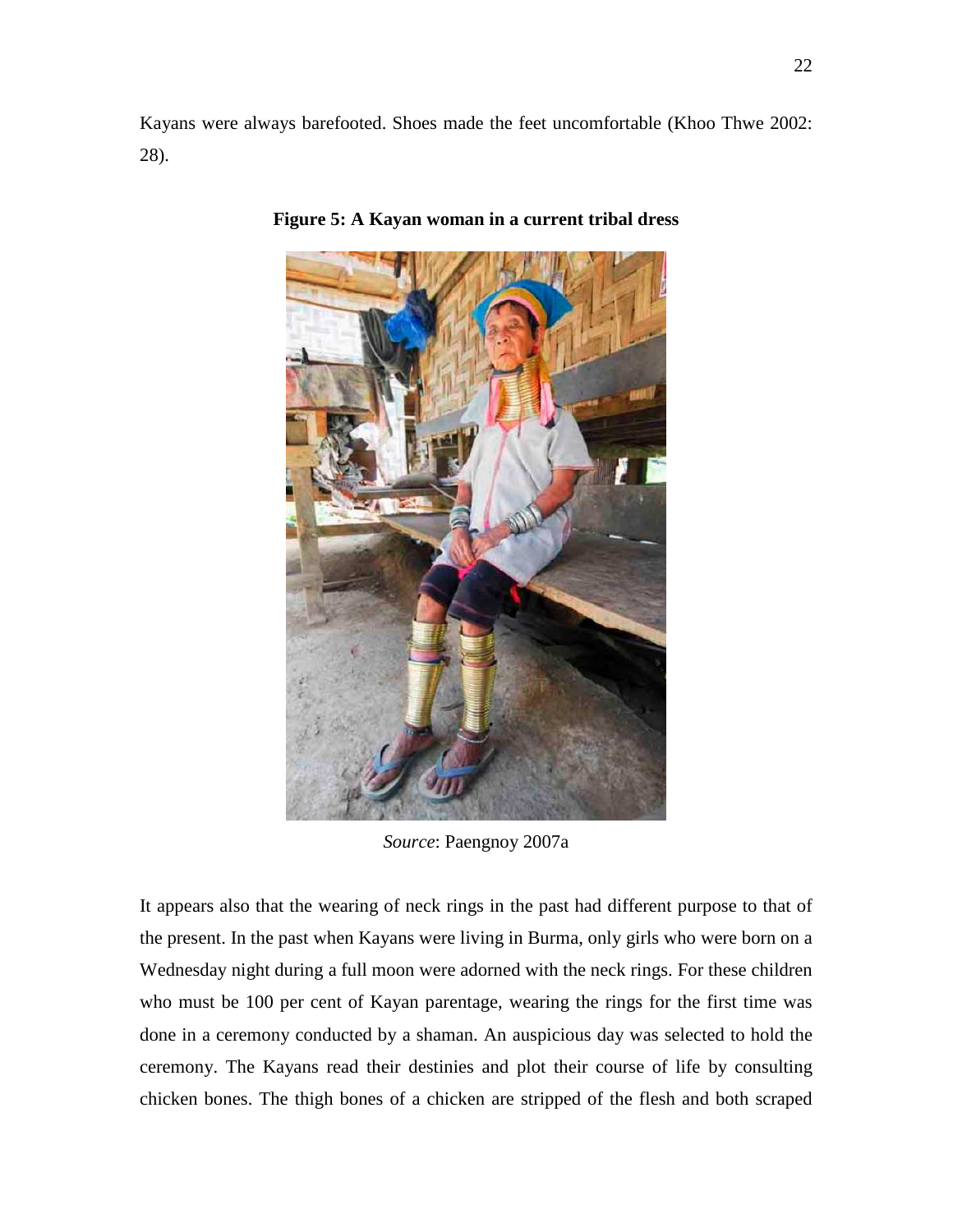Kayans were always barefooted. Shoes made the feet uncomfortable (Khoo Thwe 2002: 28).

**Figure 5: A Kayan woman in a current tribal dress**

*Source*: Paengnoy 2007a

It appears also that the wearing of neck rings in the past had different purpose to that of the present. In the past when Kayans were living in Burma, only girls who were born on a Wednesday night during a full moon were adorned with the neck rings. For these children who must be 100 per cent of Kayan parentage, wearing the rings for the first time was done in a ceremony conducted by a shaman. An auspicious day was selected to hold the ceremony. The Kayans read their destinies and plot their course of life by consulting chicken bones. The thigh bones of a chicken are stripped of the flesh and both scraped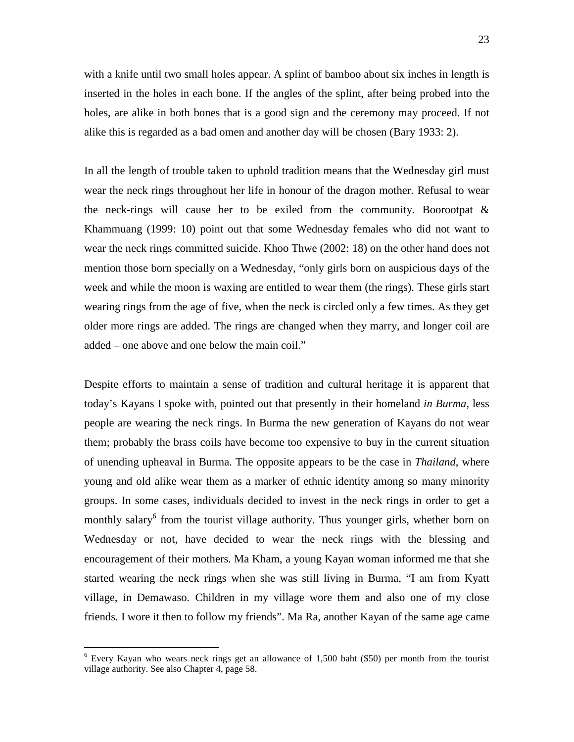with a knife until two small holes appear. A splint of bamboo about six inches in length is inserted in the holes in each bone. If the angles of the splint, after being probed into the holes, are alike in both bones that is a good sign and the ceremony may proceed. If not alike this is regarded as a bad omen and another day will be chosen (Bary 1933: 2).

In all the length of trouble taken to uphold tradition means that the Wednesday girl must wear the neck rings throughout her life in honour of the dragon mother. Refusal to wear the neck-rings will cause her to be exiled from the community. Boorootpat & Khammuang (1999: 10) point out that some Wednesday females who did not want to wear the neck rings committed suicide. Khoo Thwe (2002: 18) on the other hand does not mention those born specially on a Wednesday, "only girls born on auspicious days of the week and while the moon is waxing are entitled to wear them (the rings). These girls start wearing rings from the age of five, when the neck is circled only a few times. As they get older more rings are added. The rings are changed when they marry, and longer coil are added – one above and one below the main coil."

Despite efforts to maintain a sense of tradition and cultural heritage it is apparent that today's Kayans I spoke with, pointed out that presently in their homeland *in Burma*, less people are wearing the neck rings. In Burma the new generation of Kayans do not wear them; probably the brass coils have become too expensive to buy in the current situation of unending upheaval in Burma. The opposite appears to be the case in *Thailand*, where young and old alike wear them as a marker of ethnic identity among so many minority groups. In some cases, individuals decided to invest in the neck rings in order to get a monthly salary[6] from the tourist village authority. Thus younger girls, whether born on Wednesday or not, have decided to wear the neck rings with the blessing and encouragement of their mothers. Ma Kham, a young Kayan woman informed me that she started wearing the neck rings when she was still living in Burma, "I am from Kyatt village, in Demawaso. Children in my village wore them and also one of my close friends. I wore it then to follow my friends". Ma Ra, another Kayan of the same age came

[6] Every Kayan who wears neck rings get an allowance of 1,500 baht ($50) per month from the tourist village authority. See also Chapter 4, page 58.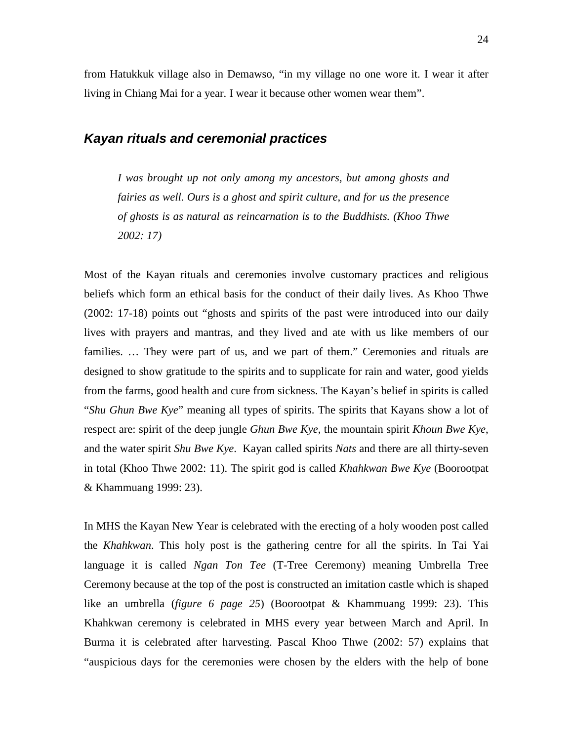from Hatukkuk village also in Demawso, "in my village no one wore it. I wear it after living in Chiang Mai for a year. I wear it because other women wear them".

## *Kayan rituals and ceremonial practices*

> *I was brought up not only among my ancestors, but among ghosts and fairies as well. Ours is a ghost and spirit culture, and for us the presence of ghosts is as natural as reincarnation is to the Buddhists. (Khoo Thwe 2002: 17)*

Most of the Kayan rituals and ceremonies involve customary practices and religious beliefs which form an ethical basis for the conduct of their daily lives. As Khoo Thwe (2002: 17-18) points out "ghosts and spirits of the past were introduced into our daily lives with prayers and mantras, and they lived and ate with us like members of our families. … They were part of us, and we part of them." Ceremonies and rituals are designed to show gratitude to the spirits and to supplicate for rain and water, good yields from the farms, good health and cure from sickness. The Kayan's belief in spirits is called "*Shu Ghun Bwe Kye*" meaning all types of spirits. The spirits that Kayans show a lot of respect are: spirit of the deep jungle *Ghun Bwe Kye*, the mountain spirit *Khoun Bwe Kye*, and the water spirit *Shu Bwe Kye*. Kayan called spirits *Nats* and there are all thirty-seven in total (Khoo Thwe 2002: 11). The spirit god is called *Khahkwan Bwe Kye* (Boorootpat & Khammuang 1999: 23).

In MHS the Kayan New Year is celebrated with the erecting of a holy wooden post called the *Khahkwan*. This holy post is the gathering centre for all the spirits. In Tai Yai language it is called *Ngan Ton Tee* (T-Tree Ceremony) meaning Umbrella Tree Ceremony because at the top of the post is constructed an imitation castle which is shaped like an umbrella (*figure 6 page 25*) (Boorootpat & Khammuang 1999: 23). This Khahkwan ceremony is celebrated in MHS every year between March and April. In Burma it is celebrated after harvesting. Pascal Khoo Thwe (2002: 57) explains that "auspicious days for the ceremonies were chosen by the elders with the help of bone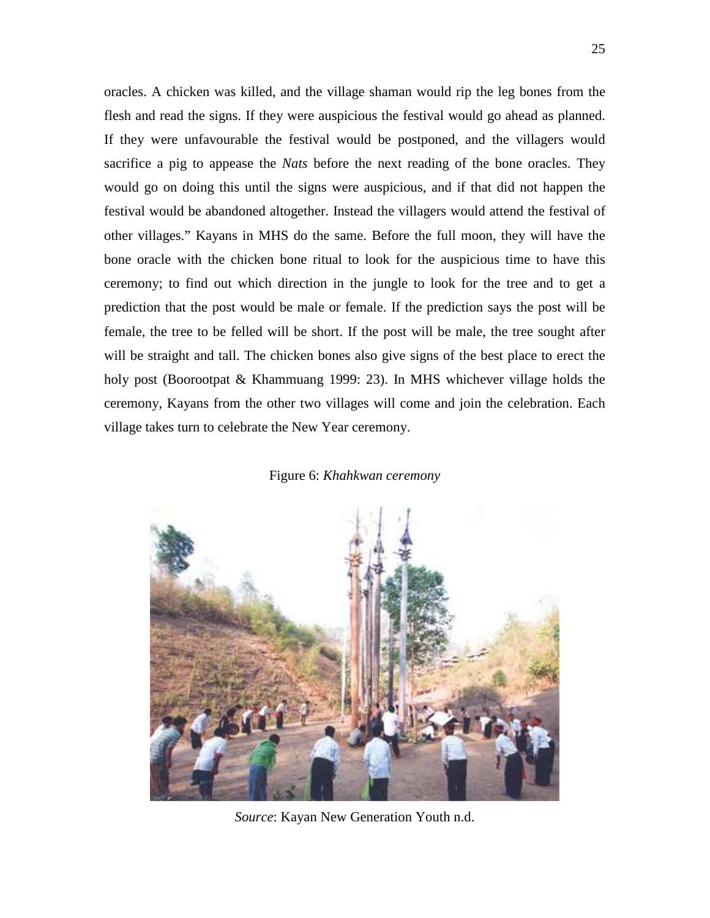oracles. A chicken was killed, and the village shaman would rip the leg bones from the flesh and read the signs. If they were auspicious the festival would go ahead as planned. If they were unfavourable the festival would be postponed, and the villagers would sacrifice a pig to appease the *Nats* before the next reading of the bone oracles. They would go on doing this until the signs were auspicious, and if that did not happen the festival would be abandoned altogether. Instead the villagers would attend the festival of other villages." Kayans in MHS do the same. Before the full moon, they will have the bone oracle with the chicken bone ritual to look for the auspicious time to have this ceremony; to find out which direction in the jungle to look for the tree and to get a prediction that the post would be male or female. If the prediction says the post will be female, the tree to be felled will be short. If the post will be male, the tree sought after will be straight and tall. The chicken bones also give signs of the best place to erect the holy post (Boorootpat & Khammuang 1999: 23). In MHS whichever village holds the ceremony, Kayans from the other two villages will come and join the celebration. Each village takes turn to celebrate the New Year ceremony.

Figure 6: *Khahkwan ceremony*

*Source*: Kayan New Generation Youth n.d.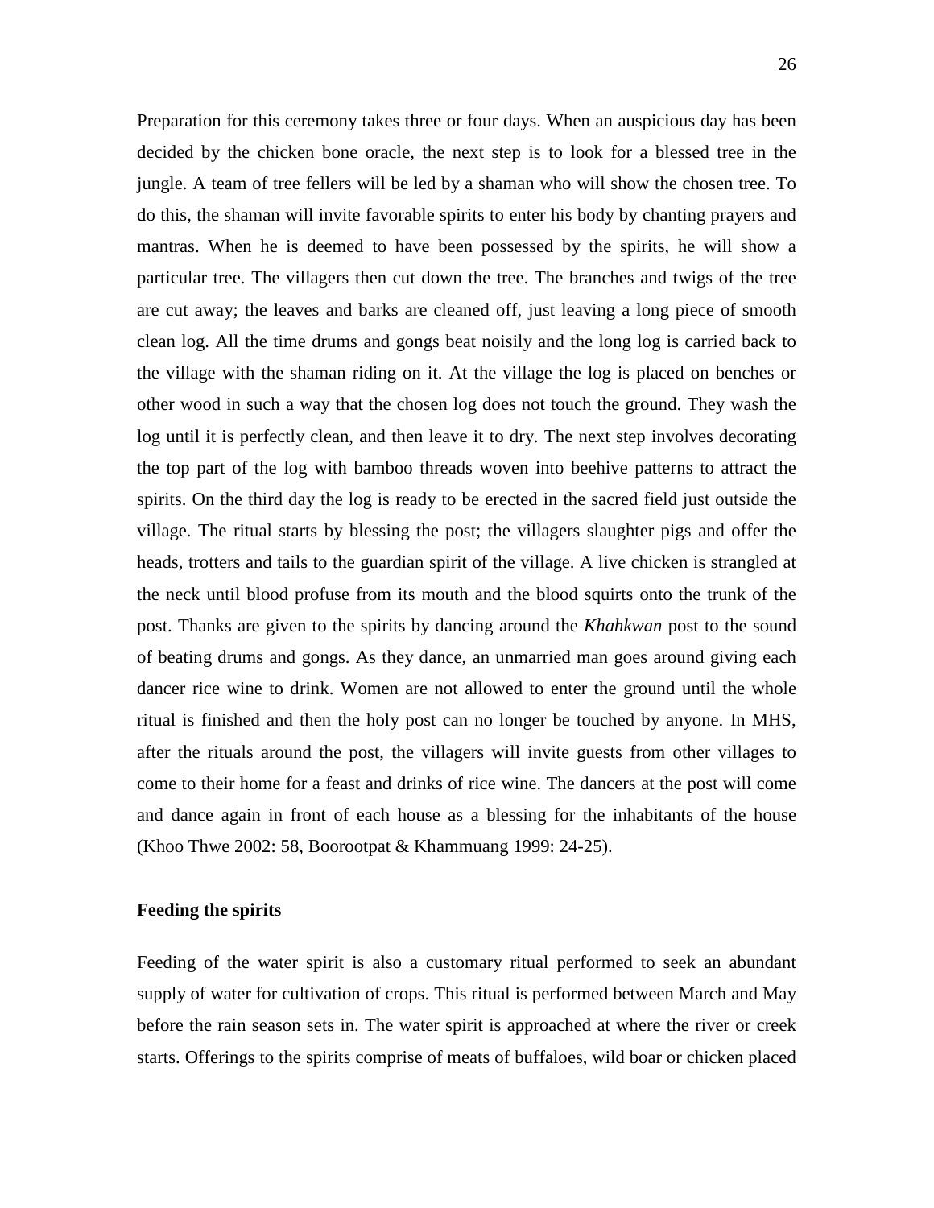Preparation for this ceremony takes three or four days. When an auspicious day has been decided by the chicken bone oracle, the next step is to look for a blessed tree in the jungle. A team of tree fellers will be led by a shaman who will show the chosen tree. To do this, the shaman will invite favorable spirits to enter his body by chanting prayers and mantras. When he is deemed to have been possessed by the spirits, he will show a particular tree. The villagers then cut down the tree. The branches and twigs of the tree are cut away; the leaves and barks are cleaned off, just leaving a long piece of smooth clean log. All the time drums and gongs beat noisily and the long log is carried back to the village with the shaman riding on it. At the village the log is placed on benches or other wood in such a way that the chosen log does not touch the ground. They wash the log until it is perfectly clean, and then leave it to dry. The next step involves decorating the top part of the log with bamboo threads woven into beehive patterns to attract the spirits. On the third day the log is ready to be erected in the sacred field just outside the village. The ritual starts by blessing the post; the villagers slaughter pigs and offer the heads, trotters and tails to the guardian spirit of the village. A live chicken is strangled at the neck until blood profuse from its mouth and the blood squirts onto the trunk of the post. Thanks are given to the spirits by dancing around the *Khahkwan* post to the sound of beating drums and gongs. As they dance, an unmarried man goes around giving each dancer rice wine to drink. Women are not allowed to enter the ground until the whole ritual is finished and then the holy post can no longer be touched by anyone. In MHS, after the rituals around the post, the villagers will invite guests from other villages to come to their home for a feast and drinks of rice wine. The dancers at the post will come and dance again in front of each house as a blessing for the inhabitants of the house (Khoo Thwe 2002: 58, Boorootpat & Khammuang 1999: 24-25).

### Feeding the spirits

Feeding of the water spirit is also a customary ritual performed to seek an abundant supply of water for cultivation of crops. This ritual is performed between March and May before the rain season sets in. The water spirit is approached at where the river or creek starts. Offerings to the spirits comprise of meats of buffaloes, wild boar or chicken placed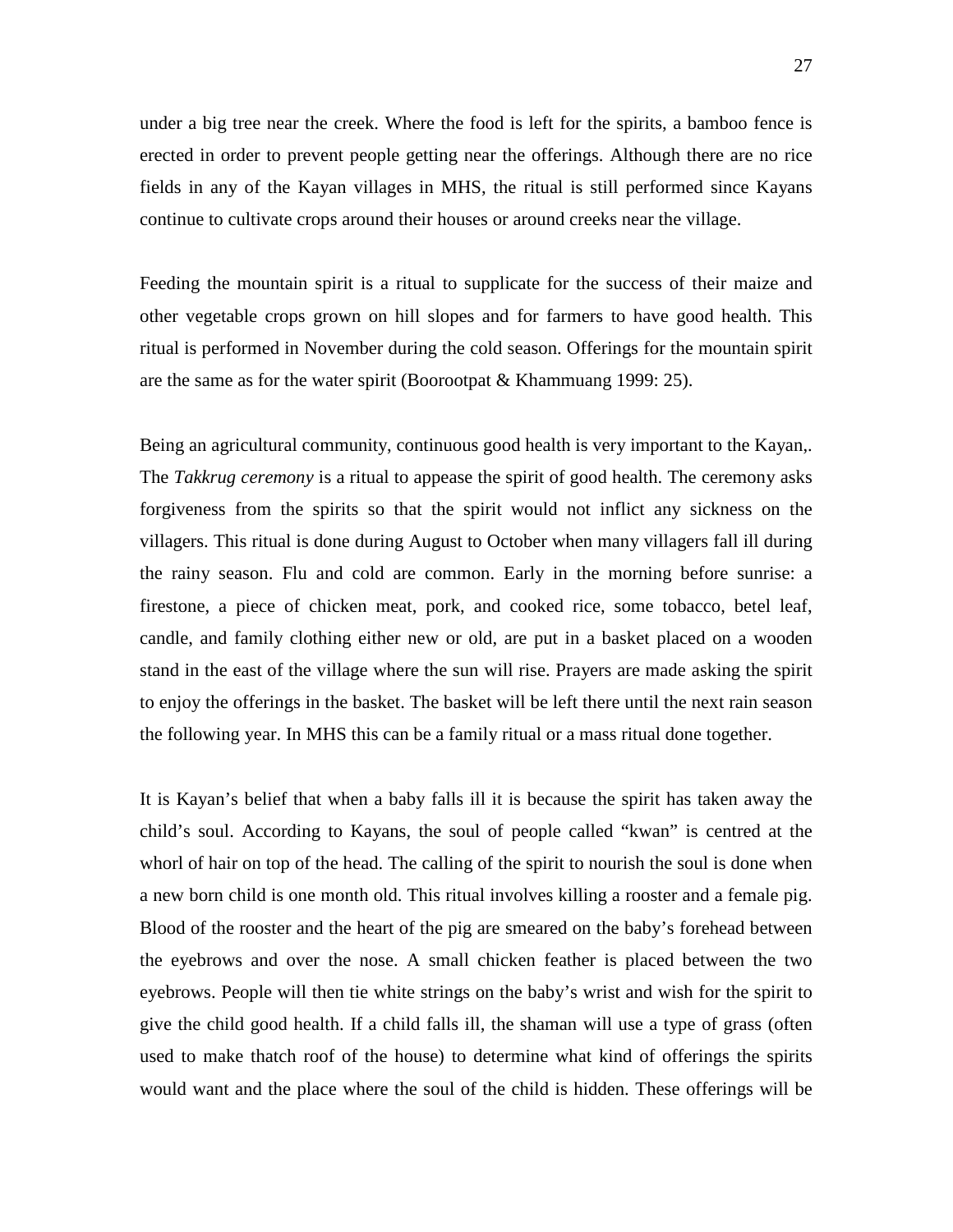under a big tree near the creek. Where the food is left for the spirits, a bamboo fence is erected in order to prevent people getting near the offerings. Although there are no rice fields in any of the Kayan villages in MHS, the ritual is still performed since Kayans continue to cultivate crops around their houses or around creeks near the village.

Feeding the mountain spirit is a ritual to supplicate for the success of their maize and other vegetable crops grown on hill slopes and for farmers to have good health. This ritual is performed in November during the cold season. Offerings for the mountain spirit are the same as for the water spirit (Boorootpat & Khammuang 1999: 25).

Being an agricultural community, continuous good health is very important to the Kayan,. The *Takkrug ceremony* is a ritual to appease the spirit of good health. The ceremony asks forgiveness from the spirits so that the spirit would not inflict any sickness on the villagers. This ritual is done during August to October when many villagers fall ill during the rainy season. Flu and cold are common. Early in the morning before sunrise: a firestone, a piece of chicken meat, pork, and cooked rice, some tobacco, betel leaf, candle, and family clothing either new or old, are put in a basket placed on a wooden stand in the east of the village where the sun will rise. Prayers are made asking the spirit to enjoy the offerings in the basket. The basket will be left there until the next rain season the following year. In MHS this can be a family ritual or a mass ritual done together.

It is Kayan's belief that when a baby falls ill it is because the spirit has taken away the child's soul. According to Kayans, the soul of people called "kwan" is centred at the whorl of hair on top of the head. The calling of the spirit to nourish the soul is done when a new born child is one month old. This ritual involves killing a rooster and a female pig. Blood of the rooster and the heart of the pig are smeared on the baby's forehead between the eyebrows and over the nose. A small chicken feather is placed between the two eyebrows. People will then tie white strings on the baby's wrist and wish for the spirit to give the child good health. If a child falls ill, the shaman will use a type of grass (often used to make thatch roof of the house) to determine what kind of offerings the spirits would want and the place where the soul of the child is hidden. These offerings will be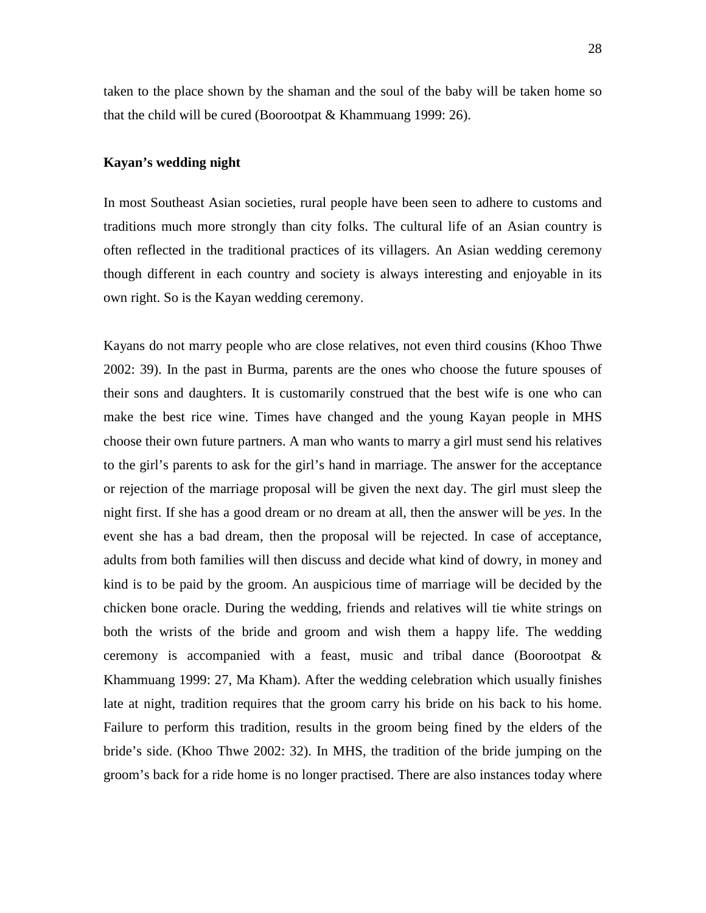taken to the place shown by the shaman and the soul of the baby will be taken home so that the child will be cured (Boorootpat & Khammuang 1999: 26).

### Kayan's wedding night

In most Southeast Asian societies, rural people have been seen to adhere to customs and traditions much more strongly than city folks. The cultural life of an Asian country is often reflected in the traditional practices of its villagers. An Asian wedding ceremony though different in each country and society is always interesting and enjoyable in its own right. So is the Kayan wedding ceremony.

Kayans do not marry people who are close relatives, not even third cousins (Khoo Thwe 2002: 39). In the past in Burma, parents are the ones who choose the future spouses of their sons and daughters. It is customarily construed that the best wife is one who can make the best rice wine. Times have changed and the young Kayan people in MHS choose their own future partners. A man who wants to marry a girl must send his relatives to the girl's parents to ask for the girl's hand in marriage. The answer for the acceptance or rejection of the marriage proposal will be given the next day. The girl must sleep the night first. If she has a good dream or no dream at all, then the answer will be *yes*. In the event she has a bad dream, then the proposal will be rejected. In case of acceptance, adults from both families will then discuss and decide what kind of dowry, in money and kind is to be paid by the groom. An auspicious time of marriage will be decided by the chicken bone oracle. During the wedding, friends and relatives will tie white strings on both the wrists of the bride and groom and wish them a happy life. The wedding ceremony is accompanied with a feast, music and tribal dance (Boorootpat & Khammuang 1999: 27, Ma Kham). After the wedding celebration which usually finishes late at night, tradition requires that the groom carry his bride on his back to his home. Failure to perform this tradition, results in the groom being fined by the elders of the bride's side. (Khoo Thwe 2002: 32). In MHS, the tradition of the bride jumping on the groom's back for a ride home is no longer practised. There are also instances today where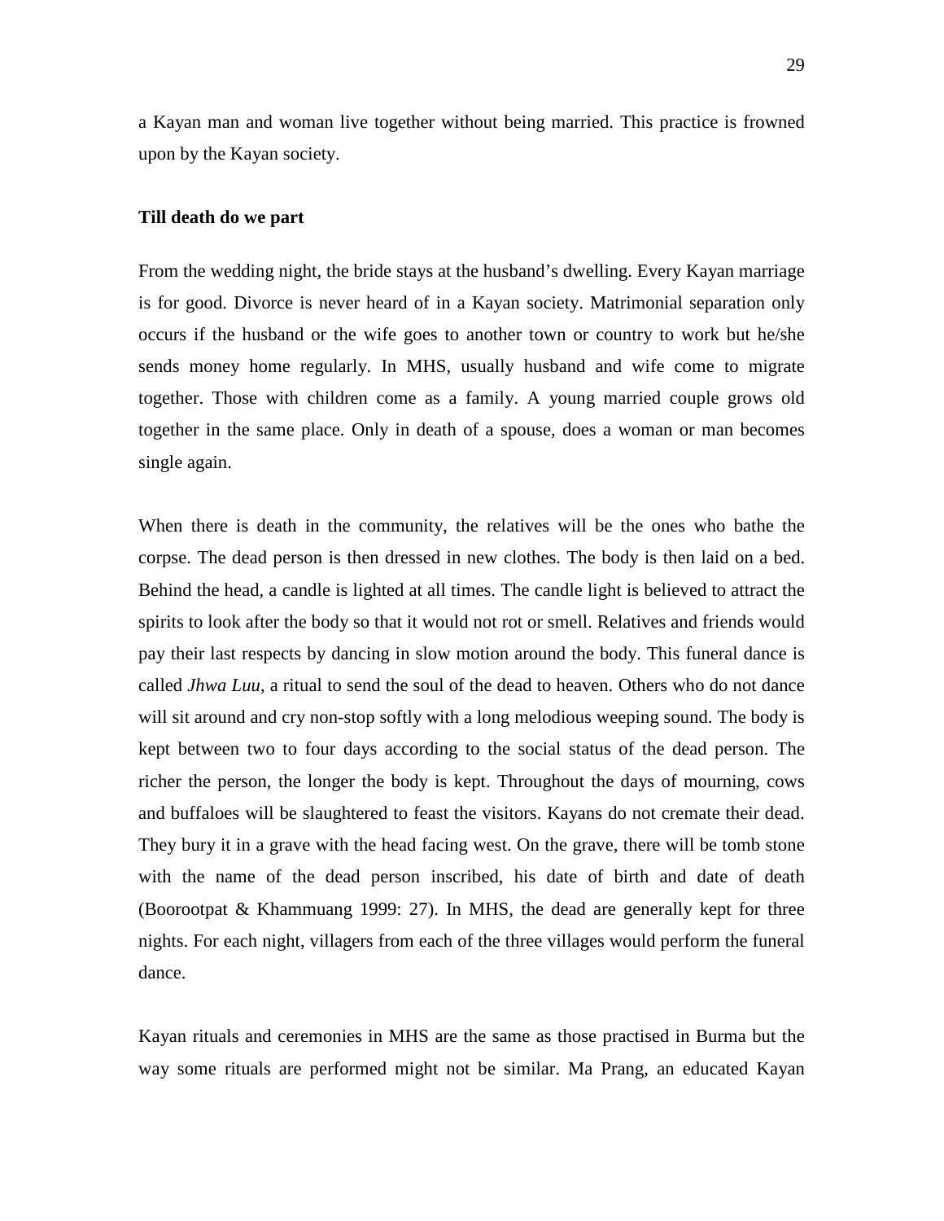a Kayan man and woman live together without being married. This practice is frowned upon by the Kayan society.

**Till death do we part**

From the wedding night, the bride stays at the husband's dwelling. Every Kayan marriage is for good. Divorce is never heard of in a Kayan society. Matrimonial separation only occurs if the husband or the wife goes to another town or country to work but he/she sends money home regularly. In MHS, usually husband and wife come to migrate together. Those with children come as a family. A young married couple grows old together in the same place. Only in death of a spouse, does a woman or man becomes single again.

When there is death in the community, the relatives will be the ones who bathe the corpse. The dead person is then dressed in new clothes. The body is then laid on a bed. Behind the head, a candle is lighted at all times. The candle light is believed to attract the spirits to look after the body so that it would not rot or smell. Relatives and friends would pay their last respects by dancing in slow motion around the body. This funeral dance is called *Jhwa Luu*, a ritual to send the soul of the dead to heaven. Others who do not dance will sit around and cry non-stop softly with a long melodious weeping sound. The body is kept between two to four days according to the social status of the dead person. The richer the person, the longer the body is kept. Throughout the days of mourning, cows and buffaloes will be slaughtered to feast the visitors. Kayans do not cremate their dead. They bury it in a grave with the head facing west. On the grave, there will be tomb stone with the name of the dead person inscribed, his date of birth and date of death (Boorootpat & Khammuang 1999: 27). In MHS, the dead are generally kept for three nights. For each night, villagers from each of the three villages would perform the funeral dance.

Kayan rituals and ceremonies in MHS are the same as those practised in Burma but the way some rituals are performed might not be similar. Ma Prang, an educated Kayan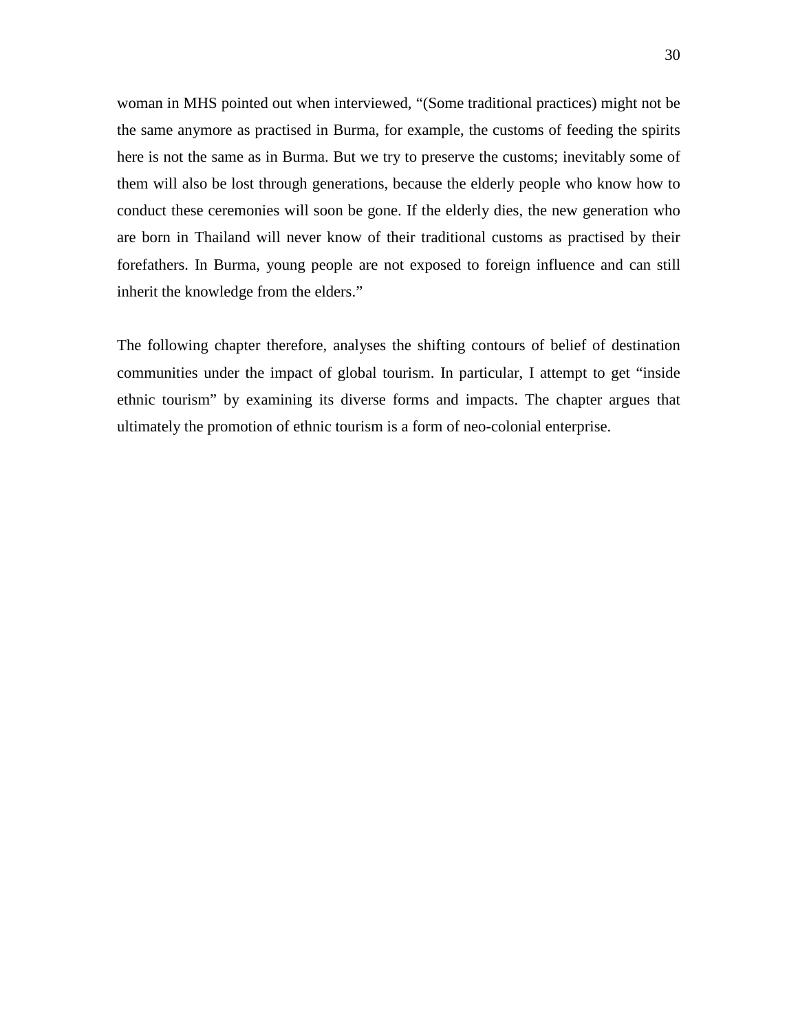woman in MHS pointed out when interviewed, "(Some traditional practices) might not be the same anymore as practised in Burma, for example, the customs of feeding the spirits here is not the same as in Burma. But we try to preserve the customs; inevitably some of them will also be lost through generations, because the elderly people who know how to conduct these ceremonies will soon be gone. If the elderly dies, the new generation who are born in Thailand will never know of their traditional customs as practised by their forefathers. In Burma, young people are not exposed to foreign influence and can still inherit the knowledge from the elders."

The following chapter therefore, analyses the shifting contours of belief of destination communities under the impact of global tourism. In particular, I attempt to get "inside ethnic tourism" by examining its diverse forms and impacts. The chapter argues that ultimately the promotion of ethnic tourism is a form of neo-colonial enterprise.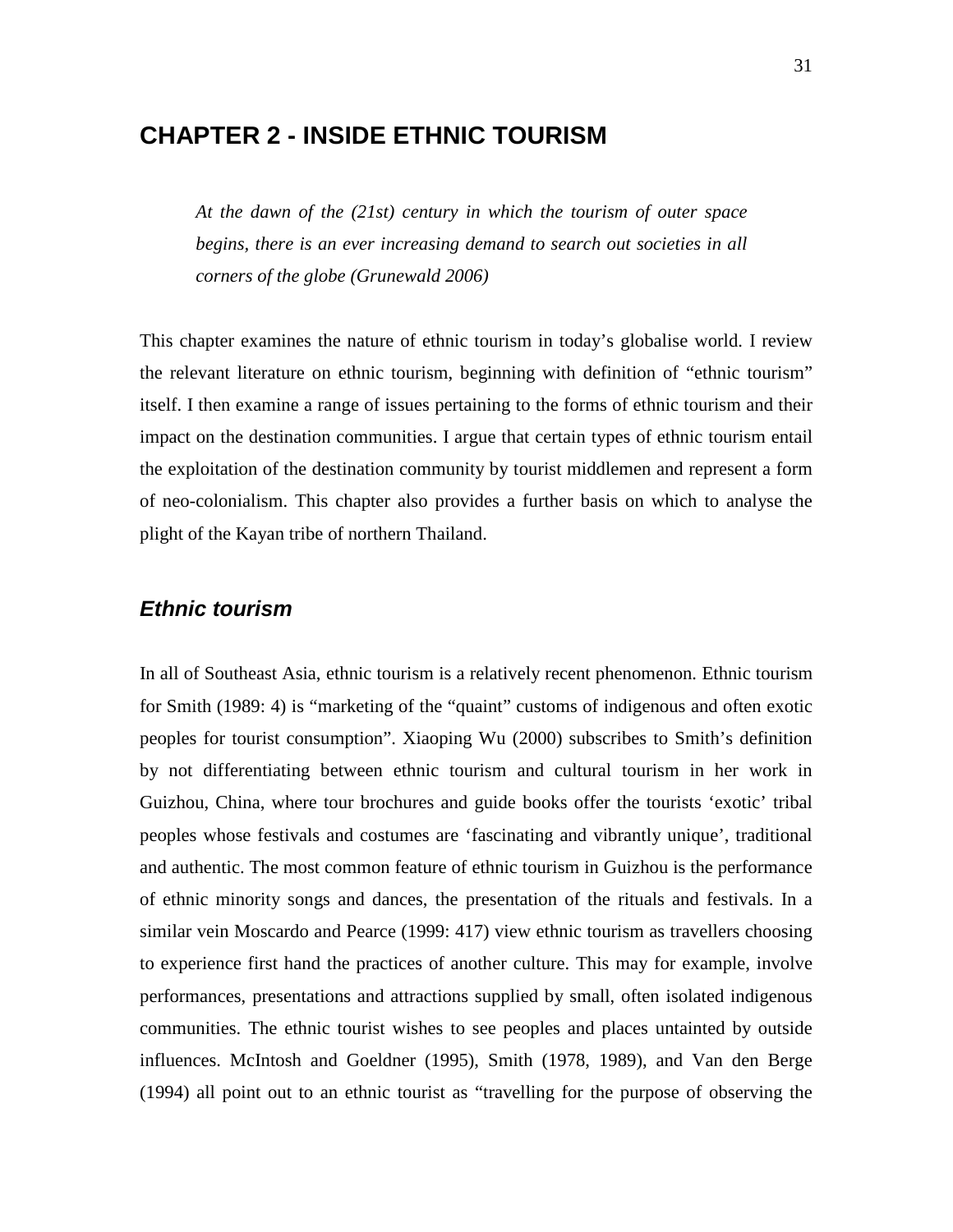# CHAPTER 2 - INSIDE ETHNIC TOURISM

> *At the dawn of the (21st) century in which the tourism of outer space begins, there is an ever increasing demand to search out societies in all corners of the globe (Grunewald 2006)*

This chapter examines the nature of ethnic tourism in today's globalise world. I review the relevant literature on ethnic tourism, beginning with definition of "ethnic tourism" itself. I then examine a range of issues pertaining to the forms of ethnic tourism and their impact on the destination communities. I argue that certain types of ethnic tourism entail the exploitation of the destination community by tourist middlemen and represent a form of neo-colonialism. This chapter also provides a further basis on which to analyse the plight of the Kayan tribe of northern Thailand.

## *Ethnic tourism*

In all of Southeast Asia, ethnic tourism is a relatively recent phenomenon. Ethnic tourism for Smith (1989: 4) is "marketing of the "quaint" customs of indigenous and often exotic peoples for tourist consumption". Xiaoping Wu (2000) subscribes to Smith's definition by not differentiating between ethnic tourism and cultural tourism in her work in Guizhou, China, where tour brochures and guide books offer the tourists 'exotic' tribal peoples whose festivals and costumes are 'fascinating and vibrantly unique', traditional and authentic. The most common feature of ethnic tourism in Guizhou is the performance of ethnic minority songs and dances, the presentation of the rituals and festivals. In a similar vein Moscardo and Pearce (1999: 417) view ethnic tourism as travellers choosing to experience first hand the practices of another culture. This may for example, involve performances, presentations and attractions supplied by small, often isolated indigenous communities. The ethnic tourist wishes to see peoples and places untainted by outside influences. McIntosh and Goeldner (1995), Smith (1978, 1989), and Van den Berge (1994) all point out to an ethnic tourist as "travelling for the purpose of observing the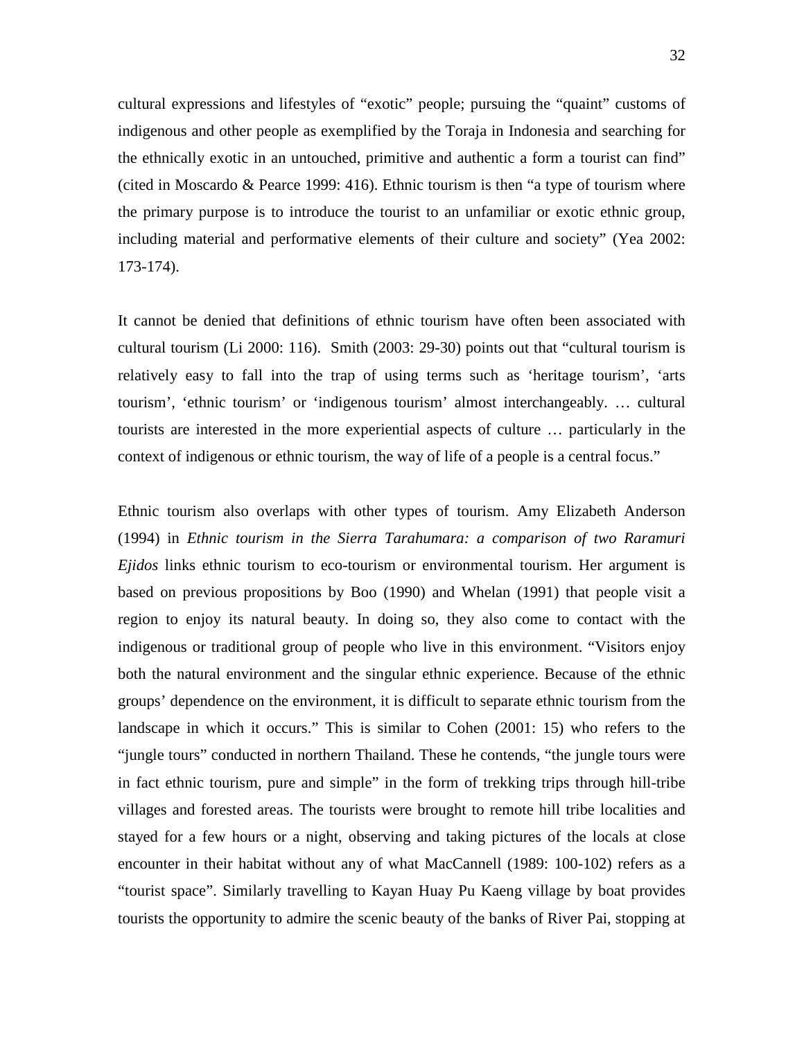cultural expressions and lifestyles of "exotic" people; pursuing the "quaint" customs of indigenous and other people as exemplified by the Toraja in Indonesia and searching for the ethnically exotic in an untouched, primitive and authentic a form a tourist can find" (cited in Moscardo & Pearce 1999: 416). Ethnic tourism is then "a type of tourism where the primary purpose is to introduce the tourist to an unfamiliar or exotic ethnic group, including material and performative elements of their culture and society" (Yea 2002: 173-174).

It cannot be denied that definitions of ethnic tourism have often been associated with cultural tourism (Li 2000: 116). Smith (2003: 29-30) points out that "cultural tourism is relatively easy to fall into the trap of using terms such as 'heritage tourism', 'arts tourism', 'ethnic tourism' or 'indigenous tourism' almost interchangeably. … cultural tourists are interested in the more experiential aspects of culture … particularly in the context of indigenous or ethnic tourism, the way of life of a people is a central focus."

Ethnic tourism also overlaps with other types of tourism. Amy Elizabeth Anderson (1994) in *Ethnic tourism in the Sierra Tarahumara: a comparison of two Raramuri Ejidos* links ethnic tourism to eco-tourism or environmental tourism. Her argument is based on previous propositions by Boo (1990) and Whelan (1991) that people visit a region to enjoy its natural beauty. In doing so, they also come to contact with the indigenous or traditional group of people who live in this environment. "Visitors enjoy both the natural environment and the singular ethnic experience. Because of the ethnic groups' dependence on the environment, it is difficult to separate ethnic tourism from the landscape in which it occurs." This is similar to Cohen (2001: 15) who refers to the "jungle tours" conducted in northern Thailand. These he contends, "the jungle tours were in fact ethnic tourism, pure and simple" in the form of trekking trips through hill-tribe villages and forested areas. The tourists were brought to remote hill tribe localities and stayed for a few hours or a night, observing and taking pictures of the locals at close encounter in their habitat without any of what MacCannell (1989: 100-102) refers as a "tourist space". Similarly travelling to Kayan Huay Pu Kaeng village by boat provides tourists the opportunity to admire the scenic beauty of the banks of River Pai, stopping at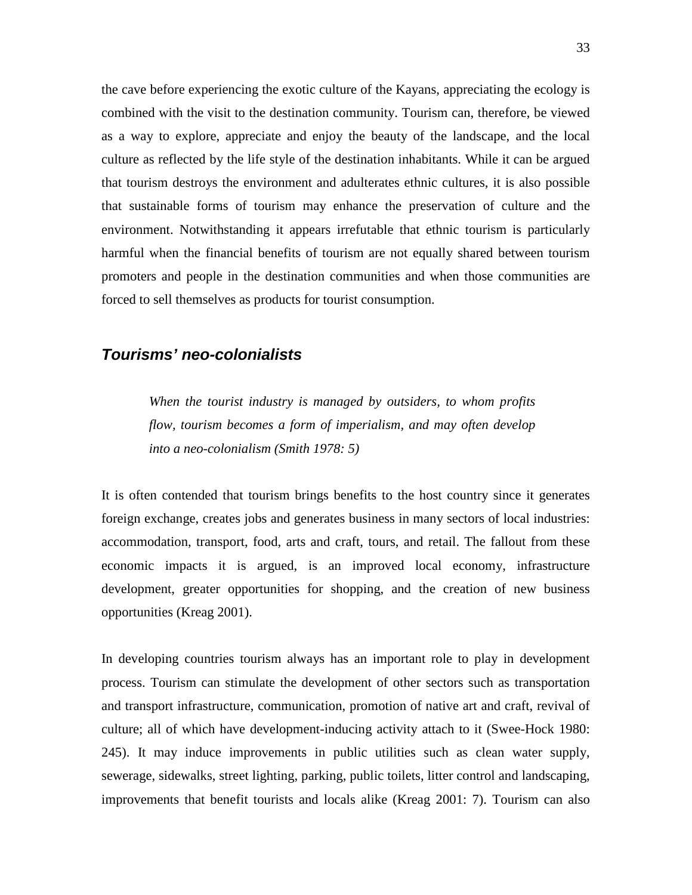the cave before experiencing the exotic culture of the Kayans, appreciating the ecology is combined with the visit to the destination community. Tourism can, therefore, be viewed as a way to explore, appreciate and enjoy the beauty of the landscape, and the local culture as reflected by the life style of the destination inhabitants. While it can be argued that tourism destroys the environment and adulterates ethnic cultures, it is also possible that sustainable forms of tourism may enhance the preservation of culture and the environment. Notwithstanding it appears irrefutable that ethnic tourism is particularly harmful when the financial benefits of tourism are not equally shared between tourism promoters and people in the destination communities and when those communities are forced to sell themselves as products for tourist consumption.

## *Tourisms' neo-colonialists*

> *When the tourist industry is managed by outsiders, to whom profits flow, tourism becomes a form of imperialism, and may often develop into a neo-colonialism (Smith 1978: 5)*

It is often contended that tourism brings benefits to the host country since it generates foreign exchange, creates jobs and generates business in many sectors of local industries: accommodation, transport, food, arts and craft, tours, and retail. The fallout from these economic impacts it is argued, is an improved local economy, infrastructure development, greater opportunities for shopping, and the creation of new business opportunities (Kreag 2001).

In developing countries tourism always has an important role to play in development process. Tourism can stimulate the development of other sectors such as transportation and transport infrastructure, communication, promotion of native art and craft, revival of culture; all of which have development-inducing activity attach to it (Swee-Hock 1980: 245). It may induce improvements in public utilities such as clean water supply, sewerage, sidewalks, street lighting, parking, public toilets, litter control and landscaping, improvements that benefit tourists and locals alike (Kreag 2001: 7). Tourism can also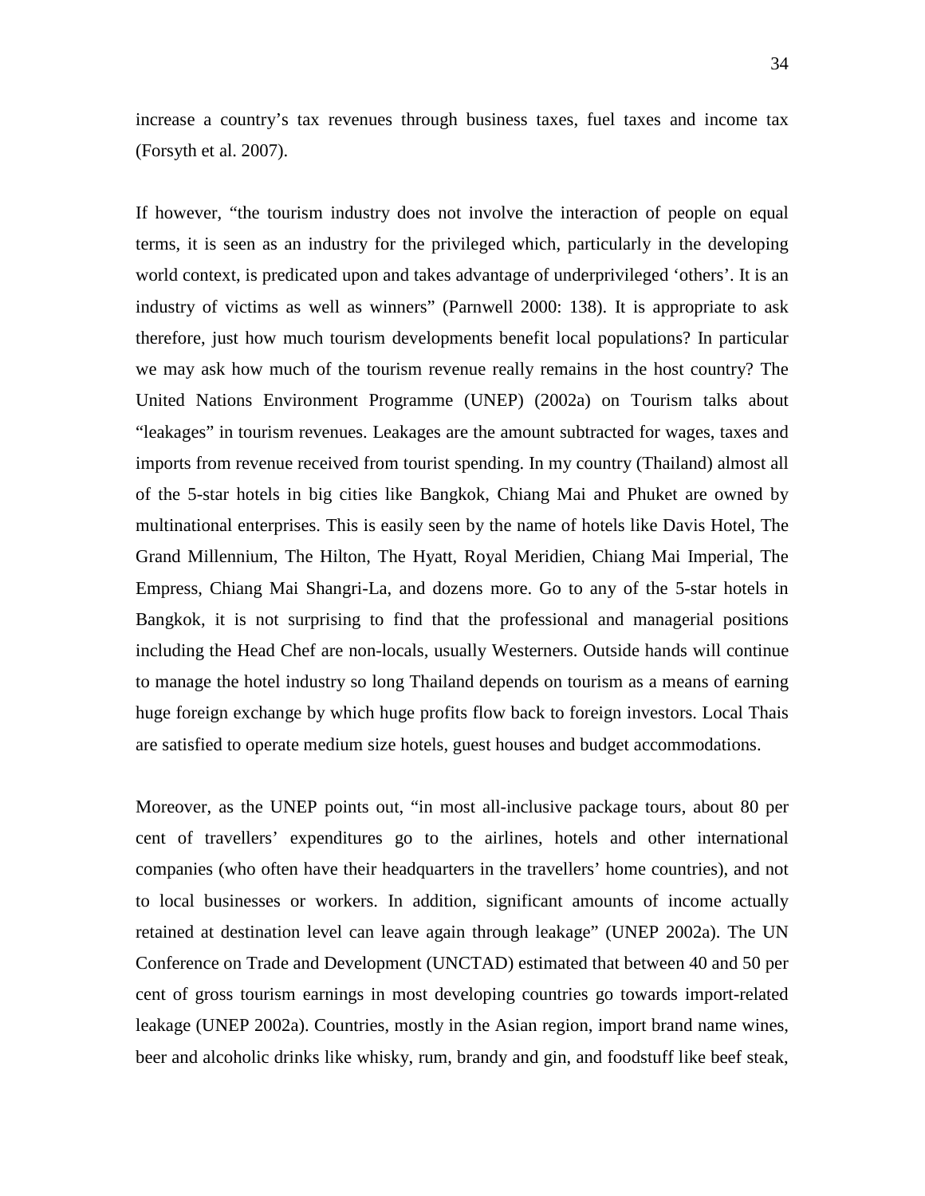increase a country's tax revenues through business taxes, fuel taxes and income tax (Forsyth et al. 2007).

If however, "the tourism industry does not involve the interaction of people on equal terms, it is seen as an industry for the privileged which, particularly in the developing world context, is predicated upon and takes advantage of underprivileged 'others'. It is an industry of victims as well as winners" (Parnwell 2000: 138). It is appropriate to ask therefore, just how much tourism developments benefit local populations? In particular we may ask how much of the tourism revenue really remains in the host country? The United Nations Environment Programme (UNEP) (2002a) on Tourism talks about "leakages" in tourism revenues. Leakages are the amount subtracted for wages, taxes and imports from revenue received from tourist spending. In my country (Thailand) almost all of the 5-star hotels in big cities like Bangkok, Chiang Mai and Phuket are owned by multinational enterprises. This is easily seen by the name of hotels like Davis Hotel, The Grand Millennium, The Hilton, The Hyatt, Royal Meridien, Chiang Mai Imperial, The Empress, Chiang Mai Shangri-La, and dozens more. Go to any of the 5-star hotels in Bangkok, it is not surprising to find that the professional and managerial positions including the Head Chef are non-locals, usually Westerners. Outside hands will continue to manage the hotel industry so long Thailand depends on tourism as a means of earning huge foreign exchange by which huge profits flow back to foreign investors. Local Thais are satisfied to operate medium size hotels, guest houses and budget accommodations.

Moreover, as the UNEP points out, "in most all-inclusive package tours, about 80 per cent of travellers' expenditures go to the airlines, hotels and other international companies (who often have their headquarters in the travellers' home countries), and not to local businesses or workers. In addition, significant amounts of income actually retained at destination level can leave again through leakage" (UNEP 2002a). The UN Conference on Trade and Development (UNCTAD) estimated that between 40 and 50 per cent of gross tourism earnings in most developing countries go towards import-related leakage (UNEP 2002a). Countries, mostly in the Asian region, import brand name wines, beer and alcoholic drinks like whisky, rum, brandy and gin, and foodstuff like beef steak,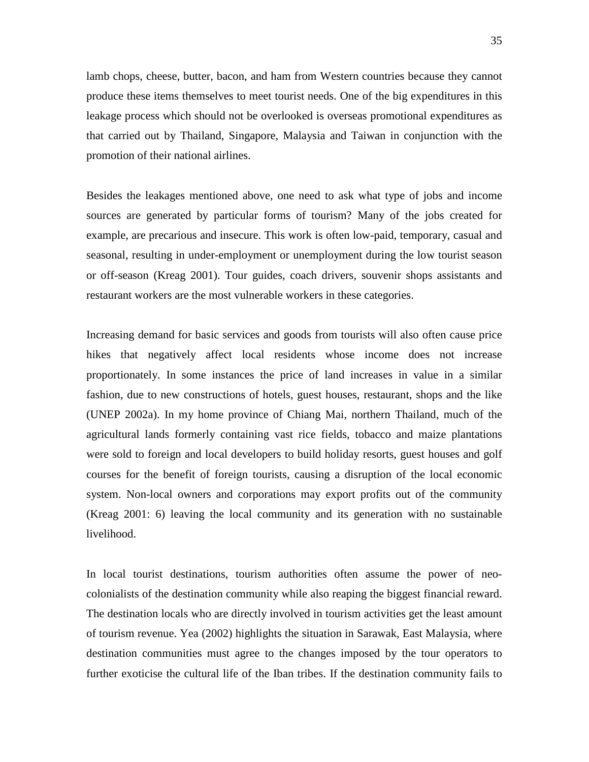lamb chops, cheese, butter, bacon, and ham from Western countries because they cannot produce these items themselves to meet tourist needs. One of the big expenditures in this leakage process which should not be overlooked is overseas promotional expenditures as that carried out by Thailand, Singapore, Malaysia and Taiwan in conjunction with the promotion of their national airlines.

Besides the leakages mentioned above, one need to ask what type of jobs and income sources are generated by particular forms of tourism? Many of the jobs created for example, are precarious and insecure. This work is often low-paid, temporary, casual and seasonal, resulting in under-employment or unemployment during the low tourist season or off-season (Kreag 2001). Tour guides, coach drivers, souvenir shops assistants and restaurant workers are the most vulnerable workers in these categories.

Increasing demand for basic services and goods from tourists will also often cause price hikes that negatively affect local residents whose income does not increase proportionately. In some instances the price of land increases in value in a similar fashion, due to new constructions of hotels, guest houses, restaurant, shops and the like (UNEP 2002a). In my home province of Chiang Mai, northern Thailand, much of the agricultural lands formerly containing vast rice fields, tobacco and maize plantations were sold to foreign and local developers to build holiday resorts, guest houses and golf courses for the benefit of foreign tourists, causing a disruption of the local economic system. Non-local owners and corporations may export profits out of the community (Kreag 2001: 6) leaving the local community and its generation with no sustainable livelihood.

In local tourist destinations, tourism authorities often assume the power of neo-colonialists of the destination community while also reaping the biggest financial reward. The destination locals who are directly involved in tourism activities get the least amount of tourism revenue. Yea (2002) highlights the situation in Sarawak, East Malaysia, where destination communities must agree to the changes imposed by the tour operators to further exoticise the cultural life of the Iban tribes. If the destination community fails to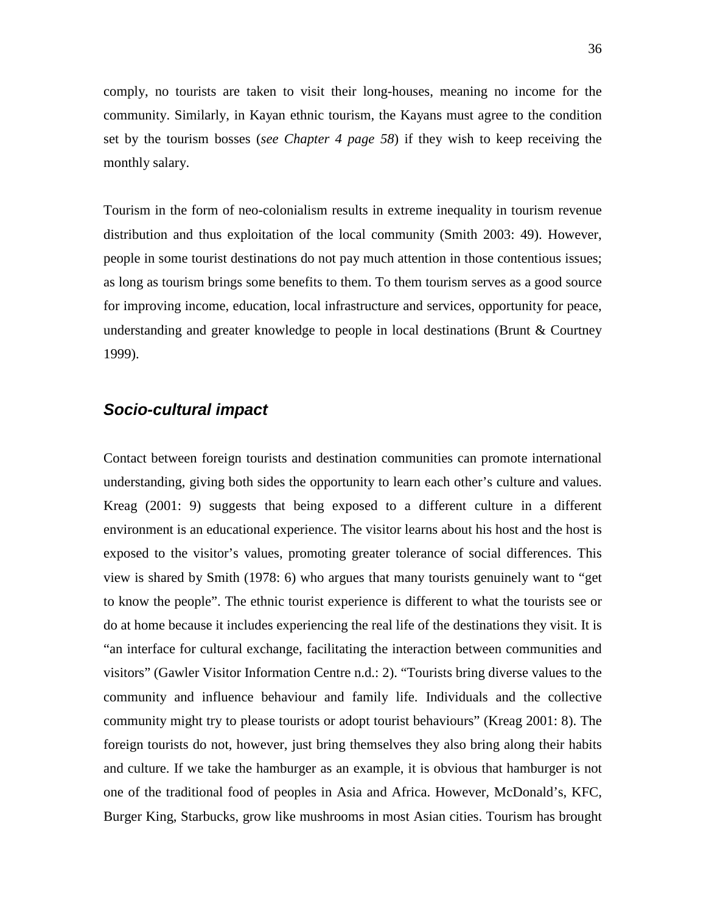comply, no tourists are taken to visit their long-houses, meaning no income for the community. Similarly, in Kayan ethnic tourism, the Kayans must agree to the condition set by the tourism bosses (*see Chapter 4 page 58*) if they wish to keep receiving the monthly salary.

Tourism in the form of neo-colonialism results in extreme inequality in tourism revenue distribution and thus exploitation of the local community (Smith 2003: 49). However, people in some tourist destinations do not pay much attention in those contentious issues; as long as tourism brings some benefits to them. To them tourism serves as a good source for improving income, education, local infrastructure and services, opportunity for peace, understanding and greater knowledge to people in local destinations (Brunt & Courtney 1999).

### *Socio-cultural impact*

Contact between foreign tourists and destination communities can promote international understanding, giving both sides the opportunity to learn each other's culture and values. Kreag (2001: 9) suggests that being exposed to a different culture in a different environment is an educational experience. The visitor learns about his host and the host is exposed to the visitor's values, promoting greater tolerance of social differences. This view is shared by Smith (1978: 6) who argues that many tourists genuinely want to "get to know the people". The ethnic tourist experience is different to what the tourists see or do at home because it includes experiencing the real life of the destinations they visit. It is "an interface for cultural exchange, facilitating the interaction between communities and visitors" (Gawler Visitor Information Centre n.d.: 2). "Tourists bring diverse values to the community and influence behaviour and family life. Individuals and the collective community might try to please tourists or adopt tourist behaviours" (Kreag 2001: 8). The foreign tourists do not, however, just bring themselves they also bring along their habits and culture. If we take the hamburger as an example, it is obvious that hamburger is not one of the traditional food of peoples in Asia and Africa. However, McDonald's, KFC, Burger King, Starbucks, grow like mushrooms in most Asian cities. Tourism has brought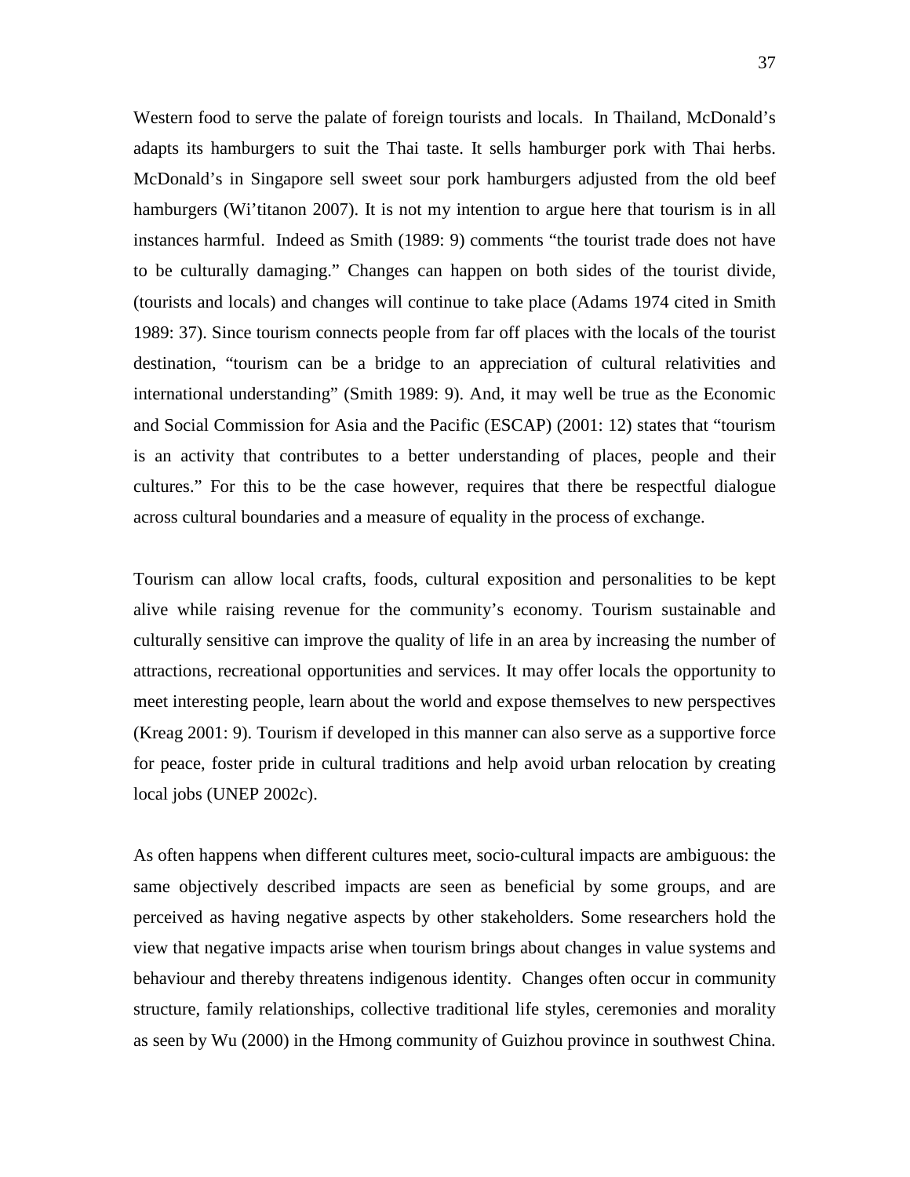Western food to serve the palate of foreign tourists and locals. In Thailand, McDonald's adapts its hamburgers to suit the Thai taste. It sells hamburger pork with Thai herbs. McDonald's in Singapore sell sweet sour pork hamburgers adjusted from the old beef hamburgers (Wi'titanon 2007). It is not my intention to argue here that tourism is in all instances harmful. Indeed as Smith (1989: 9) comments "the tourist trade does not have to be culturally damaging." Changes can happen on both sides of the tourist divide, (tourists and locals) and changes will continue to take place (Adams 1974 cited in Smith 1989: 37). Since tourism connects people from far off places with the locals of the tourist destination, "tourism can be a bridge to an appreciation of cultural relativities and international understanding" (Smith 1989: 9). And, it may well be true as the Economic and Social Commission for Asia and the Pacific (ESCAP) (2001: 12) states that "tourism is an activity that contributes to a better understanding of places, people and their cultures." For this to be the case however, requires that there be respectful dialogue across cultural boundaries and a measure of equality in the process of exchange.

Tourism can allow local crafts, foods, cultural exposition and personalities to be kept alive while raising revenue for the community's economy. Tourism sustainable and culturally sensitive can improve the quality of life in an area by increasing the number of attractions, recreational opportunities and services. It may offer locals the opportunity to meet interesting people, learn about the world and expose themselves to new perspectives (Kreag 2001: 9). Tourism if developed in this manner can also serve as a supportive force for peace, foster pride in cultural traditions and help avoid urban relocation by creating local jobs (UNEP 2002c).

As often happens when different cultures meet, socio-cultural impacts are ambiguous: the same objectively described impacts are seen as beneficial by some groups, and are perceived as having negative aspects by other stakeholders. Some researchers hold the view that negative impacts arise when tourism brings about changes in value systems and behaviour and thereby threatens indigenous identity. Changes often occur in community structure, family relationships, collective traditional life styles, ceremonies and morality as seen by Wu (2000) in the Hmong community of Guizhou province in southwest China.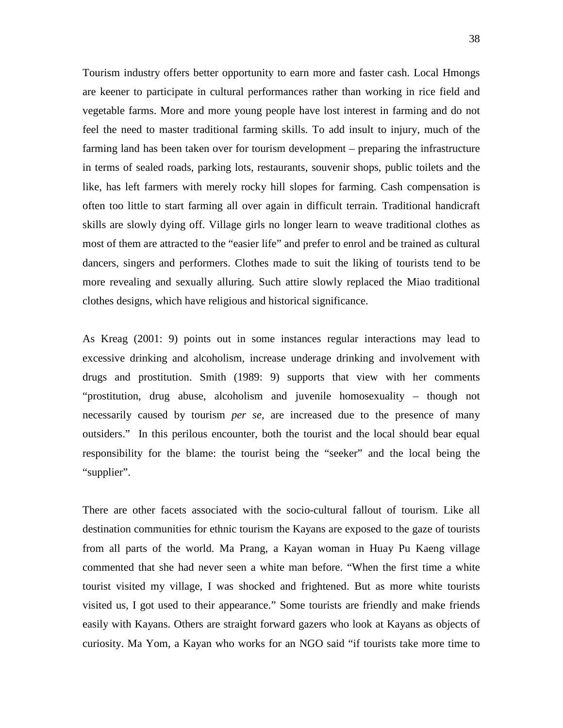Tourism industry offers better opportunity to earn more and faster cash. Local Hmongs are keener to participate in cultural performances rather than working in rice field and vegetable farms. More and more young people have lost interest in farming and do not feel the need to master traditional farming skills. To add insult to injury, much of the farming land has been taken over for tourism development – preparing the infrastructure in terms of sealed roads, parking lots, restaurants, souvenir shops, public toilets and the like, has left farmers with merely rocky hill slopes for farming. Cash compensation is often too little to start farming all over again in difficult terrain. Traditional handicraft skills are slowly dying off. Village girls no longer learn to weave traditional clothes as most of them are attracted to the "easier life" and prefer to enrol and be trained as cultural dancers, singers and performers. Clothes made to suit the liking of tourists tend to be more revealing and sexually alluring. Such attire slowly replaced the Miao traditional clothes designs, which have religious and historical significance.

As Kreag (2001: 9) points out in some instances regular interactions may lead to excessive drinking and alcoholism, increase underage drinking and involvement with drugs and prostitution. Smith (1989: 9) supports that view with her comments "prostitution, drug abuse, alcoholism and juvenile homosexuality – though not necessarily caused by tourism *per se*, are increased due to the presence of many outsiders." In this perilous encounter, both the tourist and the local should bear equal responsibility for the blame: the tourist being the "seeker" and the local being the "supplier".

There are other facets associated with the socio-cultural fallout of tourism. Like all destination communities for ethnic tourism the Kayans are exposed to the gaze of tourists from all parts of the world. Ma Prang, a Kayan woman in Huay Pu Kaeng village commented that she had never seen a white man before. "When the first time a white tourist visited my village, I was shocked and frightened. But as more white tourists visited us, I got used to their appearance." Some tourists are friendly and make friends easily with Kayans. Others are straight forward gazers who look at Kayans as objects of curiosity. Ma Yom, a Kayan who works for an NGO said "if tourists take more time to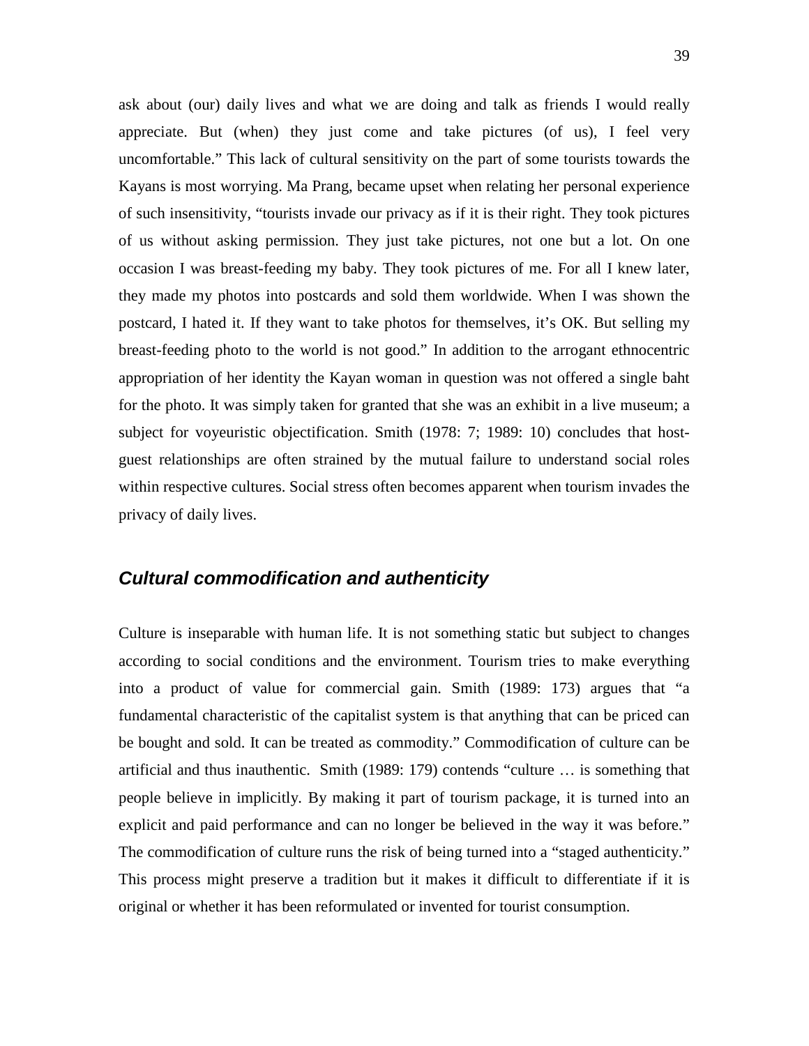ask about (our) daily lives and what we are doing and talk as friends I would really appreciate. But (when) they just come and take pictures (of us), I feel very uncomfortable." This lack of cultural sensitivity on the part of some tourists towards the Kayans is most worrying. Ma Prang, became upset when relating her personal experience of such insensitivity, "tourists invade our privacy as if it is their right. They took pictures of us without asking permission. They just take pictures, not one but a lot. On one occasion I was breast-feeding my baby. They took pictures of me. For all I knew later, they made my photos into postcards and sold them worldwide. When I was shown the postcard, I hated it. If they want to take photos for themselves, it's OK. But selling my breast-feeding photo to the world is not good." In addition to the arrogant ethnocentric appropriation of her identity the Kayan woman in question was not offered a single baht for the photo. It was simply taken for granted that she was an exhibit in a live museum; a subject for voyeuristic objectification. Smith (1978: 7; 1989: 10) concludes that host-guest relationships are often strained by the mutual failure to understand social roles within respective cultures. Social stress often becomes apparent when tourism invades the privacy of daily lives.

## *Cultural commodification and authenticity*

Culture is inseparable with human life. It is not something static but subject to changes according to social conditions and the environment. Tourism tries to make everything into a product of value for commercial gain. Smith (1989: 173) argues that "a fundamental characteristic of the capitalist system is that anything that can be priced can be bought and sold. It can be treated as commodity." Commodification of culture can be artificial and thus inauthentic. Smith (1989: 179) contends "culture … is something that people believe in implicitly. By making it part of tourism package, it is turned into an explicit and paid performance and can no longer be believed in the way it was before." The commodification of culture runs the risk of being turned into a "staged authenticity." This process might preserve a tradition but it makes it difficult to differentiate if it is original or whether it has been reformulated or invented for tourist consumption.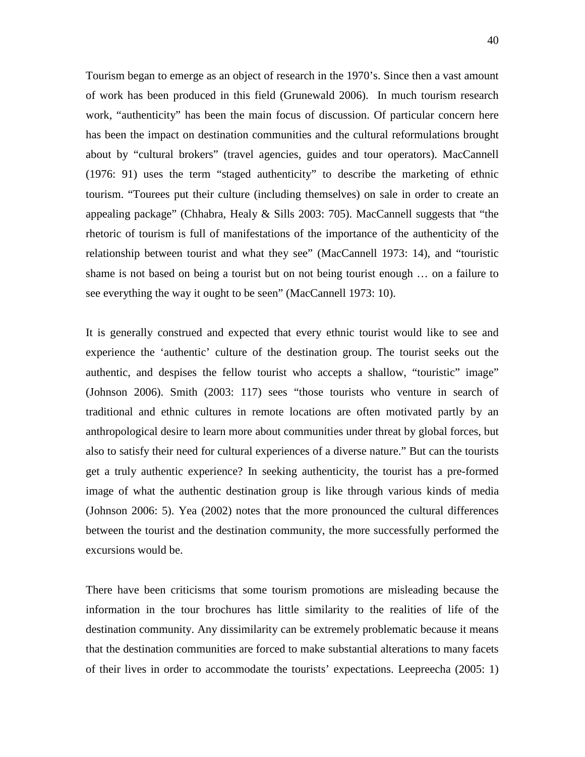Tourism began to emerge as an object of research in the 1970's. Since then a vast amount of work has been produced in this field (Grunewald 2006). In much tourism research work, "authenticity" has been the main focus of discussion. Of particular concern here has been the impact on destination communities and the cultural reformulations brought about by "cultural brokers" (travel agencies, guides and tour operators). MacCannell (1976: 91) uses the term "staged authenticity" to describe the marketing of ethnic tourism. "Tourees put their culture (including themselves) on sale in order to create an appealing package" (Chhabra, Healy & Sills 2003: 705). MacCannell suggests that "the rhetoric of tourism is full of manifestations of the importance of the authenticity of the relationship between tourist and what they see" (MacCannell 1973: 14), and "touristic shame is not based on being a tourist but on not being tourist enough … on a failure to see everything the way it ought to be seen" (MacCannell 1973: 10).

It is generally construed and expected that every ethnic tourist would like to see and experience the 'authentic' culture of the destination group. The tourist seeks out the authentic, and despises the fellow tourist who accepts a shallow, "touristic" image" (Johnson 2006). Smith (2003: 117) sees "those tourists who venture in search of traditional and ethnic cultures in remote locations are often motivated partly by an anthropological desire to learn more about communities under threat by global forces, but also to satisfy their need for cultural experiences of a diverse nature." But can the tourists get a truly authentic experience? In seeking authenticity, the tourist has a pre-formed image of what the authentic destination group is like through various kinds of media (Johnson 2006: 5). Yea (2002) notes that the more pronounced the cultural differences between the tourist and the destination community, the more successfully performed the excursions would be.

There have been criticisms that some tourism promotions are misleading because the information in the tour brochures has little similarity to the realities of life of the destination community. Any dissimilarity can be extremely problematic because it means that the destination communities are forced to make substantial alterations to many facets of their lives in order to accommodate the tourists' expectations. Leepreecha (2005: 1)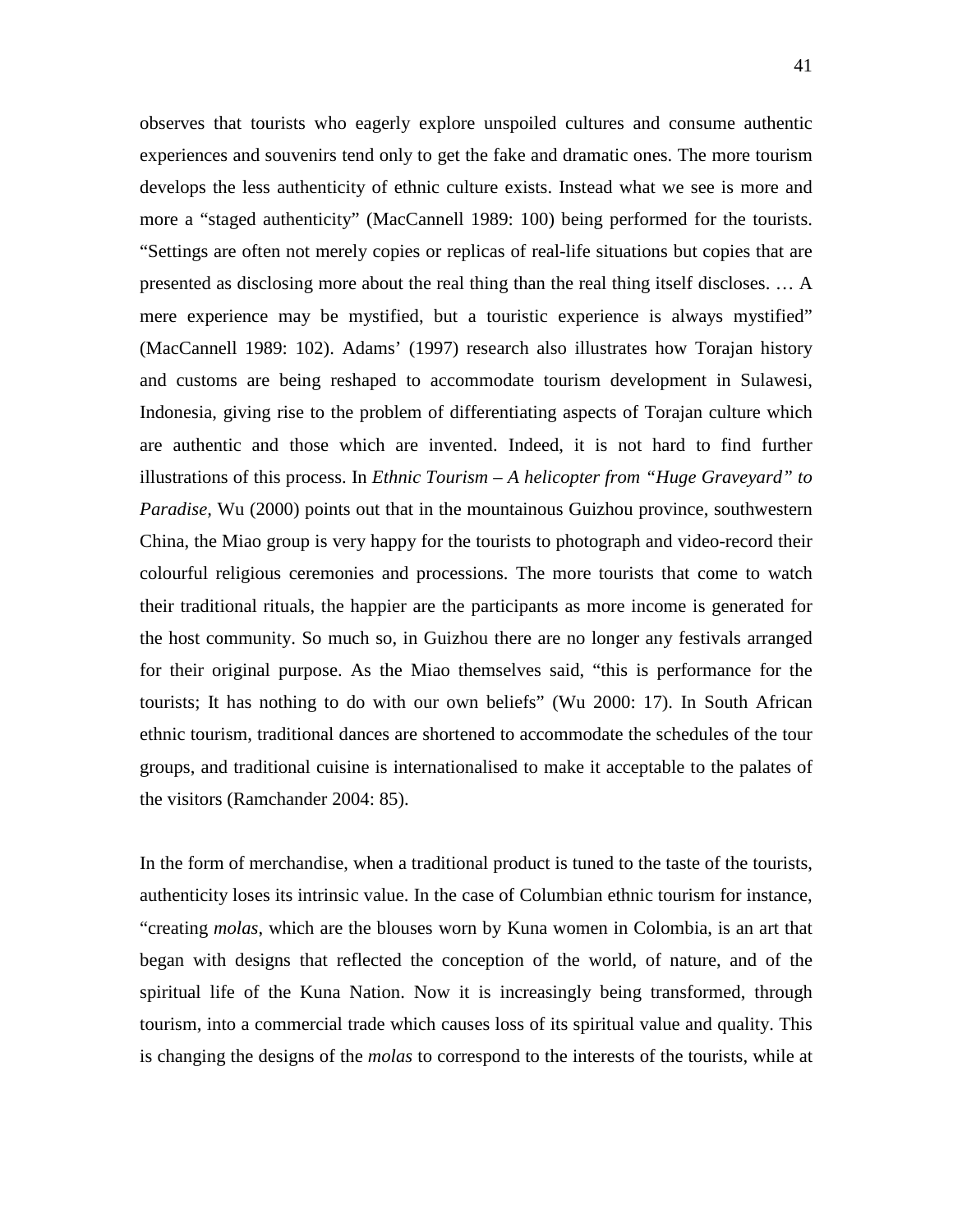observes that tourists who eagerly explore unspoiled cultures and consume authentic experiences and souvenirs tend only to get the fake and dramatic ones. The more tourism develops the less authenticity of ethnic culture exists. Instead what we see is more and more a "staged authenticity" (MacCannell 1989: 100) being performed for the tourists. "Settings are often not merely copies or replicas of real-life situations but copies that are presented as disclosing more about the real thing than the real thing itself discloses. … A mere experience may be mystified, but a touristic experience is always mystified" (MacCannell 1989: 102). Adams' (1997) research also illustrates how Torajan history and customs are being reshaped to accommodate tourism development in Sulawesi, Indonesia, giving rise to the problem of differentiating aspects of Torajan culture which are authentic and those which are invented. Indeed, it is not hard to find further illustrations of this process. In *Ethnic Tourism – A helicopter from "Huge Graveyard" to Paradise*, Wu (2000) points out that in the mountainous Guizhou province, southwestern China, the Miao group is very happy for the tourists to photograph and video-record their colourful religious ceremonies and processions. The more tourists that come to watch their traditional rituals, the happier are the participants as more income is generated for the host community. So much so, in Guizhou there are no longer any festivals arranged for their original purpose. As the Miao themselves said, "this is performance for the tourists; It has nothing to do with our own beliefs" (Wu 2000: 17). In South African ethnic tourism, traditional dances are shortened to accommodate the schedules of the tour groups, and traditional cuisine is internationalised to make it acceptable to the palates of the visitors (Ramchander 2004: 85).

In the form of merchandise, when a traditional product is tuned to the taste of the tourists, authenticity loses its intrinsic value. In the case of Columbian ethnic tourism for instance, "creating *molas*, which are the blouses worn by Kuna women in Colombia, is an art that began with designs that reflected the conception of the world, of nature, and of the spiritual life of the Kuna Nation. Now it is increasingly being transformed, through tourism, into a commercial trade which causes loss of its spiritual value and quality. This is changing the designs of the *molas* to correspond to the interests of the tourists, while at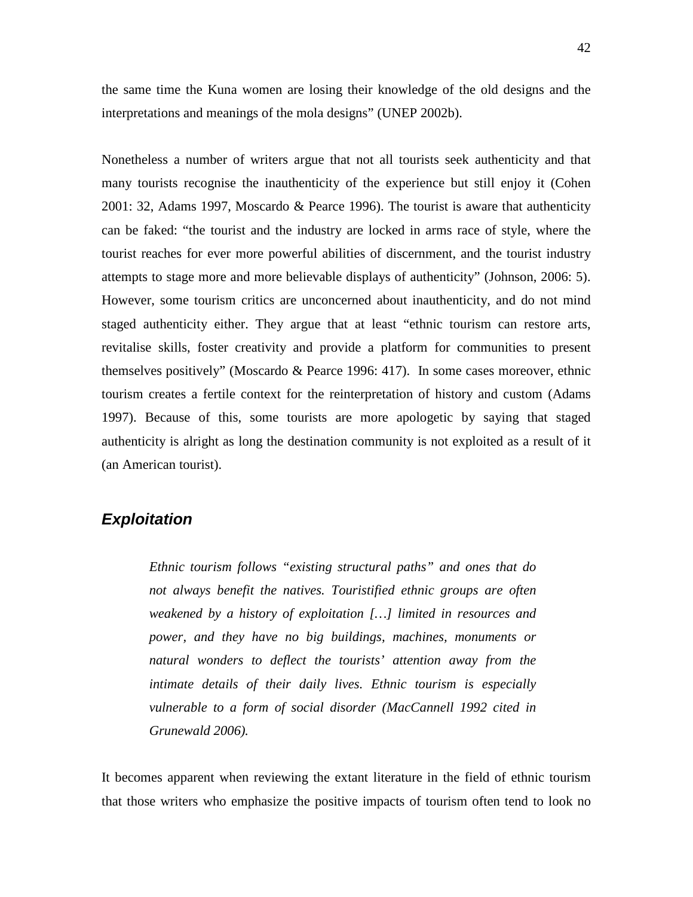the same time the Kuna women are losing their knowledge of the old designs and the interpretations and meanings of the mola designs" (UNEP 2002b).

Nonetheless a number of writers argue that not all tourists seek authenticity and that many tourists recognise the inauthenticity of the experience but still enjoy it (Cohen 2001: 32, Adams 1997, Moscardo & Pearce 1996). The tourist is aware that authenticity can be faked: "the tourist and the industry are locked in arms race of style, where the tourist reaches for ever more powerful abilities of discernment, and the tourist industry attempts to stage more and more believable displays of authenticity" (Johnson, 2006: 5). However, some tourism critics are unconcerned about inauthenticity, and do not mind staged authenticity either. They argue that at least "ethnic tourism can restore arts, revitalise skills, foster creativity and provide a platform for communities to present themselves positively" (Moscardo & Pearce 1996: 417). In some cases moreover, ethnic tourism creates a fertile context for the reinterpretation of history and custom (Adams 1997). Because of this, some tourists are more apologetic by saying that staged authenticity is alright as long the destination community is not exploited as a result of it (an American tourist).

## ***Exploitation***

> *Ethnic tourism follows "existing structural paths" and ones that do not always benefit the natives. Touristified ethnic groups are often weakened by a history of exploitation […] limited in resources and power, and they have no big buildings, machines, monuments or natural wonders to deflect the tourists' attention away from the intimate details of their daily lives. Ethnic tourism is especially vulnerable to a form of social disorder (MacCannell 1992 cited in Grunewald 2006).*

It becomes apparent when reviewing the extant literature in the field of ethnic tourism that those writers who emphasize the positive impacts of tourism often tend to look no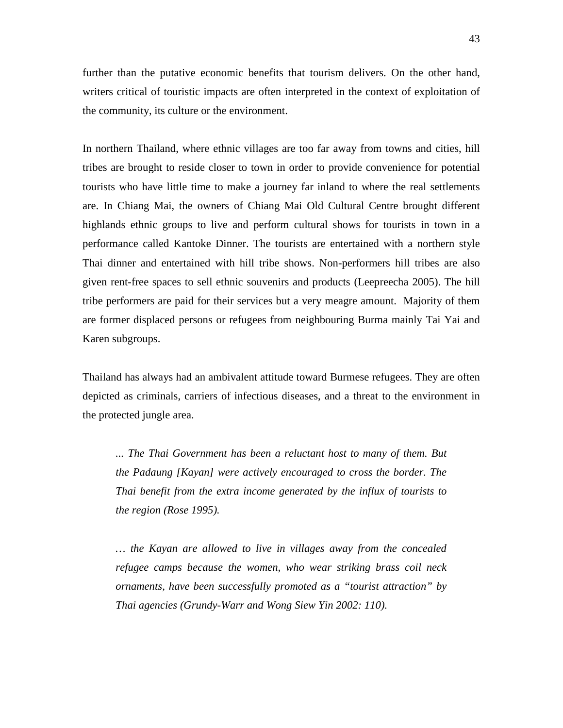further than the putative economic benefits that tourism delivers. On the other hand, writers critical of touristic impacts are often interpreted in the context of exploitation of the community, its culture or the environment.

In northern Thailand, where ethnic villages are too far away from towns and cities, hill tribes are brought to reside closer to town in order to provide convenience for potential tourists who have little time to make a journey far inland to where the real settlements are. In Chiang Mai, the owners of Chiang Mai Old Cultural Centre brought different highlands ethnic groups to live and perform cultural shows for tourists in town in a performance called Kantoke Dinner. The tourists are entertained with a northern style Thai dinner and entertained with hill tribe shows. Non-performers hill tribes are also given rent-free spaces to sell ethnic souvenirs and products (Leepreecha 2005). The hill tribe performers are paid for their services but a very meagre amount. Majority of them are former displaced persons or refugees from neighbouring Burma mainly Tai Yai and Karen subgroups.

Thailand has always had an ambivalent attitude toward Burmese refugees. They are often depicted as criminals, carriers of infectious diseases, and a threat to the environment in the protected jungle area.

> *... The Thai Government has been a reluctant host to many of them. But the Padaung [Kayan] were actively encouraged to cross the border. The Thai benefit from the extra income generated by the influx of tourists to the region (Rose 1995).*

> *… the Kayan are allowed to live in villages away from the concealed refugee camps because the women, who wear striking brass coil neck ornaments, have been successfully promoted as a "tourist attraction" by Thai agencies (Grundy-Warr and Wong Siew Yin 2002: 110).*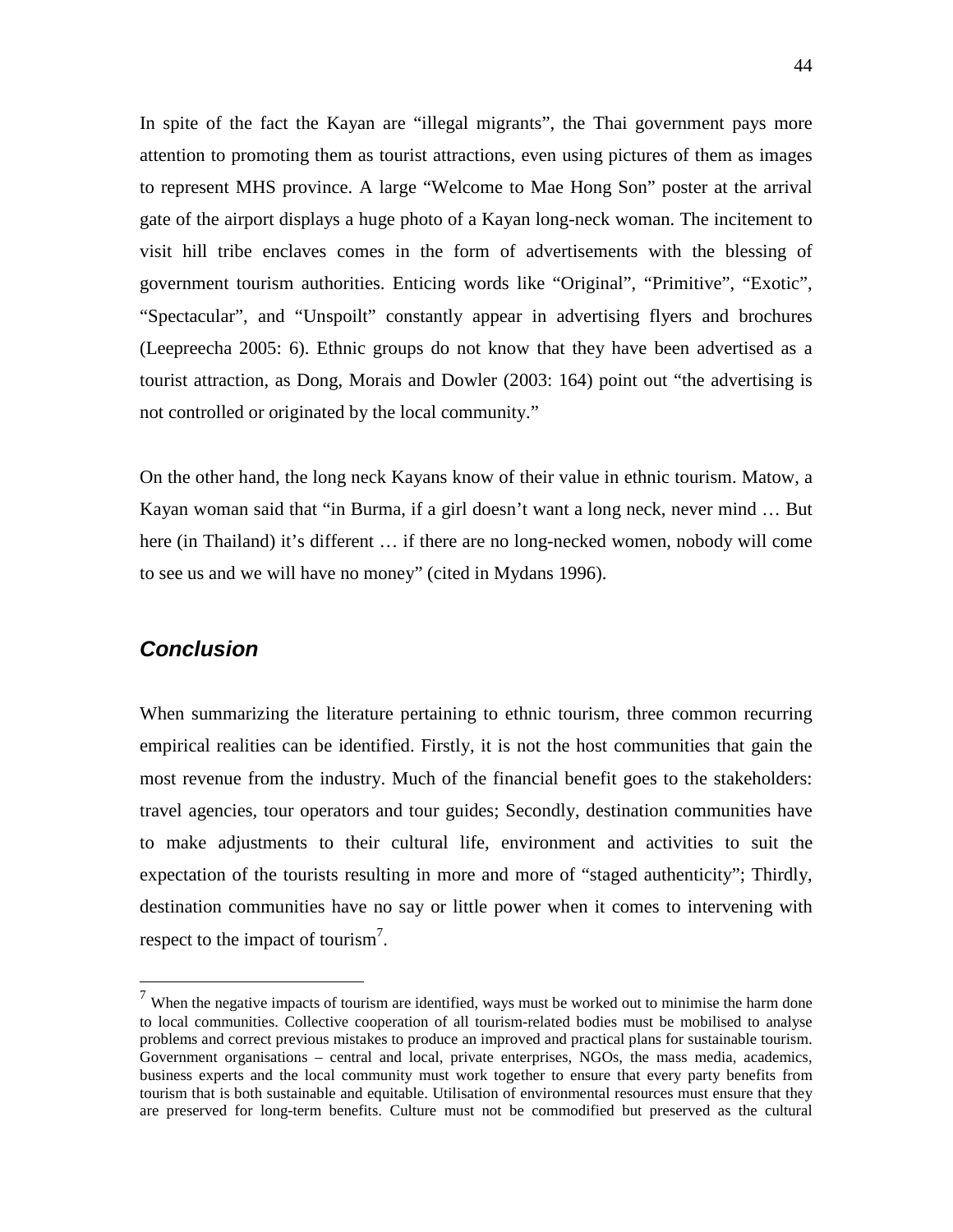In spite of the fact the Kayan are "illegal migrants", the Thai government pays more attention to promoting them as tourist attractions, even using pictures of them as images to represent MHS province. A large "Welcome to Mae Hong Son" poster at the arrival gate of the airport displays a huge photo of a Kayan long-neck woman. The incitement to visit hill tribe enclaves comes in the form of advertisements with the blessing of government tourism authorities. Enticing words like "Original", "Primitive", "Exotic", "Spectacular", and "Unspoilt" constantly appear in advertising flyers and brochures (Leepreecha 2005: 6). Ethnic groups do not know that they have been advertised as a tourist attraction, as Dong, Morais and Dowler (2003: 164) point out "the advertising is not controlled or originated by the local community."

On the other hand, the long neck Kayans know of their value in ethnic tourism. Matow, a Kayan woman said that "in Burma, if a girl doesn't want a long neck, never mind … But here (in Thailand) it's different … if there are no long-necked women, nobody will come to see us and we will have no money" (cited in Mydans 1996).

## *Conclusion*

When summarizing the literature pertaining to ethnic tourism, three common recurring empirical realities can be identified. Firstly, it is not the host communities that gain the most revenue from the industry. Much of the financial benefit goes to the stakeholders: travel agencies, tour operators and tour guides; Secondly, destination communities have to make adjustments to their cultural life, environment and activities to suit the expectation of the tourists resulting in more and more of "staged authenticity"; Thirdly, destination communities have no say or little power when it comes to intervening with respect to the impact of tourism[7].

---

[7] When the negative impacts of tourism are identified, ways must be worked out to minimise the harm done to local communities. Collective cooperation of all tourism-related bodies must be mobilised to analyse problems and correct previous mistakes to produce an improved and practical plans for sustainable tourism. Government organisations – central and local, private enterprises, NGOs, the mass media, academics, business experts and the local community must work together to ensure that every party benefits from tourism that is both sustainable and equitable. Utilisation of environmental resources must ensure that they are preserved for long-term benefits. Culture must not be commodified but preserved as the cultural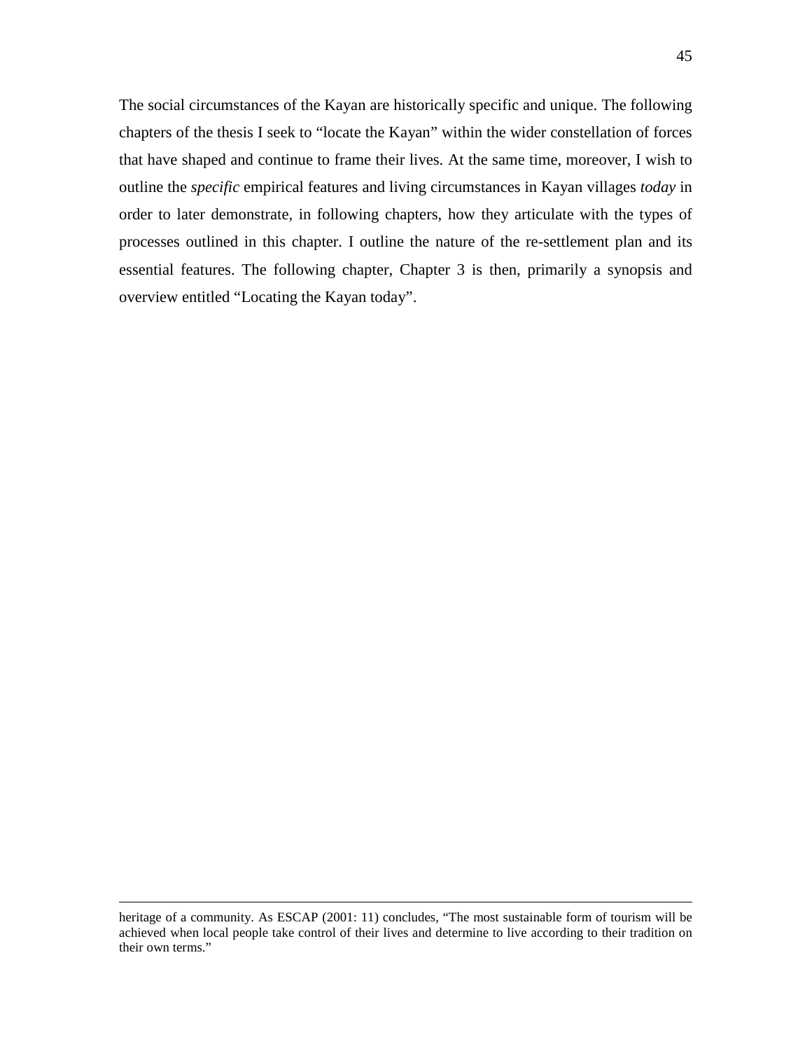The social circumstances of the Kayan are historically specific and unique. The following chapters of the thesis I seek to "locate the Kayan" within the wider constellation of forces that have shaped and continue to frame their lives. At the same time, moreover, I wish to outline the *specific* empirical features and living circumstances in Kayan villages *today* in order to later demonstrate, in following chapters, how they articulate with the types of processes outlined in this chapter. I outline the nature of the re-settlement plan and its essential features. The following chapter, Chapter 3 is then, primarily a synopsis and overview entitled "Locating the Kayan today".

---

heritage of a community. As ESCAP (2001: 11) concludes, "The most sustainable form of tourism will be achieved when local people take control of their lives and determine to live according to their tradition on their own terms."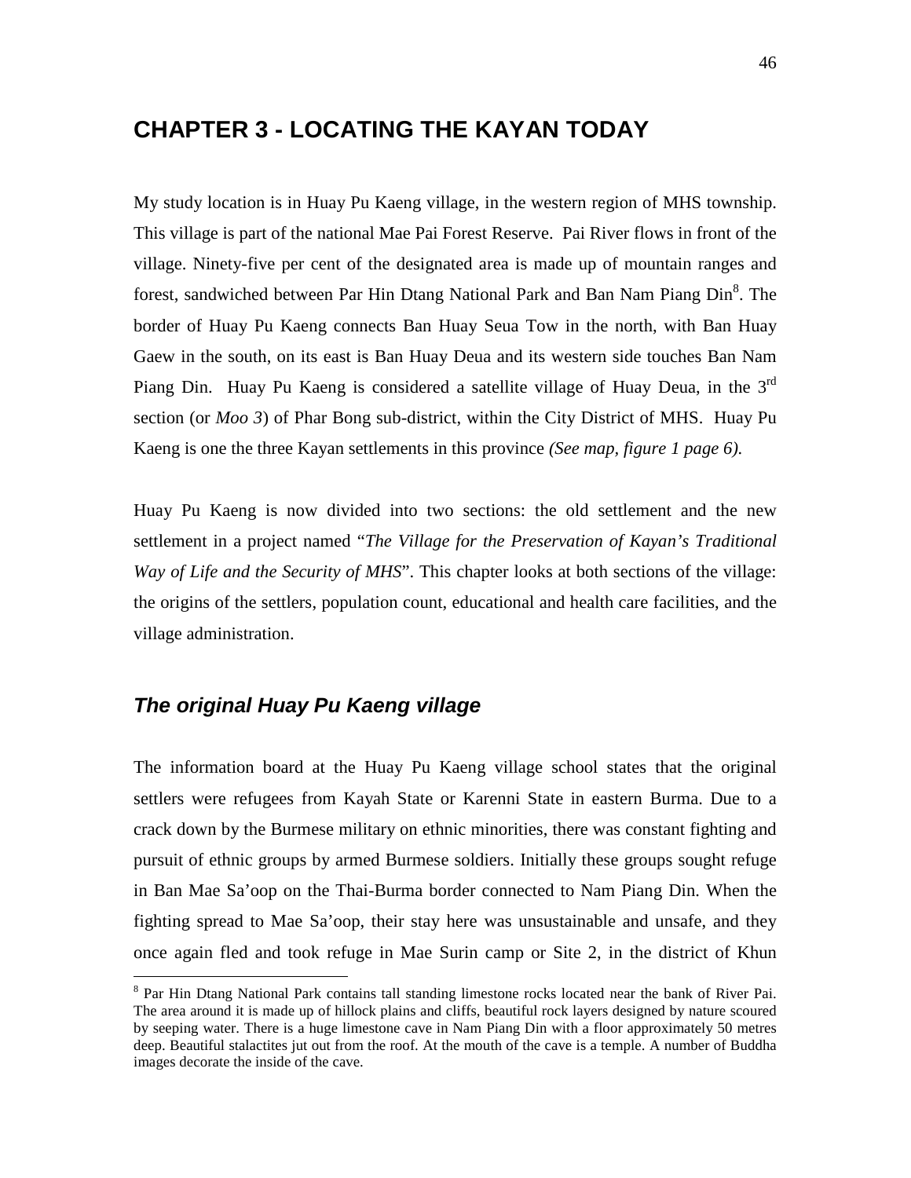# CHAPTER 3 - LOCATING THE KAYAN TODAY

My study location is in Huay Pu Kaeng village, in the western region of MHS township. This village is part of the national Mae Pai Forest Reserve. Pai River flows in front of the village. Ninety-five per cent of the designated area is made up of mountain ranges and forest, sandwiched between Par Hin Dtang National Park and Ban Nam Piang Din[8]. The border of Huay Pu Kaeng connects Ban Huay Seua Tow in the north, with Ban Huay Gaew in the south, on its east is Ban Huay Deua and its western side touches Ban Nam Piang Din. Huay Pu Kaeng is considered a satellite village of Huay Deua, in the 3rd section (or *Moo 3*) of Phar Bong sub-district, within the City District of MHS. Huay Pu Kaeng is one the three Kayan settlements in this province *(See map, figure 1 page 6).*

Huay Pu Kaeng is now divided into two sections: the old settlement and the new settlement in a project named "*The Village for the Preservation of Kayan's Traditional Way of Life and the Security of MHS*". This chapter looks at both sections of the village: the origins of the settlers, population count, educational and health care facilities, and the village administration.

## *The original Huay Pu Kaeng village*

The information board at the Huay Pu Kaeng village school states that the original settlers were refugees from Kayah State or Karenni State in eastern Burma. Due to a crack down by the Burmese military on ethnic minorities, there was constant fighting and pursuit of ethnic groups by armed Burmese soldiers. Initially these groups sought refuge in Ban Mae Sa'oop on the Thai-Burma border connected to Nam Piang Din. When the fighting spread to Mae Sa'oop, their stay here was unsustainable and unsafe, and they once again fled and took refuge in Mae Surin camp or Site 2, in the district of Khun

---

[8] Par Hin Dtang National Park contains tall standing limestone rocks located near the bank of River Pai. The area around it is made up of hillock plains and cliffs, beautiful rock layers designed by nature scoured by seeping water. There is a huge limestone cave in Nam Piang Din with a floor approximately 50 metres deep. Beautiful stalactites jut out from the roof. At the mouth of the cave is a temple. A number of Buddha images decorate the inside of the cave.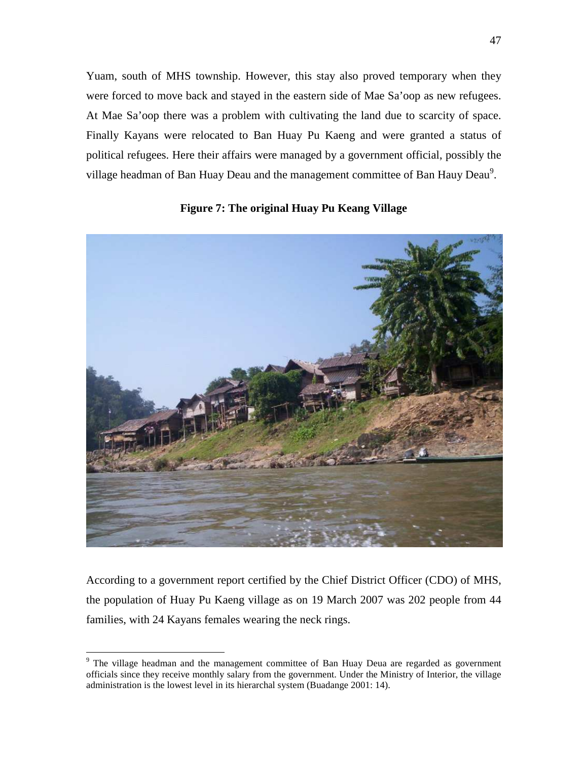Yuam, south of MHS township. However, this stay also proved temporary when they were forced to move back and stayed in the eastern side of Mae Sa'oop as new refugees. At Mae Sa'oop there was a problem with cultivating the land due to scarcity of space. Finally Kayans were relocated to Ban Huay Pu Kaeng and were granted a status of political refugees. Here their affairs were managed by a government official, possibly the village headman of Ban Huay Deau and the management committee of Ban Hauy Deau[9].

**Figure 7: The original Huay Pu Keang Village**

According to a government report certified by the Chief District Officer (CDO) of MHS, the population of Huay Pu Kaeng village as on 19 March 2007 was 202 people from 44 families, with 24 Kayans females wearing the neck rings.

[9] The village headman and the management committee of Ban Huay Deua are regarded as government officials since they receive monthly salary from the government. Under the Ministry of Interior, the village administration is the lowest level in its hierarchal system (Buadange 2001: 14).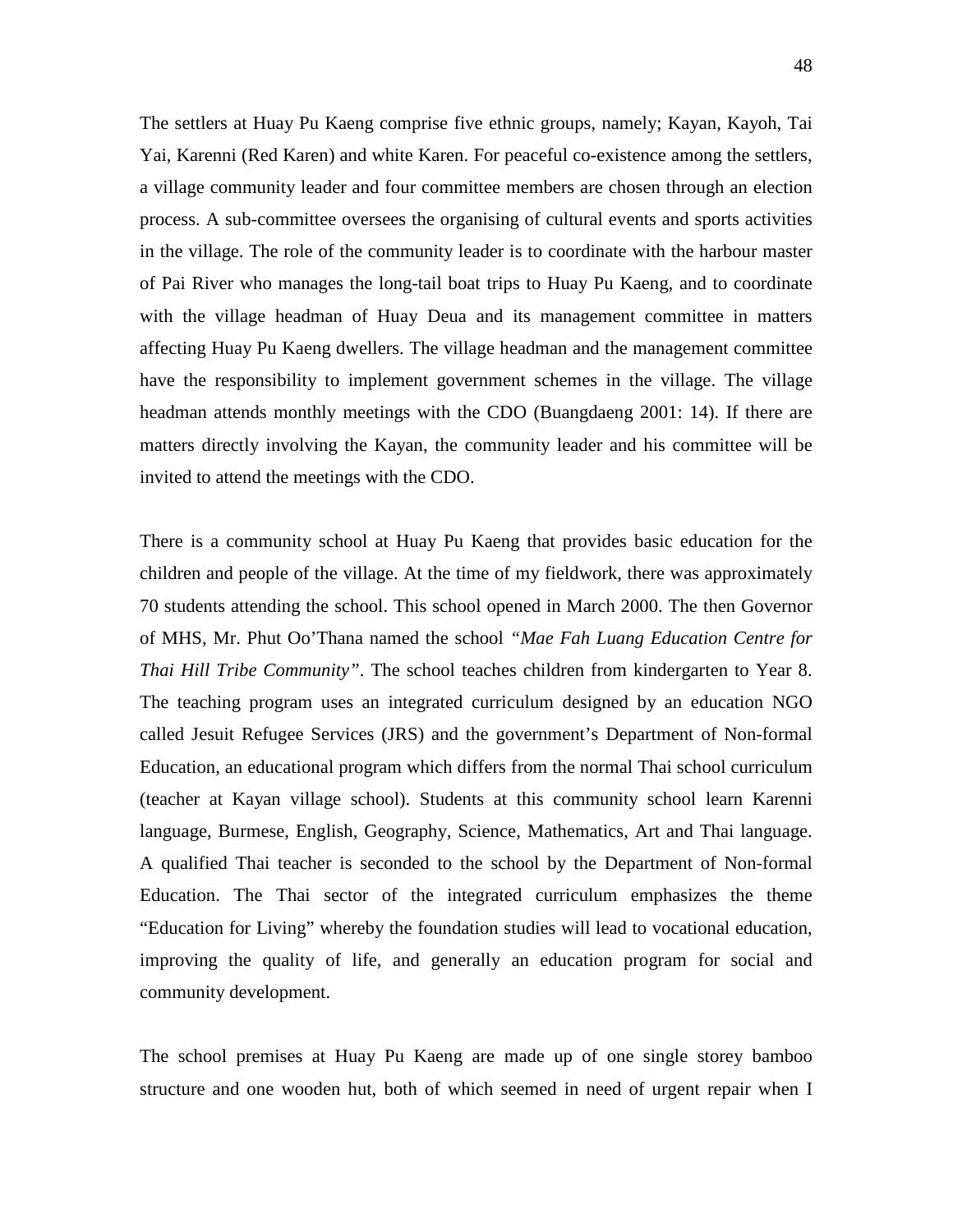The settlers at Huay Pu Kaeng comprise five ethnic groups, namely; Kayan, Kayoh, Tai Yai, Karenni (Red Karen) and white Karen. For peaceful co-existence among the settlers, a village community leader and four committee members are chosen through an election process. A sub-committee oversees the organising of cultural events and sports activities in the village. The role of the community leader is to coordinate with the harbour master of Pai River who manages the long-tail boat trips to Huay Pu Kaeng, and to coordinate with the village headman of Huay Deua and its management committee in matters affecting Huay Pu Kaeng dwellers. The village headman and the management committee have the responsibility to implement government schemes in the village. The village headman attends monthly meetings with the CDO (Buangdaeng 2001: 14). If there are matters directly involving the Kayan, the community leader and his committee will be invited to attend the meetings with the CDO.

There is a community school at Huay Pu Kaeng that provides basic education for the children and people of the village. At the time of my fieldwork, there was approximately 70 students attending the school. This school opened in March 2000. The then Governor of MHS, Mr. Phut Oo'Thana named the school *"Mae Fah Luang Education Centre for Thai Hill Tribe Community"*. The school teaches children from kindergarten to Year 8. The teaching program uses an integrated curriculum designed by an education NGO called Jesuit Refugee Services (JRS) and the government's Department of Non-formal Education, an educational program which differs from the normal Thai school curriculum (teacher at Kayan village school). Students at this community school learn Karenni language, Burmese, English, Geography, Science, Mathematics, Art and Thai language. A qualified Thai teacher is seconded to the school by the Department of Non-formal Education. The Thai sector of the integrated curriculum emphasizes the theme "Education for Living" whereby the foundation studies will lead to vocational education, improving the quality of life, and generally an education program for social and community development.

The school premises at Huay Pu Kaeng are made up of one single storey bamboo structure and one wooden hut, both of which seemed in need of urgent repair when I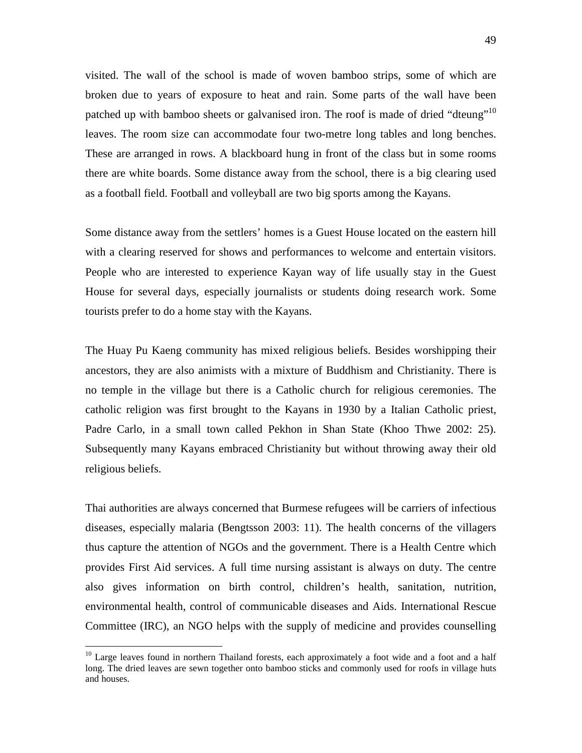visited. The wall of the school is made of woven bamboo strips, some of which are broken due to years of exposure to heat and rain. Some parts of the wall have been patched up with bamboo sheets or galvanised iron. The roof is made of dried "dteung"[10] leaves. The room size can accommodate four two-metre long tables and long benches. These are arranged in rows. A blackboard hung in front of the class but in some rooms there are white boards. Some distance away from the school, there is a big clearing used as a football field. Football and volleyball are two big sports among the Kayans.

Some distance away from the settlers' homes is a Guest House located on the eastern hill with a clearing reserved for shows and performances to welcome and entertain visitors. People who are interested to experience Kayan way of life usually stay in the Guest House for several days, especially journalists or students doing research work. Some tourists prefer to do a home stay with the Kayans.

The Huay Pu Kaeng community has mixed religious beliefs. Besides worshipping their ancestors, they are also animists with a mixture of Buddhism and Christianity. There is no temple in the village but there is a Catholic church for religious ceremonies. The catholic religion was first brought to the Kayans in 1930 by a Italian Catholic priest, Padre Carlo, in a small town called Pekhon in Shan State (Khoo Thwe 2002: 25). Subsequently many Kayans embraced Christianity but without throwing away their old religious beliefs.

Thai authorities are always concerned that Burmese refugees will be carriers of infectious diseases, especially malaria (Bengtsson 2003: 11). The health concerns of the villagers thus capture the attention of NGOs and the government. There is a Health Centre which provides First Aid services. A full time nursing assistant is always on duty. The centre also gives information on birth control, children's health, sanitation, nutrition, environmental health, control of communicable diseases and Aids. International Rescue Committee (IRC), an NGO helps with the supply of medicine and provides counselling

---

[10] Large leaves found in northern Thailand forests, each approximately a foot wide and a foot and a half long. The dried leaves are sewn together onto bamboo sticks and commonly used for roofs in village huts and houses.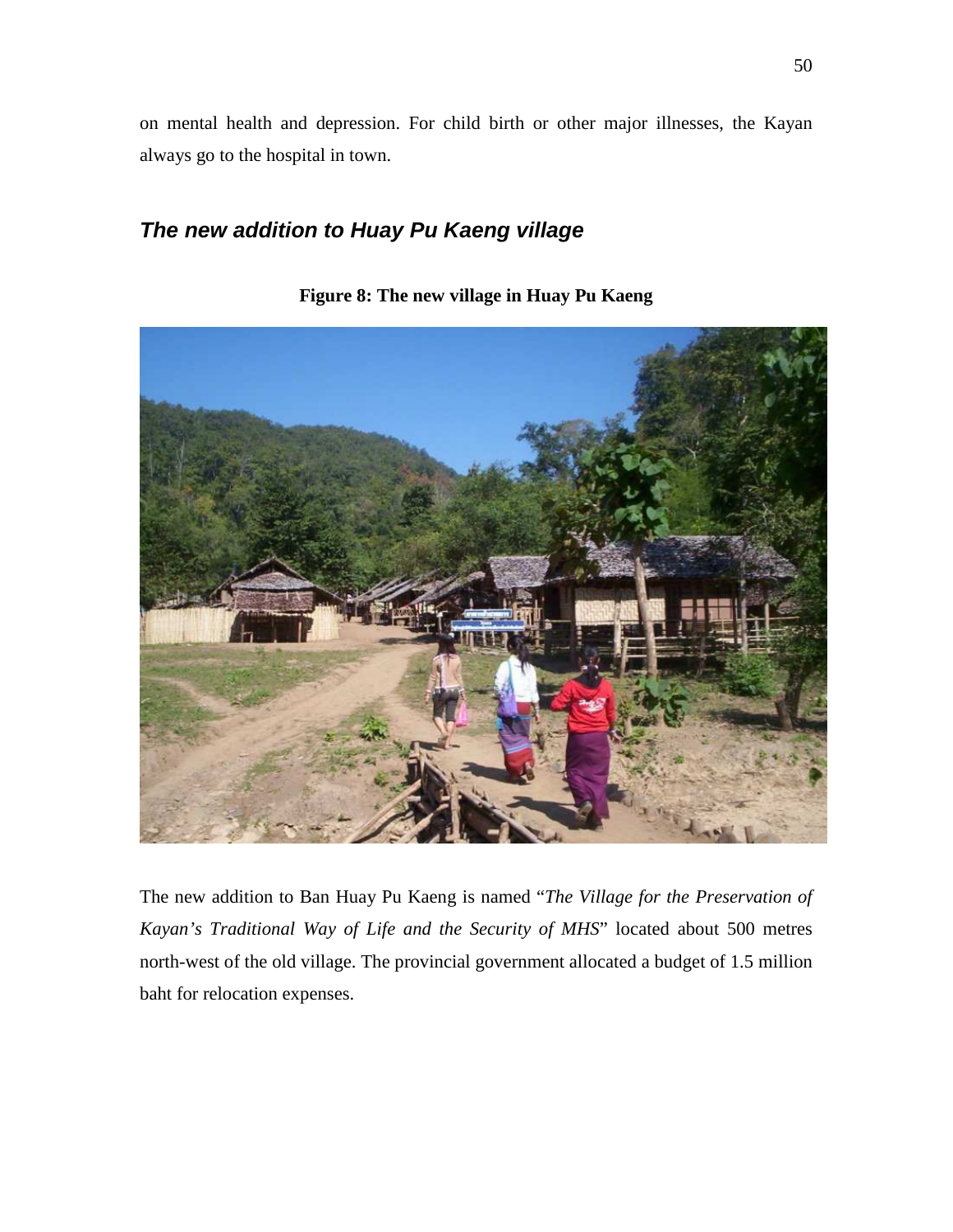on mental health and depression. For child birth or other major illnesses, the Kayan always go to the hospital in town.

## *The new addition to Huay Pu Kaeng village*

**Figure 8: The new village in Huay Pu Kaeng**

The new addition to Ban Huay Pu Kaeng is named "*The Village for the Preservation of Kayan's Traditional Way of Life and the Security of MHS*" located about 500 metres north-west of the old village. The provincial government allocated a budget of 1.5 million baht for relocation expenses.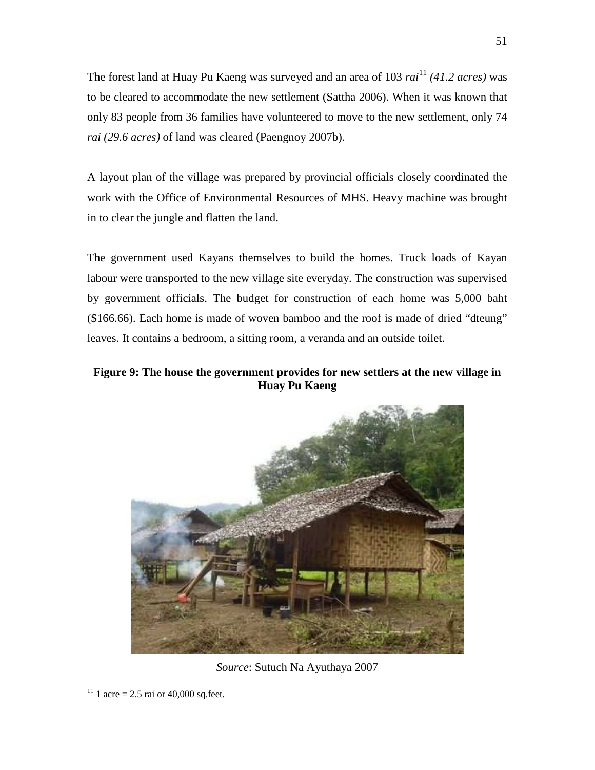The forest land at Huay Pu Kaeng was surveyed and an area of 103 *rai*[11] *(41.2 acres)* was to be cleared to accommodate the new settlement (Sattha 2006). When it was known that only 83 people from 36 families have volunteered to move to the new settlement, only 74 *rai (29.6 acres)* of land was cleared (Paengnoy 2007b).

A layout plan of the village was prepared by provincial officials closely coordinated the work with the Office of Environmental Resources of MHS. Heavy machine was brought in to clear the jungle and flatten the land.

The government used Kayans themselves to build the homes. Truck loads of Kayan labour were transported to the new village site everyday. The construction was supervised by government officials. The budget for construction of each home was 5,000 baht ($166.66). Each home is made of woven bamboo and the roof is made of dried "dteung" leaves. It contains a bedroom, a sitting room, a veranda and an outside toilet.

**Figure 9: The house the government provides for new settlers at the new village in Huay Pu Kaeng**

*Source*: Sutuch Na Ayuthaya 2007

[11] 1 acre = 2.5 rai or 40,000 sq.feet.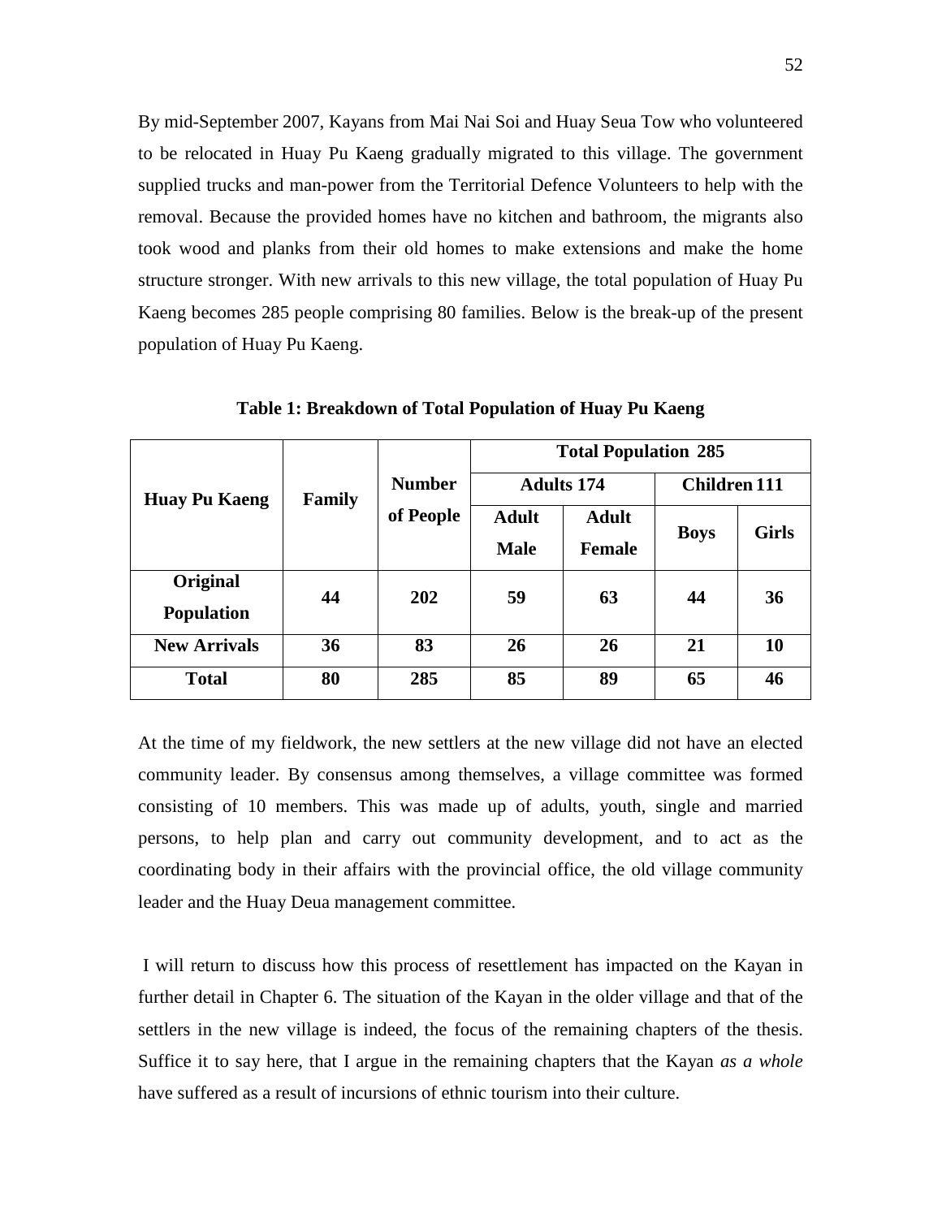By mid-September 2007, Kayans from Mai Nai Soi and Huay Seua Tow who volunteered to be relocated in Huay Pu Kaeng gradually migrated to this village. The government supplied trucks and man-power from the Territorial Defence Volunteers to help with the removal. Because the provided homes have no kitchen and bathroom, the migrants also took wood and planks from their old homes to make extensions and make the home structure stronger. With new arrivals to this new village, the total population of Huay Pu Kaeng becomes 285 people comprising 80 families. Below is the break-up of the present population of Huay Pu Kaeng.

**Table 1: Breakdown of Total Population of Huay Pu Kaeng**

| Huay Pu Kaeng | Family | Number of People | Total Population 285 | | | |
|---|---|---|---|---|---|---|
| | | | Adults 174 | | Children 111 | |
| | | | Adult Male | Adult Female | Boys | Girls |
| **Original Population** | **44** | **202** | **59** | **63** | **44** | **36** |
| **New Arrivals** | **36** | **83** | **26** | **26** | **21** | **10** |
| **Total** | **80** | **285** | **85** | **89** | **65** | **46** |

At the time of my fieldwork, the new settlers at the new village did not have an elected community leader. By consensus among themselves, a village committee was formed consisting of 10 members. This was made up of adults, youth, single and married persons, to help plan and carry out community development, and to act as the coordinating body in their affairs with the provincial office, the old village community leader and the Huay Deua management committee.

I will return to discuss how this process of resettlement has impacted on the Kayan in further detail in Chapter 6. The situation of the Kayan in the older village and that of the settlers in the new village is indeed, the focus of the remaining chapters of the thesis. Suffice it to say here, that I argue in the remaining chapters that the Kayan *as a whole* have suffered as a result of incursions of ethnic tourism into their culture.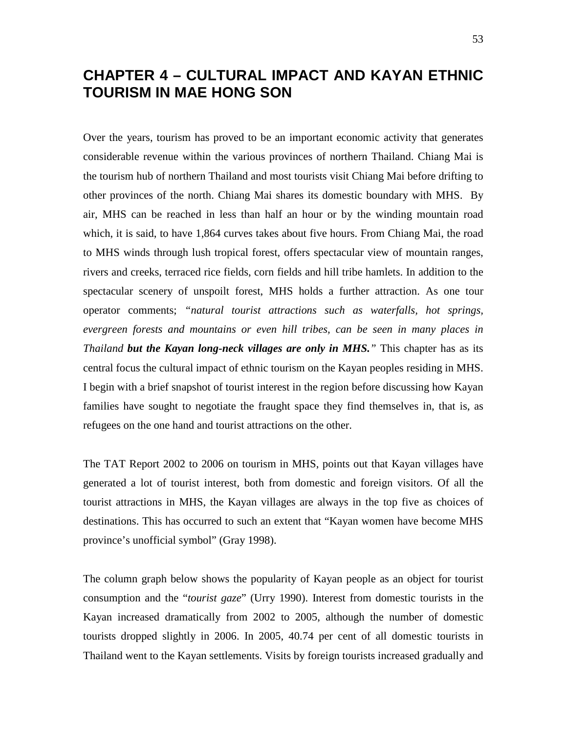# CHAPTER 4 – CULTURAL IMPACT AND KAYAN ETHNIC TOURISM IN MAE HONG SON

Over the years, tourism has proved to be an important economic activity that generates considerable revenue within the various provinces of northern Thailand. Chiang Mai is the tourism hub of northern Thailand and most tourists visit Chiang Mai before drifting to other provinces of the north. Chiang Mai shares its domestic boundary with MHS. By air, MHS can be reached in less than half an hour or by the winding mountain road which, it is said, to have 1,864 curves takes about five hours. From Chiang Mai, the road to MHS winds through lush tropical forest, offers spectacular view of mountain ranges, rivers and creeks, terraced rice fields, corn fields and hill tribe hamlets. In addition to the spectacular scenery of unspoilt forest, MHS holds a further attraction. As one tour operator comments; *"natural tourist attractions such as waterfalls, hot springs, evergreen forests and mountains or even hill tribes, can be seen in many places in Thailand* ***but the Kayan long-neck villages are only in MHS."*** This chapter has as its central focus the cultural impact of ethnic tourism on the Kayan peoples residing in MHS. I begin with a brief snapshot of tourist interest in the region before discussing how Kayan families have sought to negotiate the fraught space they find themselves in, that is, as refugees on the one hand and tourist attractions on the other.

The TAT Report 2002 to 2006 on tourism in MHS, points out that Kayan villages have generated a lot of tourist interest, both from domestic and foreign visitors. Of all the tourist attractions in MHS, the Kayan villages are always in the top five as choices of destinations. This has occurred to such an extent that "Kayan women have become MHS province's unofficial symbol" (Gray 1998).

The column graph below shows the popularity of Kayan people as an object for tourist consumption and the "*tourist gaze*" (Urry 1990). Interest from domestic tourists in the Kayan increased dramatically from 2002 to 2005, although the number of domestic tourists dropped slightly in 2006. In 2005, 40.74 per cent of all domestic tourists in Thailand went to the Kayan settlements. Visits by foreign tourists increased gradually and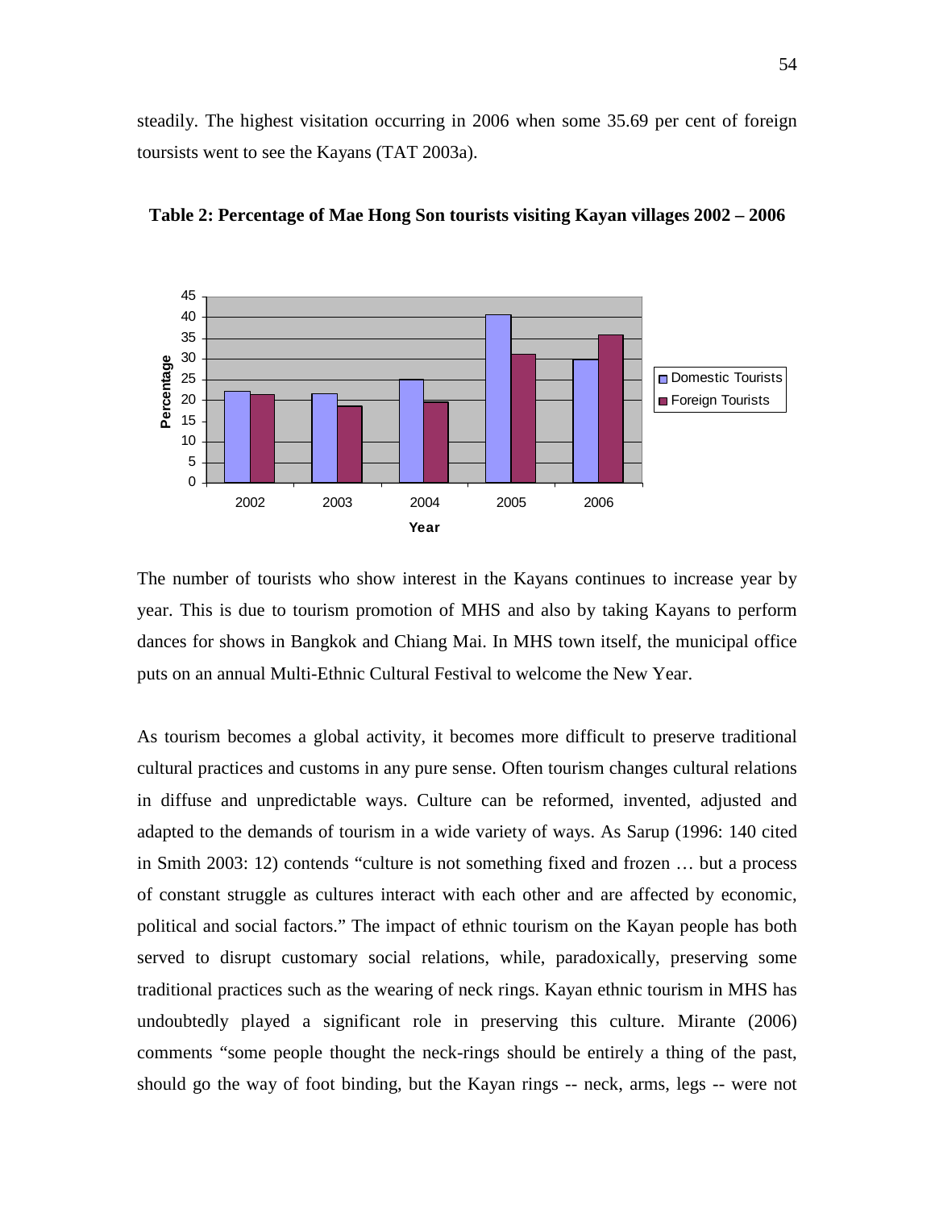steadily. The highest visitation occurring in 2006 when some 35.69 per cent of foreign toursists went to see the Kayans (TAT 2003a).

**Table 2: Percentage of Mae Hong Son tourists visiting Kayan villages 2002 – 2006**

The number of tourists who show interest in the Kayans continues to increase year by year. This is due to tourism promotion of MHS and also by taking Kayans to perform dances for shows in Bangkok and Chiang Mai. In MHS town itself, the municipal office puts on an annual Multi-Ethnic Cultural Festival to welcome the New Year.

As tourism becomes a global activity, it becomes more difficult to preserve traditional cultural practices and customs in any pure sense. Often tourism changes cultural relations in diffuse and unpredictable ways. Culture can be reformed, invented, adjusted and adapted to the demands of tourism in a wide variety of ways. As Sarup (1996: 140 cited in Smith 2003: 12) contends "culture is not something fixed and frozen … but a process of constant struggle as cultures interact with each other and are affected by economic, political and social factors." The impact of ethnic tourism on the Kayan people has both served to disrupt customary social relations, while, paradoxically, preserving some traditional practices such as the wearing of neck rings. Kayan ethnic tourism in MHS has undoubtedly played a significant role in preserving this culture. Mirante (2006) comments "some people thought the neck-rings should be entirely a thing of the past, should go the way of foot binding, but the Kayan rings -- neck, arms, legs -- were not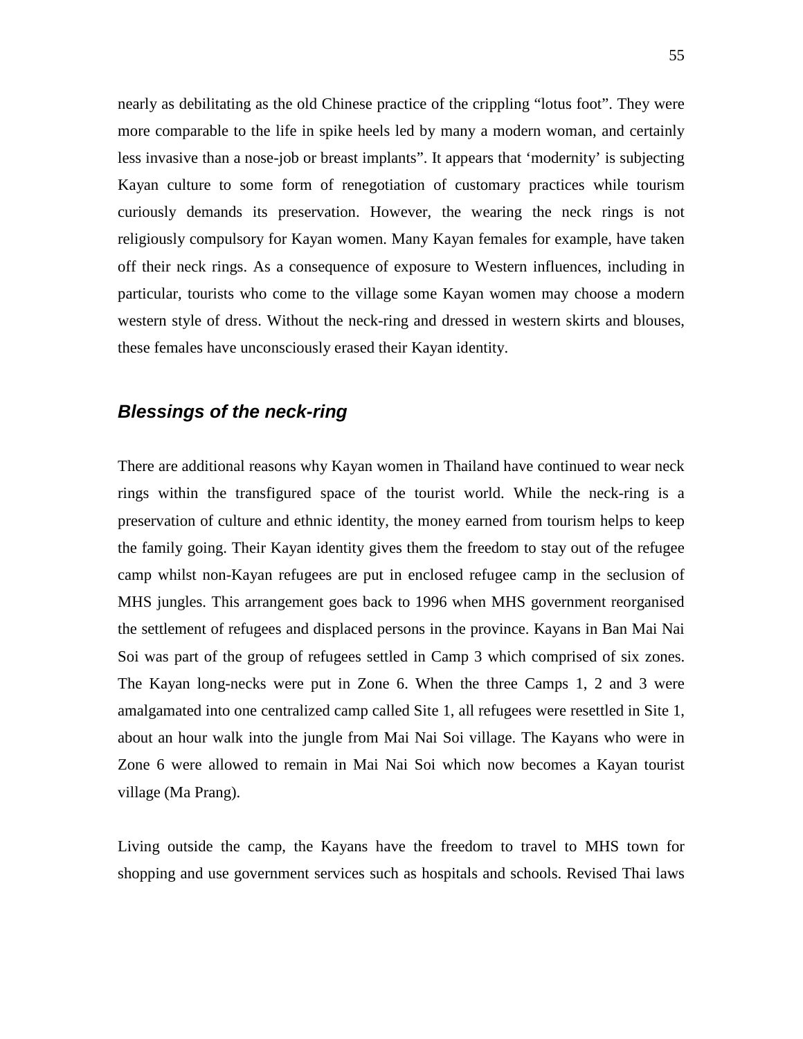nearly as debilitating as the old Chinese practice of the crippling "lotus foot". They were more comparable to the life in spike heels led by many a modern woman, and certainly less invasive than a nose-job or breast implants". It appears that 'modernity' is subjecting Kayan culture to some form of renegotiation of customary practices while tourism curiously demands its preservation. However, the wearing the neck rings is not religiously compulsory for Kayan women. Many Kayan females for example, have taken off their neck rings. As a consequence of exposure to Western influences, including in particular, tourists who come to the village some Kayan women may choose a modern western style of dress. Without the neck-ring and dressed in western skirts and blouses, these females have unconsciously erased their Kayan identity.

## *Blessings of the neck-ring*

There are additional reasons why Kayan women in Thailand have continued to wear neck rings within the transfigured space of the tourist world. While the neck-ring is a preservation of culture and ethnic identity, the money earned from tourism helps to keep the family going. Their Kayan identity gives them the freedom to stay out of the refugee camp whilst non-Kayan refugees are put in enclosed refugee camp in the seclusion of MHS jungles. This arrangement goes back to 1996 when MHS government reorganised the settlement of refugees and displaced persons in the province. Kayans in Ban Mai Nai Soi was part of the group of refugees settled in Camp 3 which comprised of six zones. The Kayan long-necks were put in Zone 6. When the three Camps 1, 2 and 3 were amalgamated into one centralized camp called Site 1, all refugees were resettled in Site 1, about an hour walk into the jungle from Mai Nai Soi village. The Kayans who were in Zone 6 were allowed to remain in Mai Nai Soi which now becomes a Kayan tourist village (Ma Prang).

Living outside the camp, the Kayans have the freedom to travel to MHS town for shopping and use government services such as hospitals and schools. Revised Thai laws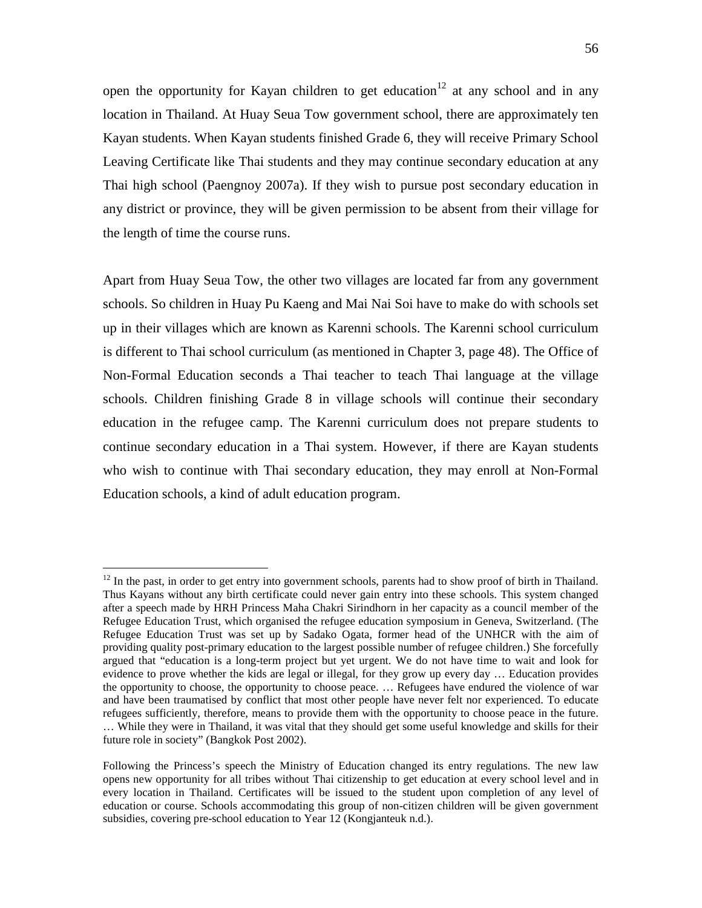open the opportunity for Kayan children to get education[12] at any school and in any location in Thailand. At Huay Seua Tow government school, there are approximately ten Kayan students. When Kayan students finished Grade 6, they will receive Primary School Leaving Certificate like Thai students and they may continue secondary education at any Thai high school (Paengnoy 2007a). If they wish to pursue post secondary education in any district or province, they will be given permission to be absent from their village for the length of time the course runs.

Apart from Huay Seua Tow, the other two villages are located far from any government schools. So children in Huay Pu Kaeng and Mai Nai Soi have to make do with schools set up in their villages which are known as Karenni schools. The Karenni school curriculum is different to Thai school curriculum (as mentioned in Chapter 3, page 48). The Office of Non-Formal Education seconds a Thai teacher to teach Thai language at the village schools. Children finishing Grade 8 in village schools will continue their secondary education in the refugee camp. The Karenni curriculum does not prepare students to continue secondary education in a Thai system. However, if there are Kayan students who wish to continue with Thai secondary education, they may enroll at Non-Formal Education schools, a kind of adult education program.

---

[12] In the past, in order to get entry into government schools, parents had to show proof of birth in Thailand. Thus Kayans without any birth certificate could never gain entry into these schools. This system changed after a speech made by HRH Princess Maha Chakri Sirindhorn in her capacity as a council member of the Refugee Education Trust, which organised the refugee education symposium in Geneva, Switzerland. (The Refugee Education Trust was set up by Sadako Ogata, former head of the UNHCR with the aim of providing quality post-primary education to the largest possible number of refugee children.) She forcefully argued that "education is a long-term project but yet urgent. We do not have time to wait and look for evidence to prove whether the kids are legal or illegal, for they grow up every day … Education provides the opportunity to choose, the opportunity to choose peace. … Refugees have endured the violence of war and have been traumatised by conflict that most other people have never felt nor experienced. To educate refugees sufficiently, therefore, means to provide them with the opportunity to choose peace in the future. … While they were in Thailand, it was vital that they should get some useful knowledge and skills for their future role in society" (Bangkok Post 2002).

Following the Princess's speech the Ministry of Education changed its entry regulations. The new law opens new opportunity for all tribes without Thai citizenship to get education at every school level and in every location in Thailand. Certificates will be issued to the student upon completion of any level of education or course. Schools accommodating this group of non-citizen children will be given government subsidies, covering pre-school education to Year 12 (Kongjanteuk n.d.).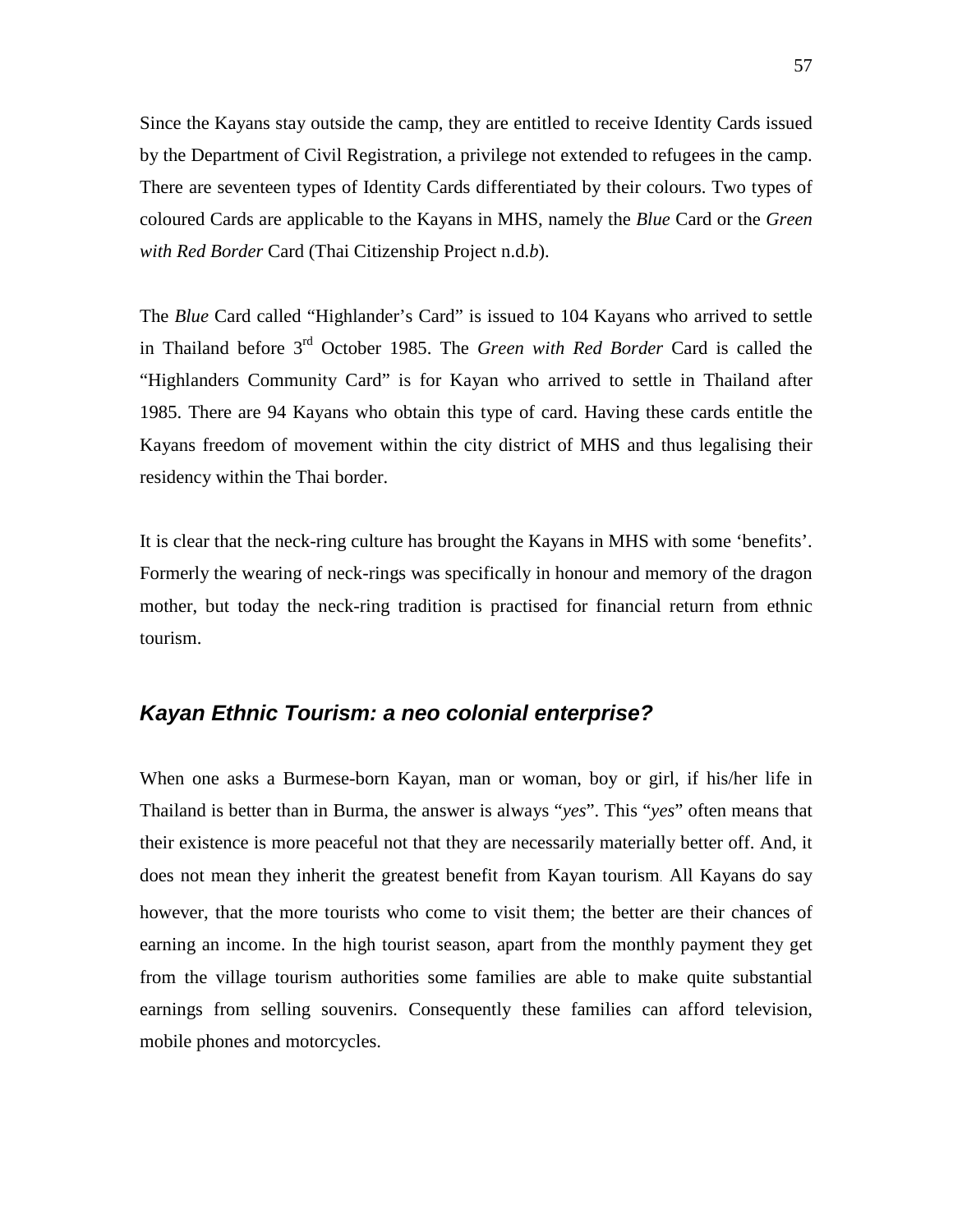Since the Kayans stay outside the camp, they are entitled to receive Identity Cards issued by the Department of Civil Registration, a privilege not extended to refugees in the camp. There are seventeen types of Identity Cards differentiated by their colours. Two types of coloured Cards are applicable to the Kayans in MHS, namely the *Blue* Card or the *Green with Red Border* Card (Thai Citizenship Project n.d.*b*).

The *Blue* Card called "Highlander's Card" is issued to 104 Kayans who arrived to settle in Thailand before 3rd October 1985. The *Green with Red Border* Card is called the "Highlanders Community Card" is for Kayan who arrived to settle in Thailand after 1985. There are 94 Kayans who obtain this type of card. Having these cards entitle the Kayans freedom of movement within the city district of MHS and thus legalising their residency within the Thai border.

It is clear that the neck-ring culture has brought the Kayans in MHS with some 'benefits'. Formerly the wearing of neck-rings was specifically in honour and memory of the dragon mother, but today the neck-ring tradition is practised for financial return from ethnic tourism.

## *Kayan Ethnic Tourism: a neo colonial enterprise?*

When one asks a Burmese-born Kayan, man or woman, boy or girl, if his/her life in Thailand is better than in Burma, the answer is always "*yes*". This "*yes*" often means that their existence is more peaceful not that they are necessarily materially better off. And, it does not mean they inherit the greatest benefit from Kayan tourism. All Kayans do say however, that the more tourists who come to visit them; the better are their chances of earning an income. In the high tourist season, apart from the monthly payment they get from the village tourism authorities some families are able to make quite substantial earnings from selling souvenirs. Consequently these families can afford television, mobile phones and motorcycles.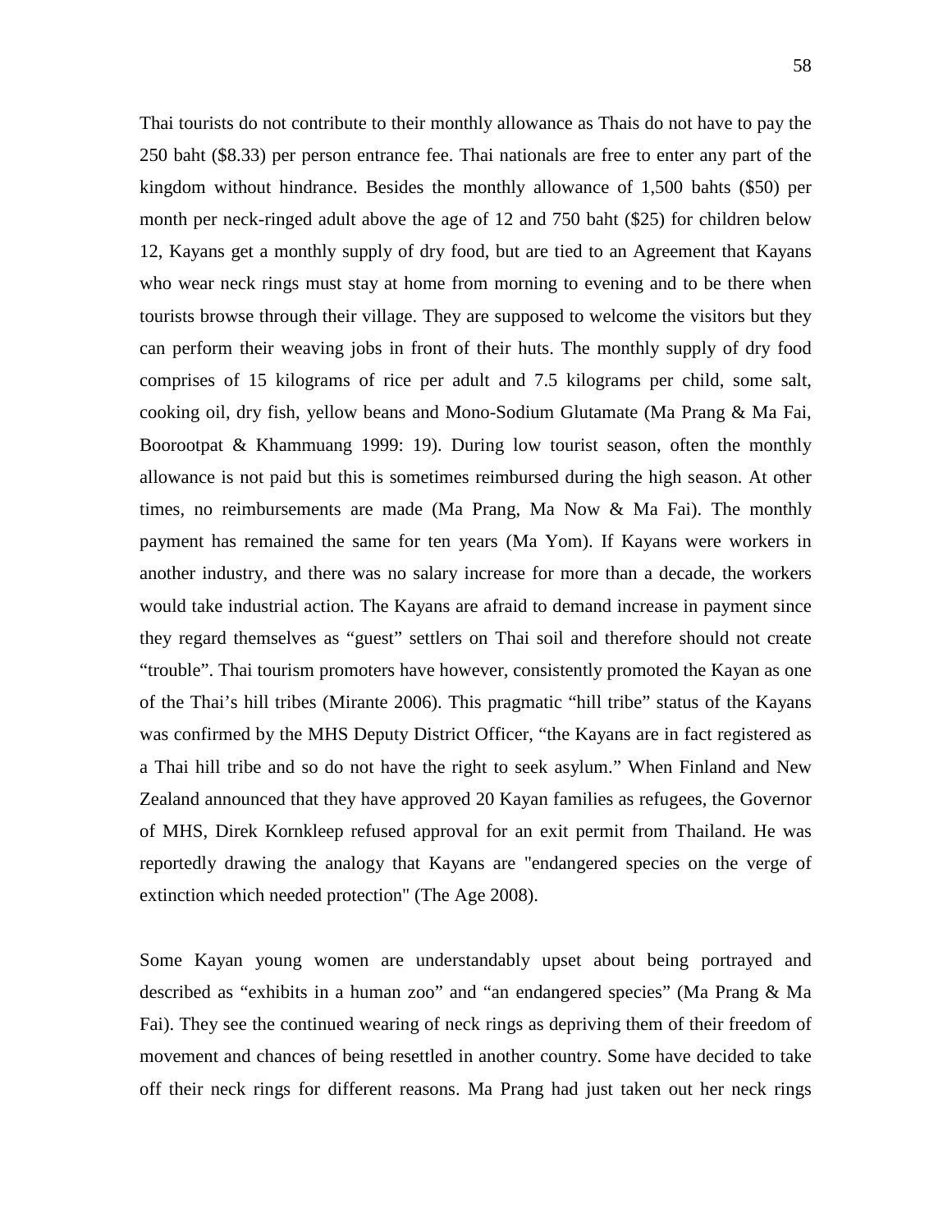Thai tourists do not contribute to their monthly allowance as Thais do not have to pay the 250 baht ($8.33) per person entrance fee. Thai nationals are free to enter any part of the kingdom without hindrance. Besides the monthly allowance of 1,500 bahts ($50) per month per neck-ringed adult above the age of 12 and 750 baht ($25) for children below 12, Kayans get a monthly supply of dry food, but are tied to an Agreement that Kayans who wear neck rings must stay at home from morning to evening and to be there when tourists browse through their village. They are supposed to welcome the visitors but they can perform their weaving jobs in front of their huts. The monthly supply of dry food comprises of 15 kilograms of rice per adult and 7.5 kilograms per child, some salt, cooking oil, dry fish, yellow beans and Mono-Sodium Glutamate (Ma Prang & Ma Fai, Boorootpat & Khammuang 1999: 19). During low tourist season, often the monthly allowance is not paid but this is sometimes reimbursed during the high season. At other times, no reimbursements are made (Ma Prang, Ma Now & Ma Fai). The monthly payment has remained the same for ten years (Ma Yom). If Kayans were workers in another industry, and there was no salary increase for more than a decade, the workers would take industrial action. The Kayans are afraid to demand increase in payment since they regard themselves as "guest" settlers on Thai soil and therefore should not create "trouble". Thai tourism promoters have however, consistently promoted the Kayan as one of the Thai's hill tribes (Mirante 2006). This pragmatic "hill tribe" status of the Kayans was confirmed by the MHS Deputy District Officer, "the Kayans are in fact registered as a Thai hill tribe and so do not have the right to seek asylum." When Finland and New Zealand announced that they have approved 20 Kayan families as refugees, the Governor of MHS, Direk Kornkleep refused approval for an exit permit from Thailand. He was reportedly drawing the analogy that Kayans are "endangered species on the verge of extinction which needed protection" (The Age 2008).

Some Kayan young women are understandably upset about being portrayed and described as "exhibits in a human zoo" and "an endangered species" (Ma Prang & Ma Fai). They see the continued wearing of neck rings as depriving them of their freedom of movement and chances of being resettled in another country. Some have decided to take off their neck rings for different reasons. Ma Prang had just taken out her neck rings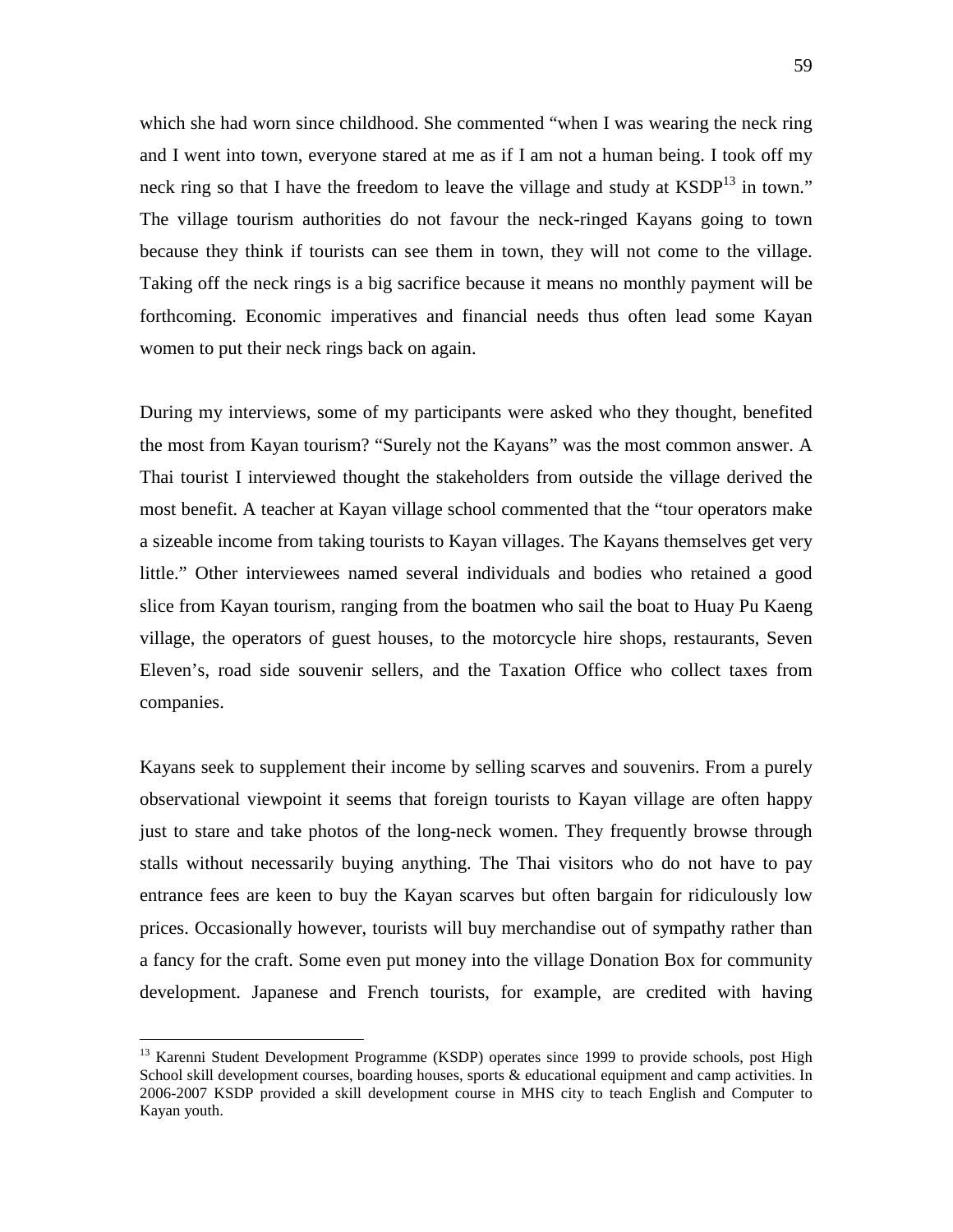which she had worn since childhood. She commented "when I was wearing the neck ring and I went into town, everyone stared at me as if I am not a human being. I took off my neck ring so that I have the freedom to leave the village and study at KSDP[13] in town." The village tourism authorities do not favour the neck-ringed Kayans going to town because they think if tourists can see them in town, they will not come to the village. Taking off the neck rings is a big sacrifice because it means no monthly payment will be forthcoming. Economic imperatives and financial needs thus often lead some Kayan women to put their neck rings back on again.

During my interviews, some of my participants were asked who they thought, benefited the most from Kayan tourism? "Surely not the Kayans" was the most common answer. A Thai tourist I interviewed thought the stakeholders from outside the village derived the most benefit. A teacher at Kayan village school commented that the "tour operators make a sizeable income from taking tourists to Kayan villages. The Kayans themselves get very little." Other interviewees named several individuals and bodies who retained a good slice from Kayan tourism, ranging from the boatmen who sail the boat to Huay Pu Kaeng village, the operators of guest houses, to the motorcycle hire shops, restaurants, Seven Eleven's, road side souvenir sellers, and the Taxation Office who collect taxes from companies.

Kayans seek to supplement their income by selling scarves and souvenirs. From a purely observational viewpoint it seems that foreign tourists to Kayan village are often happy just to stare and take photos of the long-neck women. They frequently browse through stalls without necessarily buying anything. The Thai visitors who do not have to pay entrance fees are keen to buy the Kayan scarves but often bargain for ridiculously low prices. Occasionally however, tourists will buy merchandise out of sympathy rather than a fancy for the craft. Some even put money into the village Donation Box for community development. Japanese and French tourists, for example, are credited with having

---

[13] Karenni Student Development Programme (KSDP) operates since 1999 to provide schools, post High School skill development courses, boarding houses, sports & educational equipment and camp activities. In 2006-2007 KSDP provided a skill development course in MHS city to teach English and Computer to Kayan youth.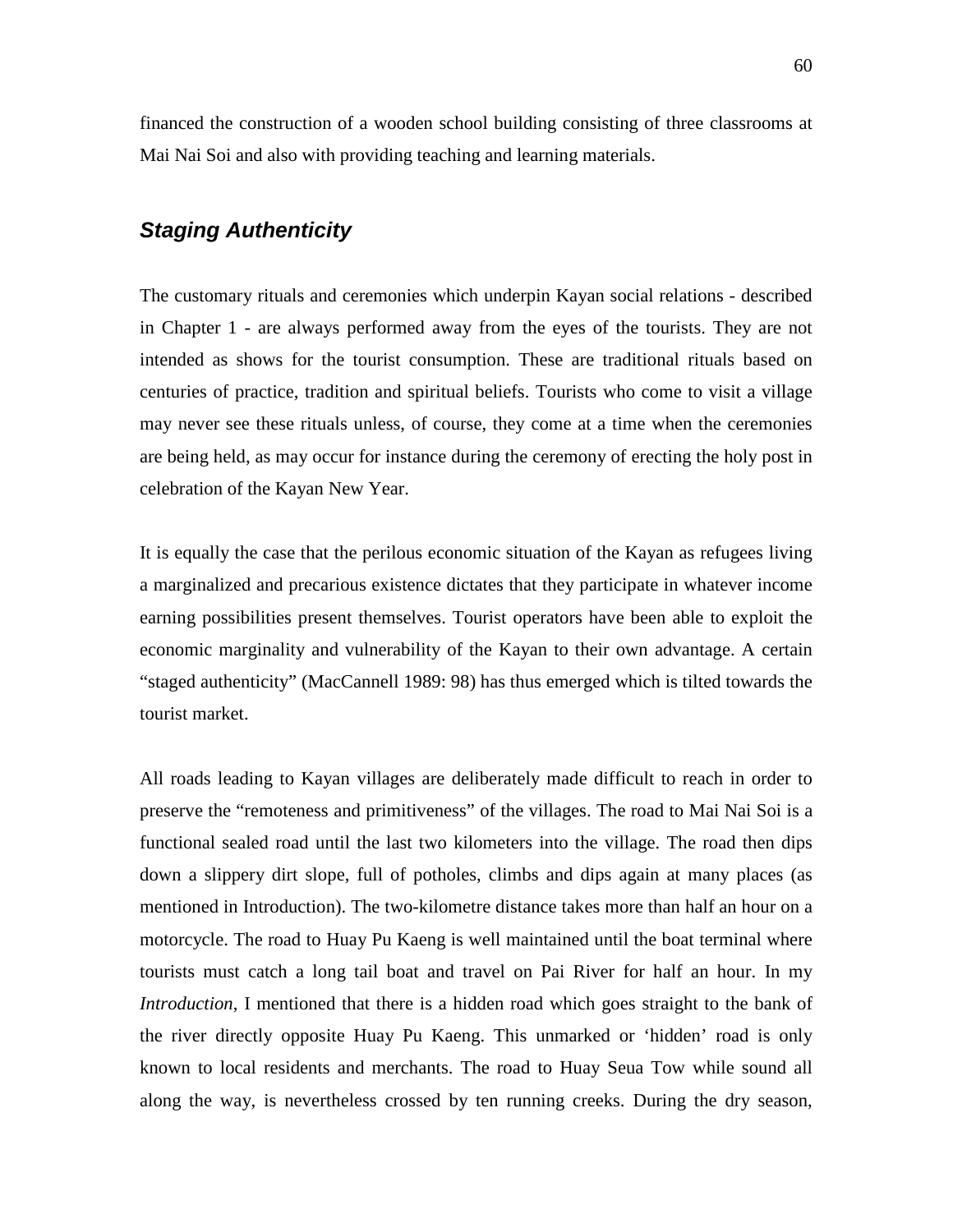financed the construction of a wooden school building consisting of three classrooms at Mai Nai Soi and also with providing teaching and learning materials.

## *Staging Authenticity*

The customary rituals and ceremonies which underpin Kayan social relations - described in Chapter 1 - are always performed away from the eyes of the tourists. They are not intended as shows for the tourist consumption. These are traditional rituals based on centuries of practice, tradition and spiritual beliefs. Tourists who come to visit a village may never see these rituals unless, of course, they come at a time when the ceremonies are being held, as may occur for instance during the ceremony of erecting the holy post in celebration of the Kayan New Year.

It is equally the case that the perilous economic situation of the Kayan as refugees living a marginalized and precarious existence dictates that they participate in whatever income earning possibilities present themselves. Tourist operators have been able to exploit the economic marginality and vulnerability of the Kayan to their own advantage. A certain "staged authenticity" (MacCannell 1989: 98) has thus emerged which is tilted towards the tourist market.

All roads leading to Kayan villages are deliberately made difficult to reach in order to preserve the "remoteness and primitiveness" of the villages. The road to Mai Nai Soi is a functional sealed road until the last two kilometers into the village. The road then dips down a slippery dirt slope, full of potholes, climbs and dips again at many places (as mentioned in Introduction). The two-kilometre distance takes more than half an hour on a motorcycle. The road to Huay Pu Kaeng is well maintained until the boat terminal where tourists must catch a long tail boat and travel on Pai River for half an hour. In my *Introduction*, I mentioned that there is a hidden road which goes straight to the bank of the river directly opposite Huay Pu Kaeng. This unmarked or 'hidden' road is only known to local residents and merchants. The road to Huay Seua Tow while sound all along the way, is nevertheless crossed by ten running creeks. During the dry season,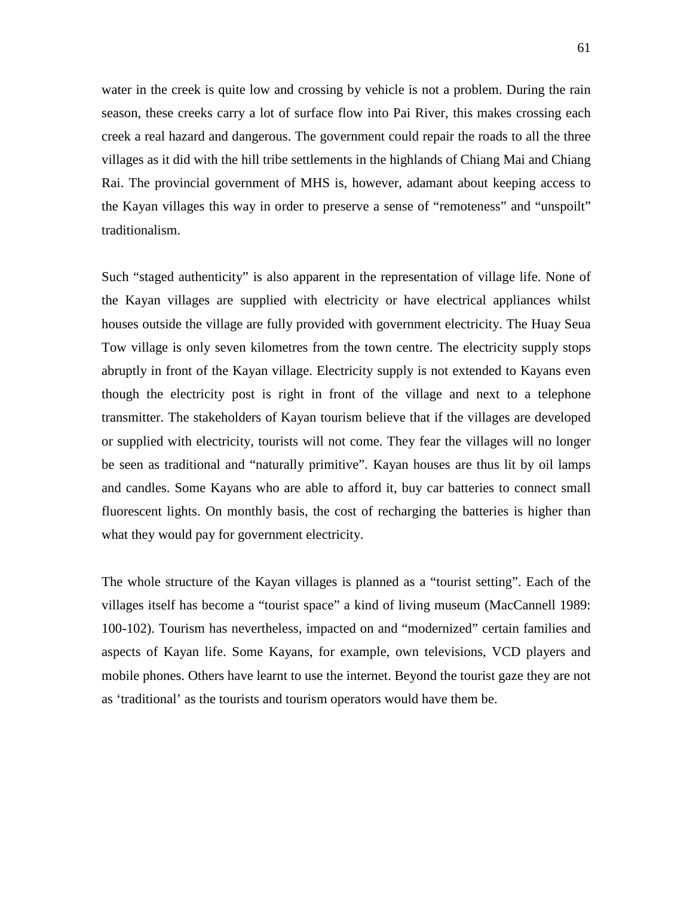water in the creek is quite low and crossing by vehicle is not a problem. During the rain season, these creeks carry a lot of surface flow into Pai River, this makes crossing each creek a real hazard and dangerous. The government could repair the roads to all the three villages as it did with the hill tribe settlements in the highlands of Chiang Mai and Chiang Rai. The provincial government of MHS is, however, adamant about keeping access to the Kayan villages this way in order to preserve a sense of "remoteness" and "unspoilt" traditionalism.

Such "staged authenticity" is also apparent in the representation of village life. None of the Kayan villages are supplied with electricity or have electrical appliances whilst houses outside the village are fully provided with government electricity. The Huay Seua Tow village is only seven kilometres from the town centre. The electricity supply stops abruptly in front of the Kayan village. Electricity supply is not extended to Kayans even though the electricity post is right in front of the village and next to a telephone transmitter. The stakeholders of Kayan tourism believe that if the villages are developed or supplied with electricity, tourists will not come. They fear the villages will no longer be seen as traditional and "naturally primitive". Kayan houses are thus lit by oil lamps and candles. Some Kayans who are able to afford it, buy car batteries to connect small fluorescent lights. On monthly basis, the cost of recharging the batteries is higher than what they would pay for government electricity.

The whole structure of the Kayan villages is planned as a "tourist setting". Each of the villages itself has become a "tourist space" a kind of living museum (MacCannell 1989: 100-102). Tourism has nevertheless, impacted on and "modernized" certain families and aspects of Kayan life. Some Kayans, for example, own televisions, VCD players and mobile phones. Others have learnt to use the internet. Beyond the tourist gaze they are not as 'traditional' as the tourists and tourism operators would have them be.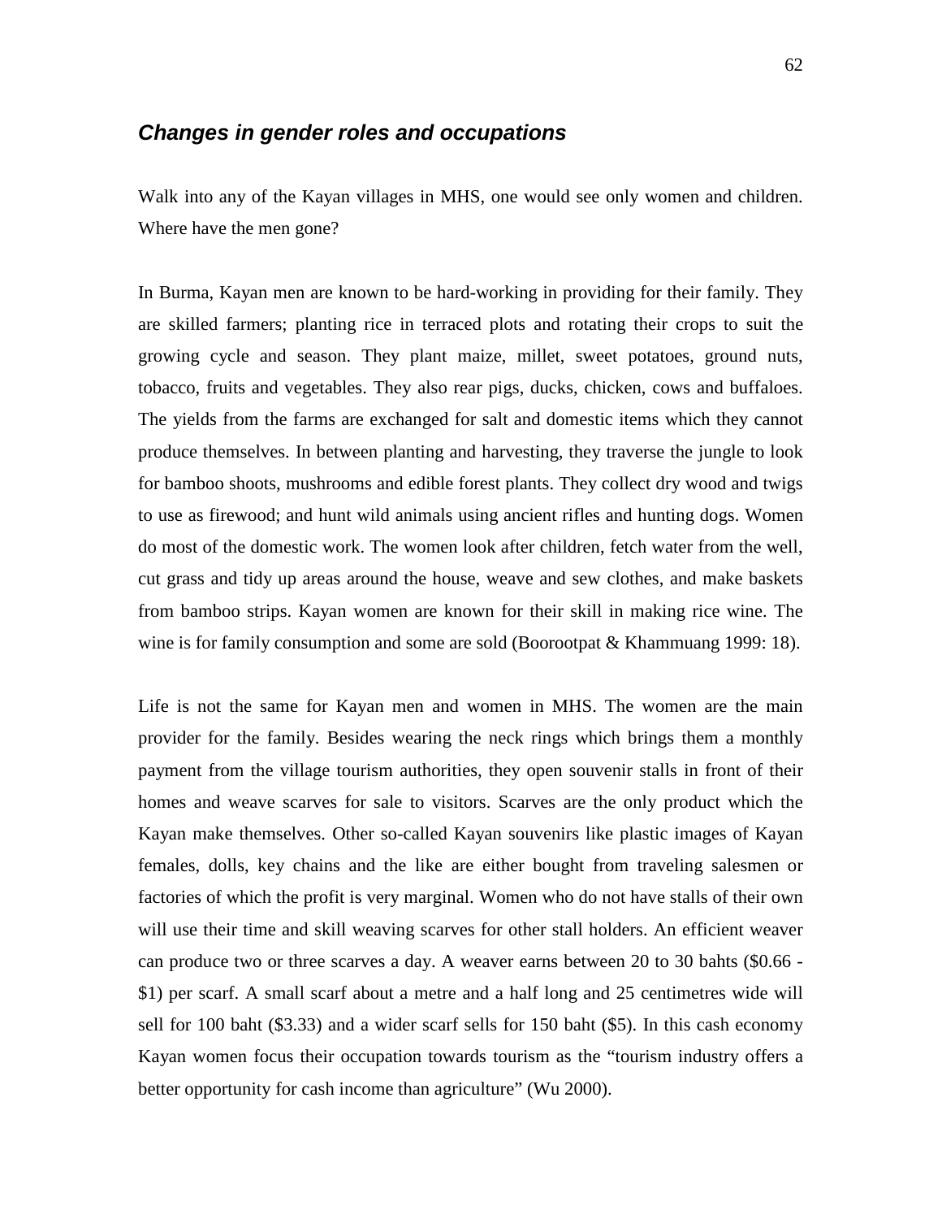### ***Changes in gender roles and occupations***

Walk into any of the Kayan villages in MHS, one would see only women and children. Where have the men gone?

In Burma, Kayan men are known to be hard-working in providing for their family. They are skilled farmers; planting rice in terraced plots and rotating their crops to suit the growing cycle and season. They plant maize, millet, sweet potatoes, ground nuts, tobacco, fruits and vegetables. They also rear pigs, ducks, chicken, cows and buffaloes. The yields from the farms are exchanged for salt and domestic items which they cannot produce themselves. In between planting and harvesting, they traverse the jungle to look for bamboo shoots, mushrooms and edible forest plants. They collect dry wood and twigs to use as firewood; and hunt wild animals using ancient rifles and hunting dogs. Women do most of the domestic work. The women look after children, fetch water from the well, cut grass and tidy up areas around the house, weave and sew clothes, and make baskets from bamboo strips. Kayan women are known for their skill in making rice wine. The wine is for family consumption and some are sold (Boorootpat & Khammuang 1999: 18).

Life is not the same for Kayan men and women in MHS. The women are the main provider for the family. Besides wearing the neck rings which brings them a monthly payment from the village tourism authorities, they open souvenir stalls in front of their homes and weave scarves for sale to visitors. Scarves are the only product which the Kayan make themselves. Other so-called Kayan souvenirs like plastic images of Kayan females, dolls, key chains and the like are either bought from traveling salesmen or factories of which the profit is very marginal. Women who do not have stalls of their own will use their time and skill weaving scarves for other stall holders. An efficient weaver can produce two or three scarves a day. A weaver earns between 20 to 30 bahts ($0.66 - $1) per scarf. A small scarf about a metre and a half long and 25 centimetres wide will sell for 100 baht ($3.33) and a wider scarf sells for 150 baht ($5). In this cash economy Kayan women focus their occupation towards tourism as the "tourism industry offers a better opportunity for cash income than agriculture" (Wu 2000).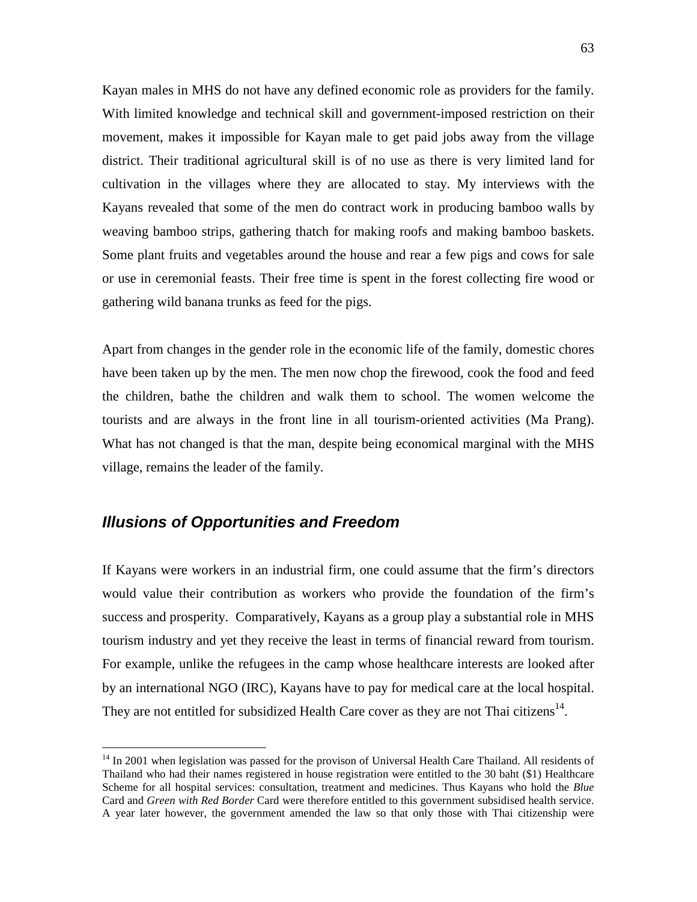Kayan males in MHS do not have any defined economic role as providers for the family. With limited knowledge and technical skill and government-imposed restriction on their movement, makes it impossible for Kayan male to get paid jobs away from the village district. Their traditional agricultural skill is of no use as there is very limited land for cultivation in the villages where they are allocated to stay. My interviews with the Kayans revealed that some of the men do contract work in producing bamboo walls by weaving bamboo strips, gathering thatch for making roofs and making bamboo baskets. Some plant fruits and vegetables around the house and rear a few pigs and cows for sale or use in ceremonial feasts. Their free time is spent in the forest collecting fire wood or gathering wild banana trunks as feed for the pigs.

Apart from changes in the gender role in the economic life of the family, domestic chores have been taken up by the men. The men now chop the firewood, cook the food and feed the children, bathe the children and walk them to school. The women welcome the tourists and are always in the front line in all tourism-oriented activities (Ma Prang). What has not changed is that the man, despite being economical marginal with the MHS village, remains the leader of the family.

## *Illusions of Opportunities and Freedom*

If Kayans were workers in an industrial firm, one could assume that the firm's directors would value their contribution as workers who provide the foundation of the firm's success and prosperity. Comparatively, Kayans as a group play a substantial role in MHS tourism industry and yet they receive the least in terms of financial reward from tourism. For example, unlike the refugees in the camp whose healthcare interests are looked after by an international NGO (IRC), Kayans have to pay for medical care at the local hospital. They are not entitled for subsidized Health Care cover as they are not Thai citizens[14].

[14] In 2001 when legislation was passed for the provison of Universal Health Care Thailand. All residents of Thailand who had their names registered in house registration were entitled to the 30 baht ($1) Healthcare Scheme for all hospital services: consultation, treatment and medicines. Thus Kayans who hold the *Blue* Card and *Green with Red Border* Card were therefore entitled to this government subsidised health service. A year later however, the government amended the law so that only those with Thai citizenship were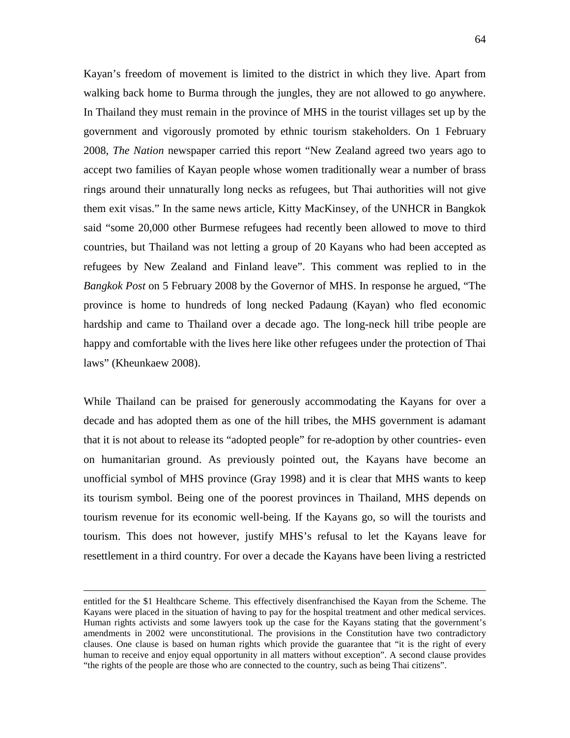Kayan's freedom of movement is limited to the district in which they live. Apart from walking back home to Burma through the jungles, they are not allowed to go anywhere. In Thailand they must remain in the province of MHS in the tourist villages set up by the government and vigorously promoted by ethnic tourism stakeholders. On 1 February 2008, *The Nation* newspaper carried this report "New Zealand agreed two years ago to accept two families of Kayan people whose women traditionally wear a number of brass rings around their unnaturally long necks as refugees, but Thai authorities will not give them exit visas." In the same news article, Kitty MacKinsey, of the UNHCR in Bangkok said "some 20,000 other Burmese refugees had recently been allowed to move to third countries, but Thailand was not letting a group of 20 Kayans who had been accepted as refugees by New Zealand and Finland leave". This comment was replied to in the *Bangkok Post* on 5 February 2008 by the Governor of MHS. In response he argued, "The province is home to hundreds of long necked Padaung (Kayan) who fled economic hardship and came to Thailand over a decade ago. The long-neck hill tribe people are happy and comfortable with the lives here like other refugees under the protection of Thai laws" (Kheunkaew 2008).

While Thailand can be praised for generously accommodating the Kayans for over a decade and has adopted them as one of the hill tribes, the MHS government is adamant that it is not about to release its "adopted people" for re-adoption by other countries- even on humanitarian ground. As previously pointed out, the Kayans have become an unofficial symbol of MHS province (Gray 1998) and it is clear that MHS wants to keep its tourism symbol. Being one of the poorest provinces in Thailand, MHS depends on tourism revenue for its economic well-being. If the Kayans go, so will the tourists and tourism. This does not however, justify MHS's refusal to let the Kayans leave for resettlement in a third country. For over a decade the Kayans have been living a restricted

---

entitled for the $1 Healthcare Scheme. This effectively disenfranchised the Kayan from the Scheme. The Kayans were placed in the situation of having to pay for the hospital treatment and other medical services. Human rights activists and some lawyers took up the case for the Kayans stating that the government's amendments in 2002 were unconstitutional. The provisions in the Constitution have two contradictory clauses. One clause is based on human rights which provide the guarantee that "it is the right of every human to receive and enjoy equal opportunity in all matters without exception". A second clause provides "the rights of the people are those who are connected to the country, such as being Thai citizens".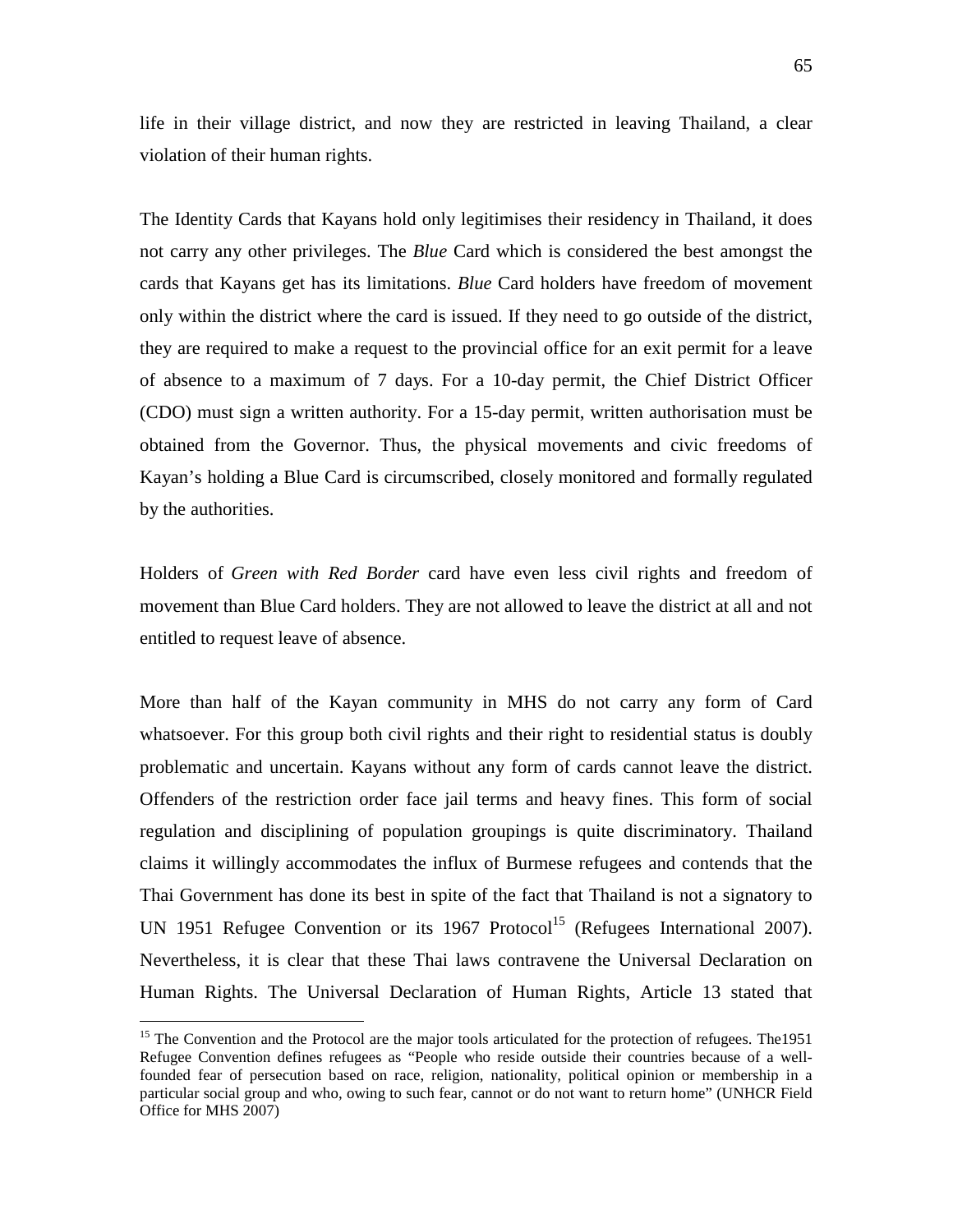life in their village district, and now they are restricted in leaving Thailand, a clear violation of their human rights.

The Identity Cards that Kayans hold only legitimises their residency in Thailand, it does not carry any other privileges. The *Blue* Card which is considered the best amongst the cards that Kayans get has its limitations. *Blue* Card holders have freedom of movement only within the district where the card is issued. If they need to go outside of the district, they are required to make a request to the provincial office for an exit permit for a leave of absence to a maximum of 7 days. For a 10-day permit, the Chief District Officer (CDO) must sign a written authority. For a 15-day permit, written authorisation must be obtained from the Governor. Thus, the physical movements and civic freedoms of Kayan's holding a Blue Card is circumscribed, closely monitored and formally regulated by the authorities.

Holders of *Green with Red Border* card have even less civil rights and freedom of movement than Blue Card holders. They are not allowed to leave the district at all and not entitled to request leave of absence.

More than half of the Kayan community in MHS do not carry any form of Card whatsoever. For this group both civil rights and their right to residential status is doubly problematic and uncertain. Kayans without any form of cards cannot leave the district. Offenders of the restriction order face jail terms and heavy fines. This form of social regulation and disciplining of population groupings is quite discriminatory. Thailand claims it willingly accommodates the influx of Burmese refugees and contends that the Thai Government has done its best in spite of the fact that Thailand is not a signatory to UN 1951 Refugee Convention or its 1967 Protocol[15] (Refugees International 2007). Nevertheless, it is clear that these Thai laws contravene the Universal Declaration on Human Rights. The Universal Declaration of Human Rights, Article 13 stated that

[15] The Convention and the Protocol are the major tools articulated for the protection of refugees. The1951 Refugee Convention defines refugees as "People who reside outside their countries because of a well-founded fear of persecution based on race, religion, nationality, political opinion or membership in a particular social group and who, owing to such fear, cannot or do not want to return home" (UNHCR Field Office for MHS 2007)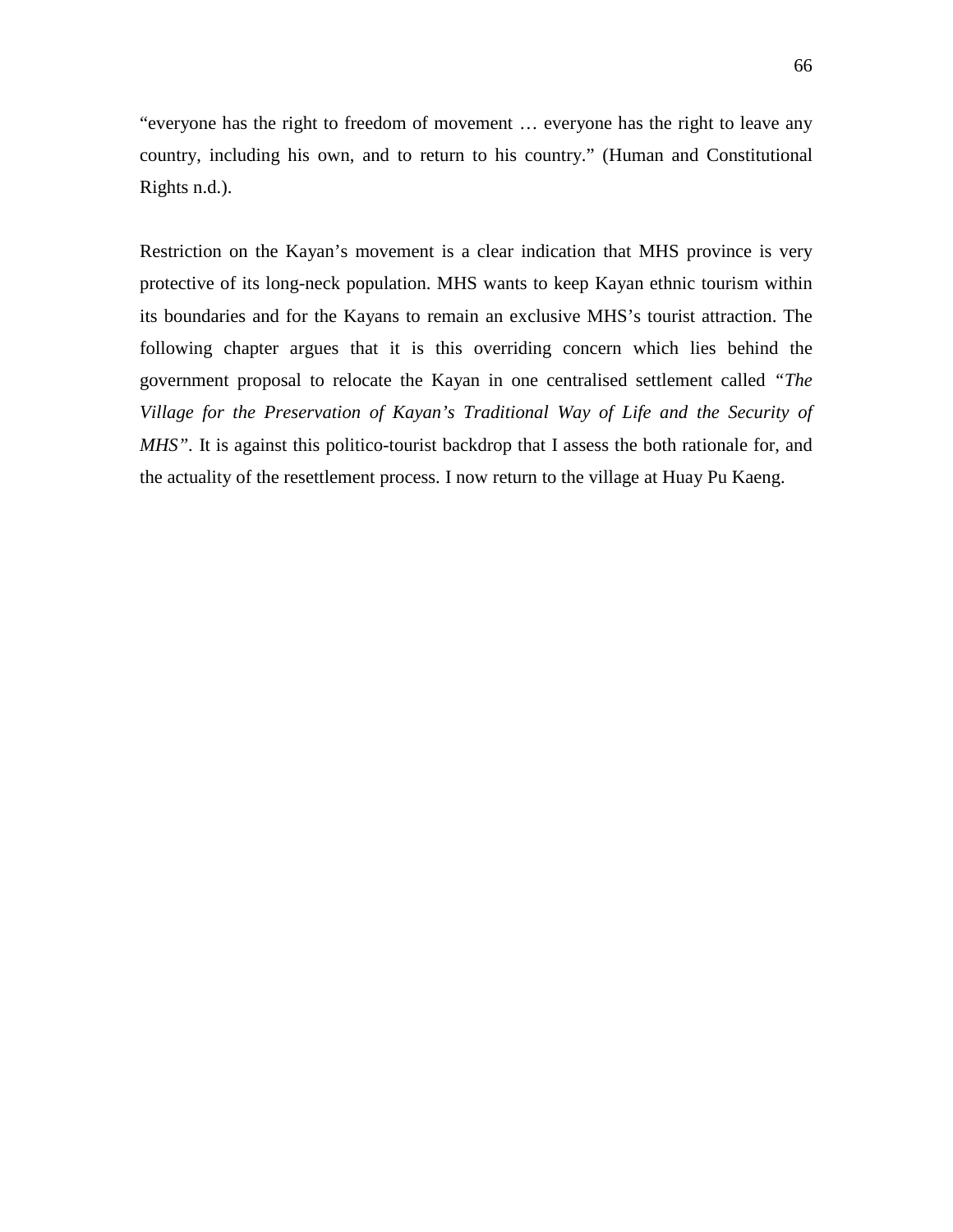"everyone has the right to freedom of movement … everyone has the right to leave any country, including his own, and to return to his country." (Human and Constitutional Rights n.d.).

Restriction on the Kayan's movement is a clear indication that MHS province is very protective of its long-neck population. MHS wants to keep Kayan ethnic tourism within its boundaries and for the Kayans to remain an exclusive MHS's tourist attraction. The following chapter argues that it is this overriding concern which lies behind the government proposal to relocate the Kayan in one centralised settlement called *"The Village for the Preservation of Kayan's Traditional Way of Life and the Security of MHS"*. It is against this politico-tourist backdrop that I assess the both rationale for, and the actuality of the resettlement process. I now return to the village at Huay Pu Kaeng.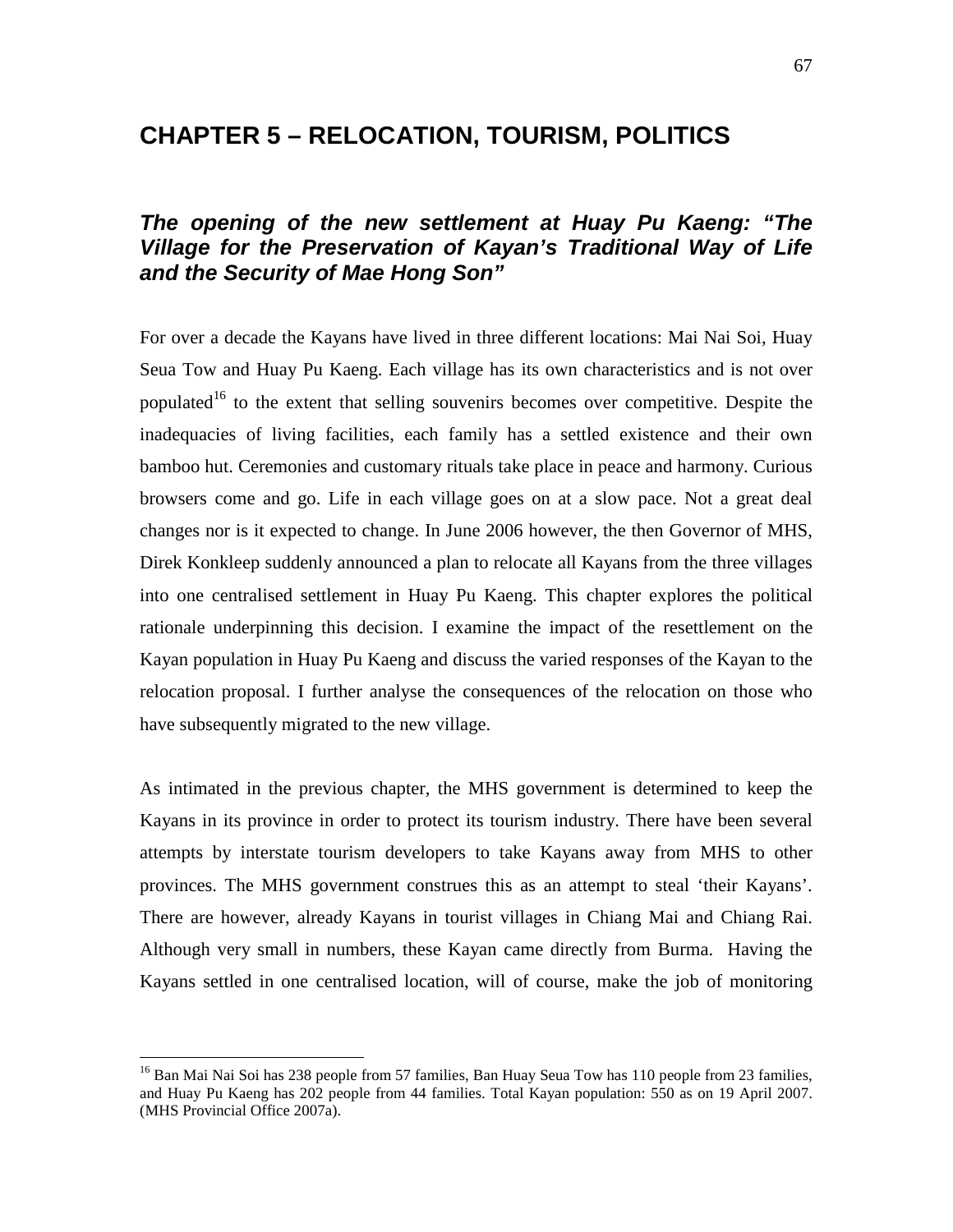# CHAPTER 5 – RELOCATION, TOURISM, POLITICS

## *The opening of the new settlement at Huay Pu Kaeng: "The Village for the Preservation of Kayan's Traditional Way of Life and the Security of Mae Hong Son"*

For over a decade the Kayans have lived in three different locations: Mai Nai Soi, Huay Seua Tow and Huay Pu Kaeng. Each village has its own characteristics and is not over populated[16] to the extent that selling souvenirs becomes over competitive. Despite the inadequacies of living facilities, each family has a settled existence and their own bamboo hut. Ceremonies and customary rituals take place in peace and harmony. Curious browsers come and go. Life in each village goes on at a slow pace. Not a great deal changes nor is it expected to change. In June 2006 however, the then Governor of MHS, Direk Konkleep suddenly announced a plan to relocate all Kayans from the three villages into one centralised settlement in Huay Pu Kaeng. This chapter explores the political rationale underpinning this decision. I examine the impact of the resettlement on the Kayan population in Huay Pu Kaeng and discuss the varied responses of the Kayan to the relocation proposal. I further analyse the consequences of the relocation on those who have subsequently migrated to the new village.

As intimated in the previous chapter, the MHS government is determined to keep the Kayans in its province in order to protect its tourism industry. There have been several attempts by interstate tourism developers to take Kayans away from MHS to other provinces. The MHS government construes this as an attempt to steal 'their Kayans'. There are however, already Kayans in tourist villages in Chiang Mai and Chiang Rai. Although very small in numbers, these Kayan came directly from Burma. Having the Kayans settled in one centralised location, will of course, make the job of monitoring

[16] Ban Mai Nai Soi has 238 people from 57 families, Ban Huay Seua Tow has 110 people from 23 families, and Huay Pu Kaeng has 202 people from 44 families. Total Kayan population: 550 as on 19 April 2007. (MHS Provincial Office 2007a).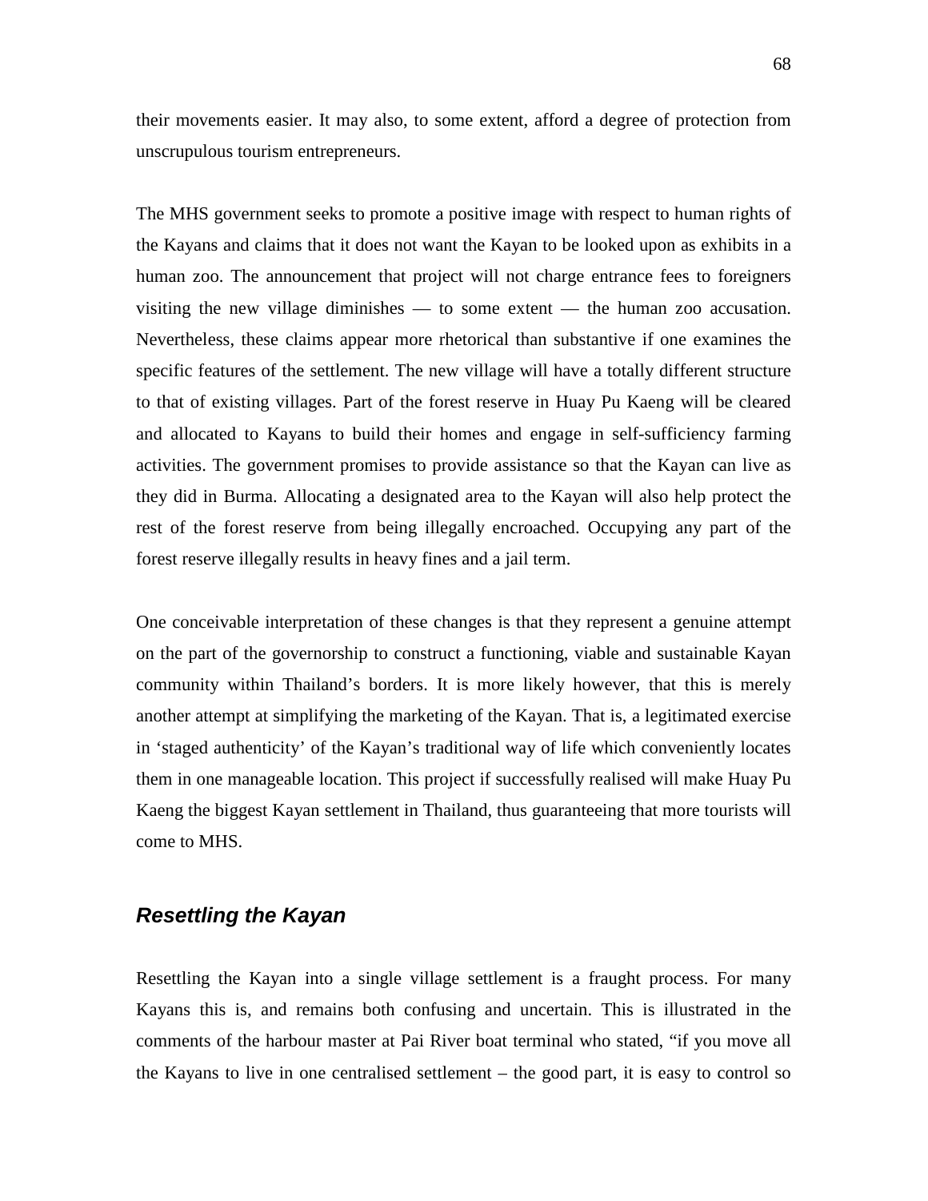their movements easier. It may also, to some extent, afford a degree of protection from unscrupulous tourism entrepreneurs.

The MHS government seeks to promote a positive image with respect to human rights of the Kayans and claims that it does not want the Kayan to be looked upon as exhibits in a human zoo. The announcement that project will not charge entrance fees to foreigners visiting the new village diminishes — to some extent — the human zoo accusation. Nevertheless, these claims appear more rhetorical than substantive if one examines the specific features of the settlement. The new village will have a totally different structure to that of existing villages. Part of the forest reserve in Huay Pu Kaeng will be cleared and allocated to Kayans to build their homes and engage in self-sufficiency farming activities. The government promises to provide assistance so that the Kayan can live as they did in Burma. Allocating a designated area to the Kayan will also help protect the rest of the forest reserve from being illegally encroached. Occupying any part of the forest reserve illegally results in heavy fines and a jail term.

One conceivable interpretation of these changes is that they represent a genuine attempt on the part of the governorship to construct a functioning, viable and sustainable Kayan community within Thailand's borders. It is more likely however, that this is merely another attempt at simplifying the marketing of the Kayan. That is, a legitimated exercise in 'staged authenticity' of the Kayan's traditional way of life which conveniently locates them in one manageable location. This project if successfully realised will make Huay Pu Kaeng the biggest Kayan settlement in Thailand, thus guaranteeing that more tourists will come to MHS.

### *Resettling the Kayan*

Resettling the Kayan into a single village settlement is a fraught process. For many Kayans this is, and remains both confusing and uncertain. This is illustrated in the comments of the harbour master at Pai River boat terminal who stated, "if you move all the Kayans to live in one centralised settlement – the good part, it is easy to control so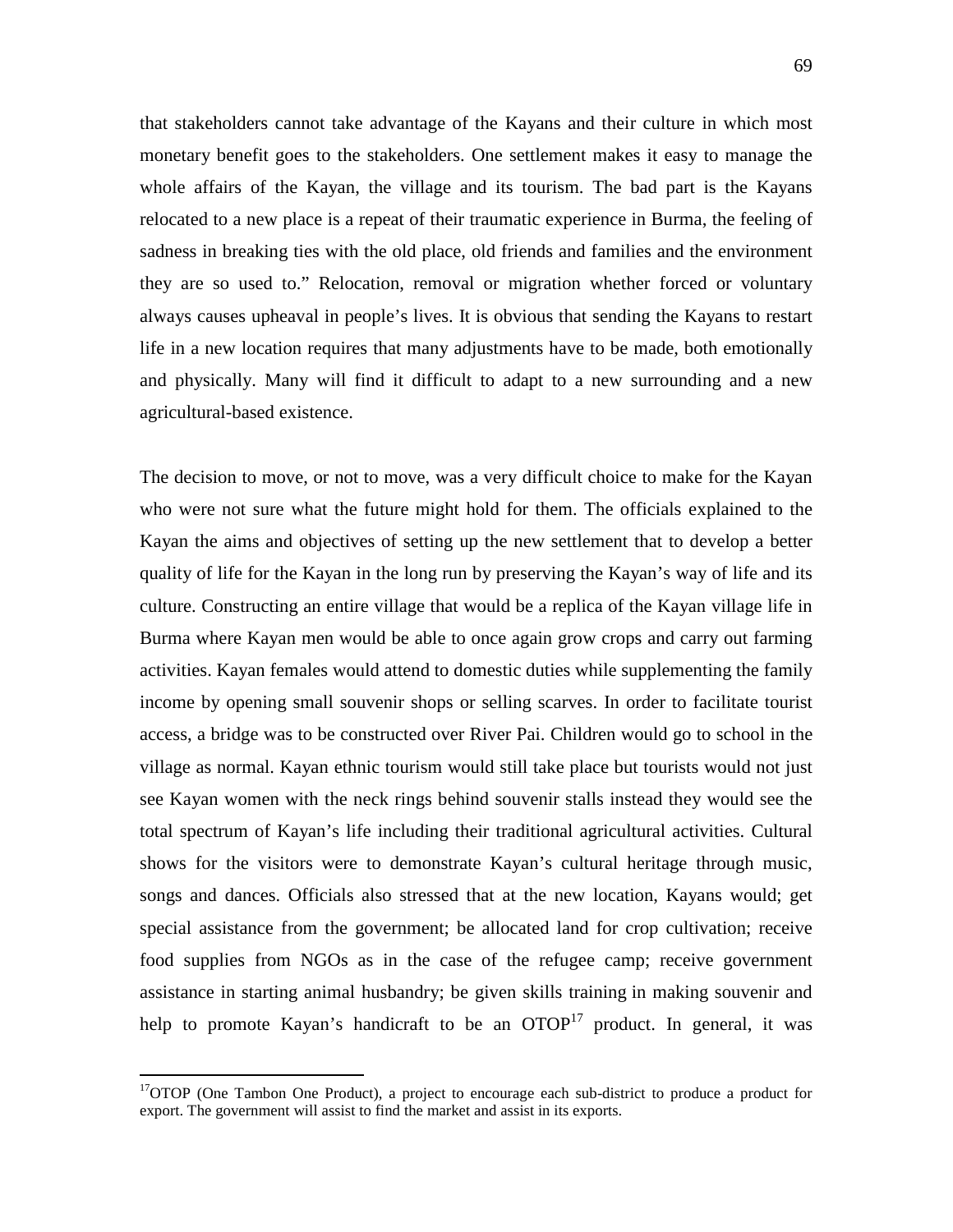that stakeholders cannot take advantage of the Kayans and their culture in which most monetary benefit goes to the stakeholders. One settlement makes it easy to manage the whole affairs of the Kayan, the village and its tourism. The bad part is the Kayans relocated to a new place is a repeat of their traumatic experience in Burma, the feeling of sadness in breaking ties with the old place, old friends and families and the environment they are so used to." Relocation, removal or migration whether forced or voluntary always causes upheaval in people's lives. It is obvious that sending the Kayans to restart life in a new location requires that many adjustments have to be made, both emotionally and physically. Many will find it difficult to adapt to a new surrounding and a new agricultural-based existence.

The decision to move, or not to move, was a very difficult choice to make for the Kayan who were not sure what the future might hold for them. The officials explained to the Kayan the aims and objectives of setting up the new settlement that to develop a better quality of life for the Kayan in the long run by preserving the Kayan's way of life and its culture. Constructing an entire village that would be a replica of the Kayan village life in Burma where Kayan men would be able to once again grow crops and carry out farming activities. Kayan females would attend to domestic duties while supplementing the family income by opening small souvenir shops or selling scarves. In order to facilitate tourist access, a bridge was to be constructed over River Pai. Children would go to school in the village as normal. Kayan ethnic tourism would still take place but tourists would not just see Kayan women with the neck rings behind souvenir stalls instead they would see the total spectrum of Kayan's life including their traditional agricultural activities. Cultural shows for the visitors were to demonstrate Kayan's cultural heritage through music, songs and dances. Officials also stressed that at the new location, Kayans would; get special assistance from the government; be allocated land for crop cultivation; receive food supplies from NGOs as in the case of the refugee camp; receive government assistance in starting animal husbandry; be given skills training in making souvenir and help to promote Kayan's handicraft to be an OTOP[17] product. In general, it was

[17]OTOP (One Tambon One Product), a project to encourage each sub-district to produce a product for export. The government will assist to find the market and assist in its exports.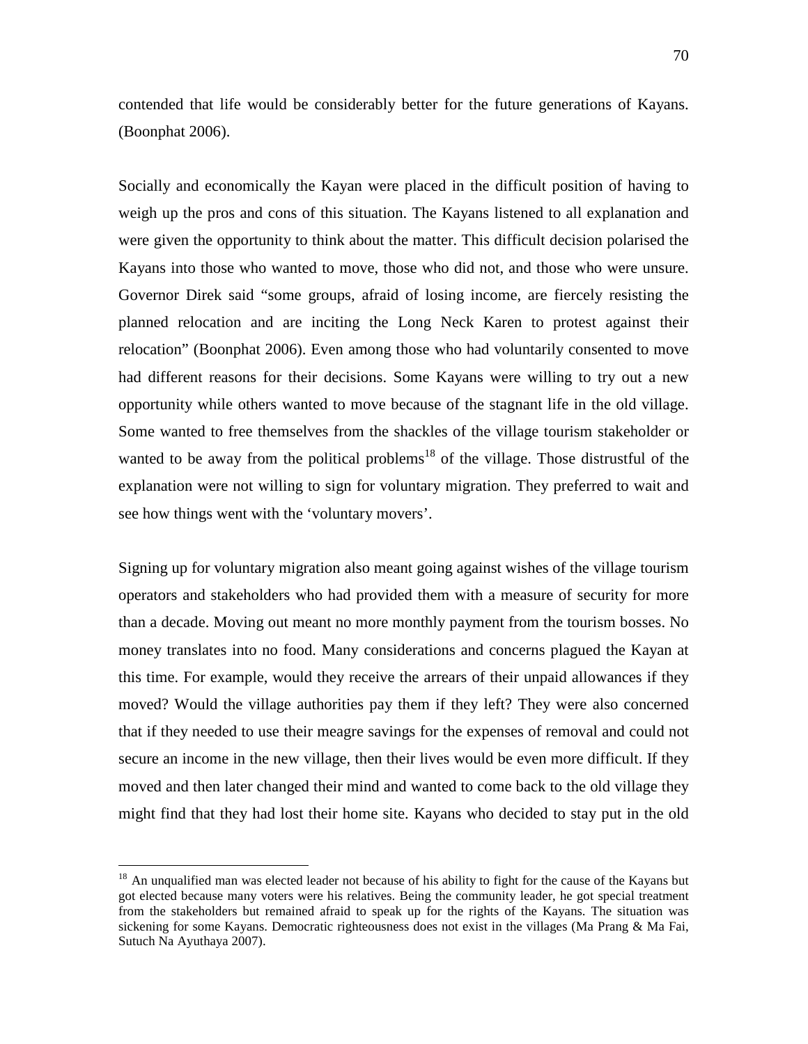contended that life would be considerably better for the future generations of Kayans. (Boonphat 2006).

Socially and economically the Kayan were placed in the difficult position of having to weigh up the pros and cons of this situation. The Kayans listened to all explanation and were given the opportunity to think about the matter. This difficult decision polarised the Kayans into those who wanted to move, those who did not, and those who were unsure. Governor Direk said "some groups, afraid of losing income, are fiercely resisting the planned relocation and are inciting the Long Neck Karen to protest against their relocation" (Boonphat 2006). Even among those who had voluntarily consented to move had different reasons for their decisions. Some Kayans were willing to try out a new opportunity while others wanted to move because of the stagnant life in the old village. Some wanted to free themselves from the shackles of the village tourism stakeholder or wanted to be away from the political problems[18] of the village. Those distrustful of the explanation were not willing to sign for voluntary migration. They preferred to wait and see how things went with the 'voluntary movers'.

Signing up for voluntary migration also meant going against wishes of the village tourism operators and stakeholders who had provided them with a measure of security for more than a decade. Moving out meant no more monthly payment from the tourism bosses. No money translates into no food. Many considerations and concerns plagued the Kayan at this time. For example, would they receive the arrears of their unpaid allowances if they moved? Would the village authorities pay them if they left? They were also concerned that if they needed to use their meagre savings for the expenses of removal and could not secure an income in the new village, then their lives would be even more difficult. If they moved and then later changed their mind and wanted to come back to the old village they might find that they had lost their home site. Kayans who decided to stay put in the old

---

[18] An unqualified man was elected leader not because of his ability to fight for the cause of the Kayans but got elected because many voters were his relatives. Being the community leader, he got special treatment from the stakeholders but remained afraid to speak up for the rights of the Kayans. The situation was sickening for some Kayans. Democratic righteousness does not exist in the villages (Ma Prang & Ma Fai, Sutuch Na Ayuthaya 2007).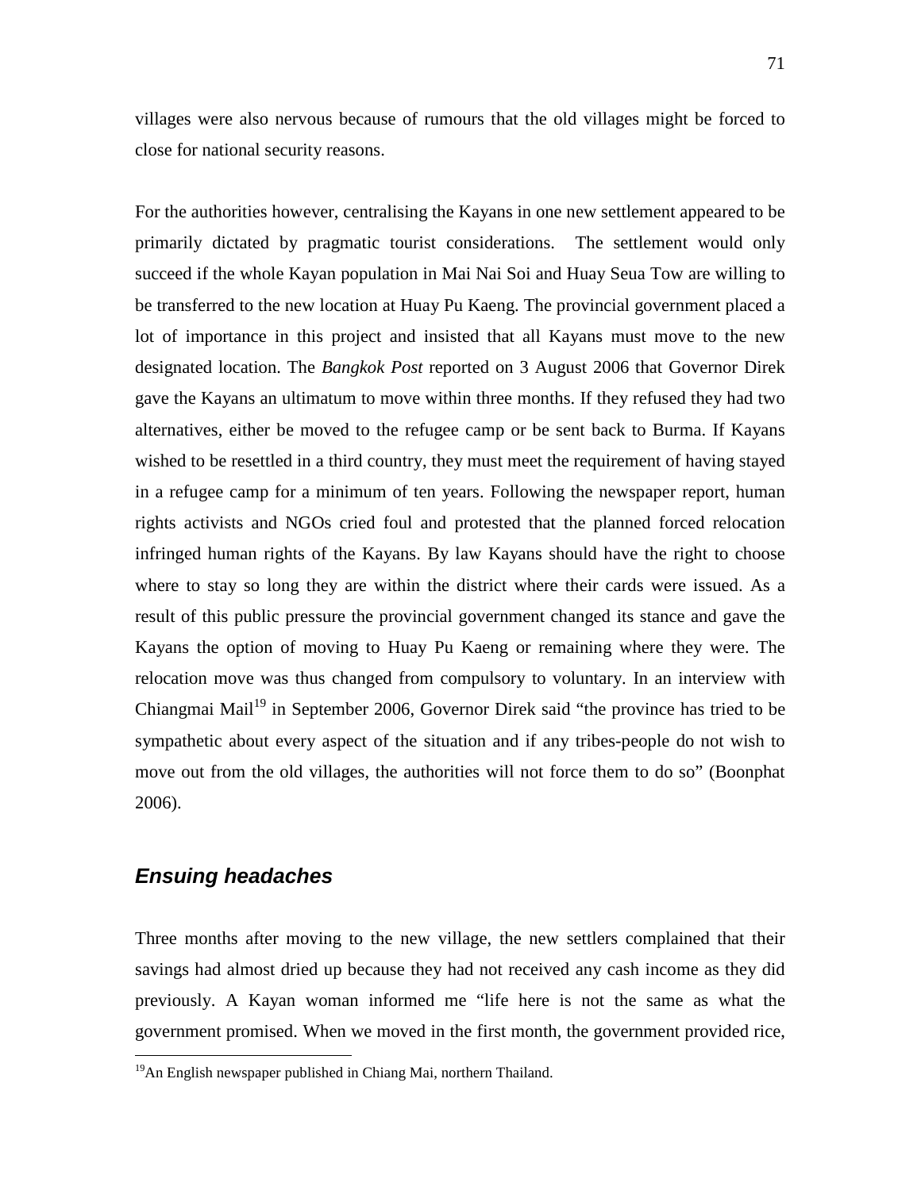villages were also nervous because of rumours that the old villages might be forced to close for national security reasons.

For the authorities however, centralising the Kayans in one new settlement appeared to be primarily dictated by pragmatic tourist considerations. The settlement would only succeed if the whole Kayan population in Mai Nai Soi and Huay Seua Tow are willing to be transferred to the new location at Huay Pu Kaeng. The provincial government placed a lot of importance in this project and insisted that all Kayans must move to the new designated location. The *Bangkok Post* reported on 3 August 2006 that Governor Direk gave the Kayans an ultimatum to move within three months. If they refused they had two alternatives, either be moved to the refugee camp or be sent back to Burma. If Kayans wished to be resettled in a third country, they must meet the requirement of having stayed in a refugee camp for a minimum of ten years. Following the newspaper report, human rights activists and NGOs cried foul and protested that the planned forced relocation infringed human rights of the Kayans. By law Kayans should have the right to choose where to stay so long they are within the district where their cards were issued. As a result of this public pressure the provincial government changed its stance and gave the Kayans the option of moving to Huay Pu Kaeng or remaining where they were. The relocation move was thus changed from compulsory to voluntary. In an interview with Chiangmai Mail[19] in September 2006, Governor Direk said "the province has tried to be sympathetic about every aspect of the situation and if any tribes-people do not wish to move out from the old villages, the authorities will not force them to do so" (Boonphat 2006).

## *Ensuing headaches*

Three months after moving to the new village, the new settlers complained that their savings had almost dried up because they had not received any cash income as they did previously. A Kayan woman informed me "life here is not the same as what the government promised. When we moved in the first month, the government provided rice,

[19] An English newspaper published in Chiang Mai, northern Thailand.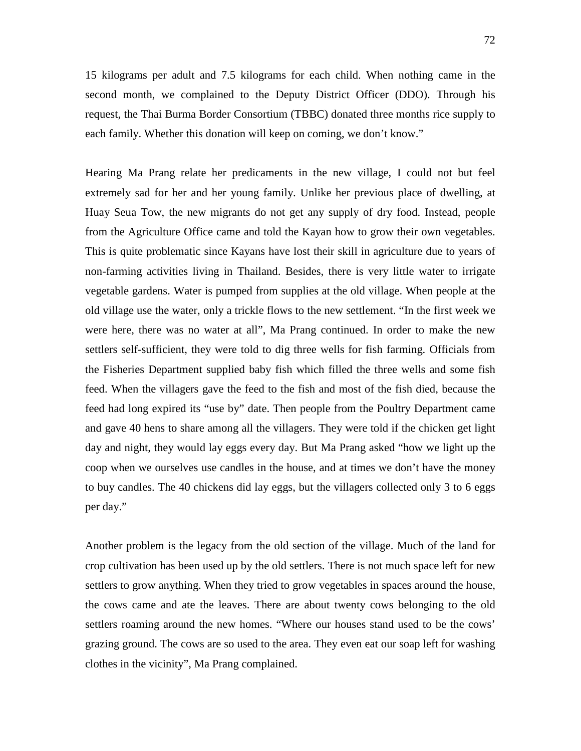15 kilograms per adult and 7.5 kilograms for each child. When nothing came in the second month, we complained to the Deputy District Officer (DDO). Through his request, the Thai Burma Border Consortium (TBBC) donated three months rice supply to each family. Whether this donation will keep on coming, we don't know."

Hearing Ma Prang relate her predicaments in the new village, I could not but feel extremely sad for her and her young family. Unlike her previous place of dwelling, at Huay Seua Tow, the new migrants do not get any supply of dry food. Instead, people from the Agriculture Office came and told the Kayan how to grow their own vegetables. This is quite problematic since Kayans have lost their skill in agriculture due to years of non-farming activities living in Thailand. Besides, there is very little water to irrigate vegetable gardens. Water is pumped from supplies at the old village. When people at the old village use the water, only a trickle flows to the new settlement. "In the first week we were here, there was no water at all", Ma Prang continued. In order to make the new settlers self-sufficient, they were told to dig three wells for fish farming. Officials from the Fisheries Department supplied baby fish which filled the three wells and some fish feed. When the villagers gave the feed to the fish and most of the fish died, because the feed had long expired its "use by" date. Then people from the Poultry Department came and gave 40 hens to share among all the villagers. They were told if the chicken get light day and night, they would lay eggs every day. But Ma Prang asked "how we light up the coop when we ourselves use candles in the house, and at times we don't have the money to buy candles. The 40 chickens did lay eggs, but the villagers collected only 3 to 6 eggs per day."

Another problem is the legacy from the old section of the village. Much of the land for crop cultivation has been used up by the old settlers. There is not much space left for new settlers to grow anything. When they tried to grow vegetables in spaces around the house, the cows came and ate the leaves. There are about twenty cows belonging to the old settlers roaming around the new homes. "Where our houses stand used to be the cows' grazing ground. The cows are so used to the area. They even eat our soap left for washing clothes in the vicinity", Ma Prang complained.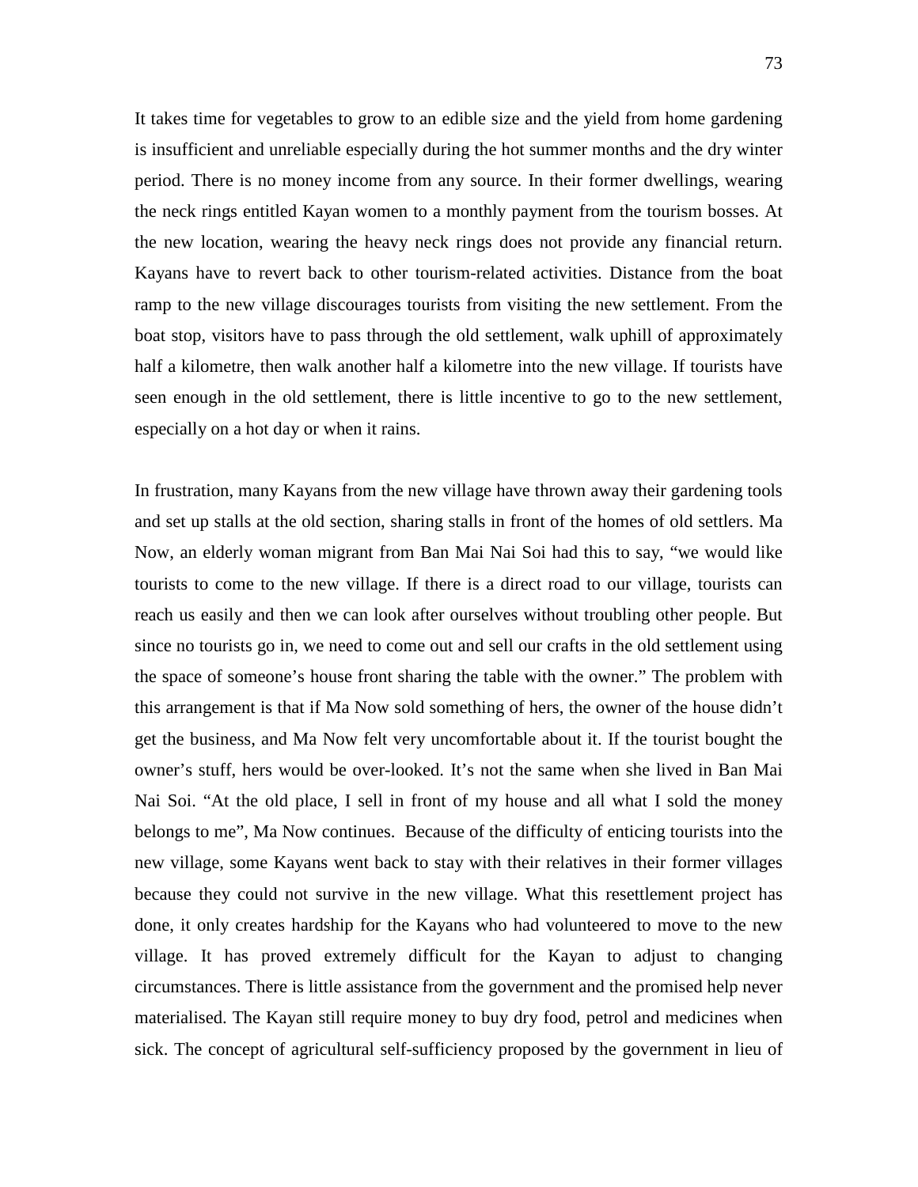It takes time for vegetables to grow to an edible size and the yield from home gardening is insufficient and unreliable especially during the hot summer months and the dry winter period. There is no money income from any source. In their former dwellings, wearing the neck rings entitled Kayan women to a monthly payment from the tourism bosses. At the new location, wearing the heavy neck rings does not provide any financial return. Kayans have to revert back to other tourism-related activities. Distance from the boat ramp to the new village discourages tourists from visiting the new settlement. From the boat stop, visitors have to pass through the old settlement, walk uphill of approximately half a kilometre, then walk another half a kilometre into the new village. If tourists have seen enough in the old settlement, there is little incentive to go to the new settlement, especially on a hot day or when it rains.

In frustration, many Kayans from the new village have thrown away their gardening tools and set up stalls at the old section, sharing stalls in front of the homes of old settlers. Ma Now, an elderly woman migrant from Ban Mai Nai Soi had this to say, "we would like tourists to come to the new village. If there is a direct road to our village, tourists can reach us easily and then we can look after ourselves without troubling other people. But since no tourists go in, we need to come out and sell our crafts in the old settlement using the space of someone's house front sharing the table with the owner." The problem with this arrangement is that if Ma Now sold something of hers, the owner of the house didn't get the business, and Ma Now felt very uncomfortable about it. If the tourist bought the owner's stuff, hers would be over-looked. It's not the same when she lived in Ban Mai Nai Soi. "At the old place, I sell in front of my house and all what I sold the money belongs to me", Ma Now continues. Because of the difficulty of enticing tourists into the new village, some Kayans went back to stay with their relatives in their former villages because they could not survive in the new village. What this resettlement project has done, it only creates hardship for the Kayans who had volunteered to move to the new village. It has proved extremely difficult for the Kayan to adjust to changing circumstances. There is little assistance from the government and the promised help never materialised. The Kayan still require money to buy dry food, petrol and medicines when sick. The concept of agricultural self-sufficiency proposed by the government in lieu of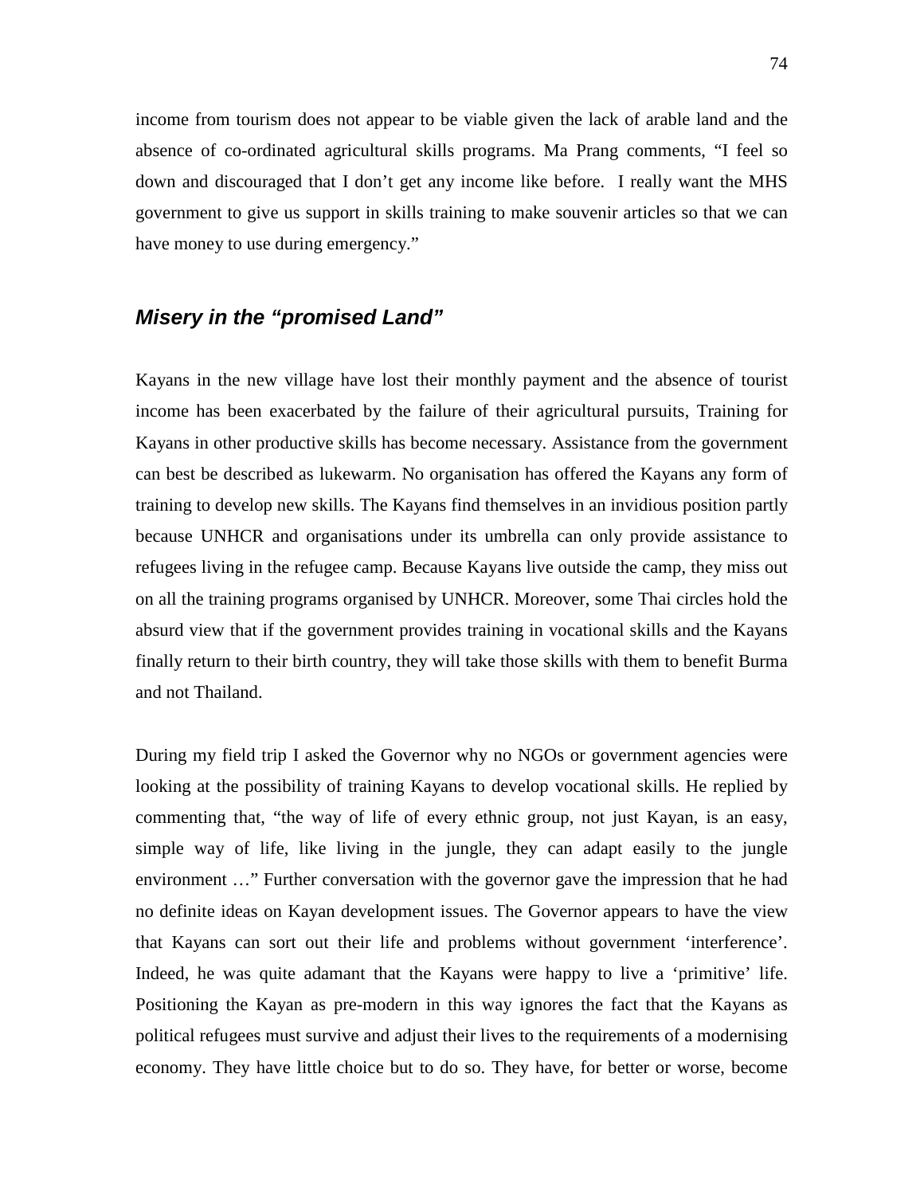income from tourism does not appear to be viable given the lack of arable land and the absence of co-ordinated agricultural skills programs. Ma Prang comments, "I feel so down and discouraged that I don't get any income like before. I really want the MHS government to give us support in skills training to make souvenir articles so that we can have money to use during emergency."

## *Misery in the "promised Land"*

Kayans in the new village have lost their monthly payment and the absence of tourist income has been exacerbated by the failure of their agricultural pursuits, Training for Kayans in other productive skills has become necessary. Assistance from the government can best be described as lukewarm. No organisation has offered the Kayans any form of training to develop new skills. The Kayans find themselves in an invidious position partly because UNHCR and organisations under its umbrella can only provide assistance to refugees living in the refugee camp. Because Kayans live outside the camp, they miss out on all the training programs organised by UNHCR. Moreover, some Thai circles hold the absurd view that if the government provides training in vocational skills and the Kayans finally return to their birth country, they will take those skills with them to benefit Burma and not Thailand.

During my field trip I asked the Governor why no NGOs or government agencies were looking at the possibility of training Kayans to develop vocational skills. He replied by commenting that, "the way of life of every ethnic group, not just Kayan, is an easy, simple way of life, like living in the jungle, they can adapt easily to the jungle environment …" Further conversation with the governor gave the impression that he had no definite ideas on Kayan development issues. The Governor appears to have the view that Kayans can sort out their life and problems without government 'interference'. Indeed, he was quite adamant that the Kayans were happy to live a 'primitive' life. Positioning the Kayan as pre-modern in this way ignores the fact that the Kayans as political refugees must survive and adjust their lives to the requirements of a modernising economy. They have little choice but to do so. They have, for better or worse, become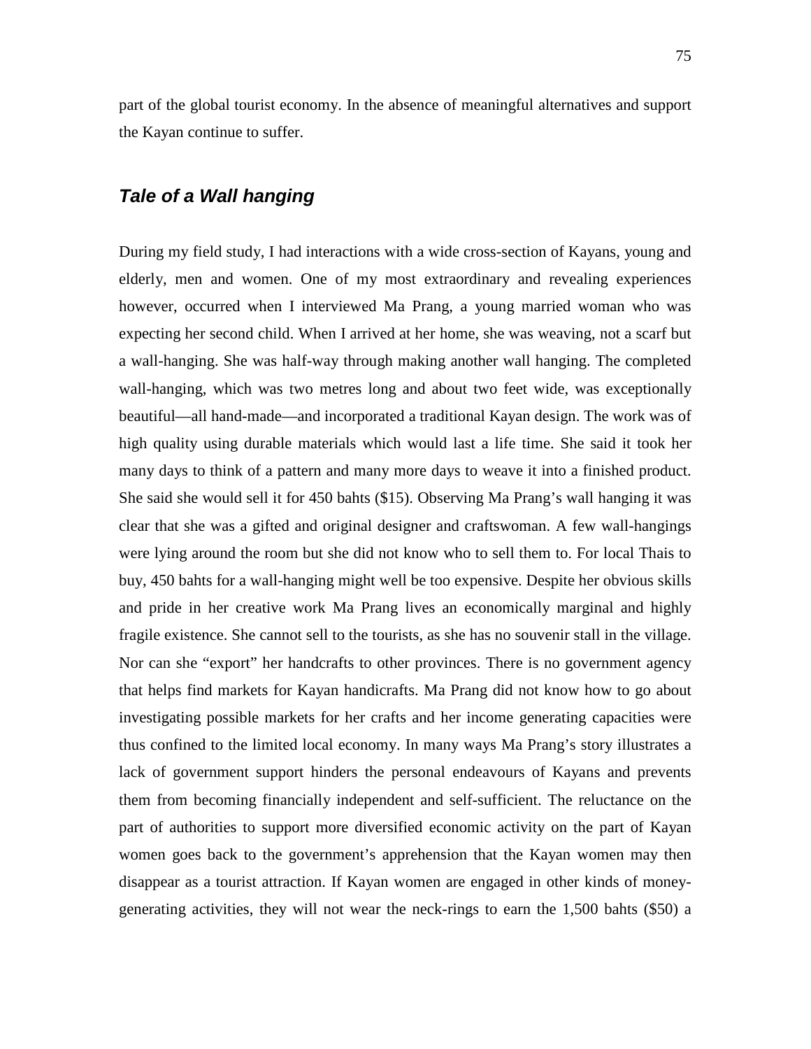part of the global tourist economy. In the absence of meaningful alternatives and support the Kayan continue to suffer.

### *Tale of a Wall hanging*

During my field study, I had interactions with a wide cross-section of Kayans, young and elderly, men and women. One of my most extraordinary and revealing experiences however, occurred when I interviewed Ma Prang, a young married woman who was expecting her second child. When I arrived at her home, she was weaving, not a scarf but a wall-hanging. She was half-way through making another wall hanging. The completed wall-hanging, which was two metres long and about two feet wide, was exceptionally beautiful—all hand-made—and incorporated a traditional Kayan design. The work was of high quality using durable materials which would last a life time. She said it took her many days to think of a pattern and many more days to weave it into a finished product. She said she would sell it for 450 bahts ($15). Observing Ma Prang's wall hanging it was clear that she was a gifted and original designer and craftswoman. A few wall-hangings were lying around the room but she did not know who to sell them to. For local Thais to buy, 450 bahts for a wall-hanging might well be too expensive. Despite her obvious skills and pride in her creative work Ma Prang lives an economically marginal and highly fragile existence. She cannot sell to the tourists, as she has no souvenir stall in the village. Nor can she "export" her handcrafts to other provinces. There is no government agency that helps find markets for Kayan handicrafts. Ma Prang did not know how to go about investigating possible markets for her crafts and her income generating capacities were thus confined to the limited local economy. In many ways Ma Prang's story illustrates a lack of government support hinders the personal endeavours of Kayans and prevents them from becoming financially independent and self-sufficient. The reluctance on the part of authorities to support more diversified economic activity on the part of Kayan women goes back to the government's apprehension that the Kayan women may then disappear as a tourist attraction. If Kayan women are engaged in other kinds of money-generating activities, they will not wear the neck-rings to earn the 1,500 bahts ($50) a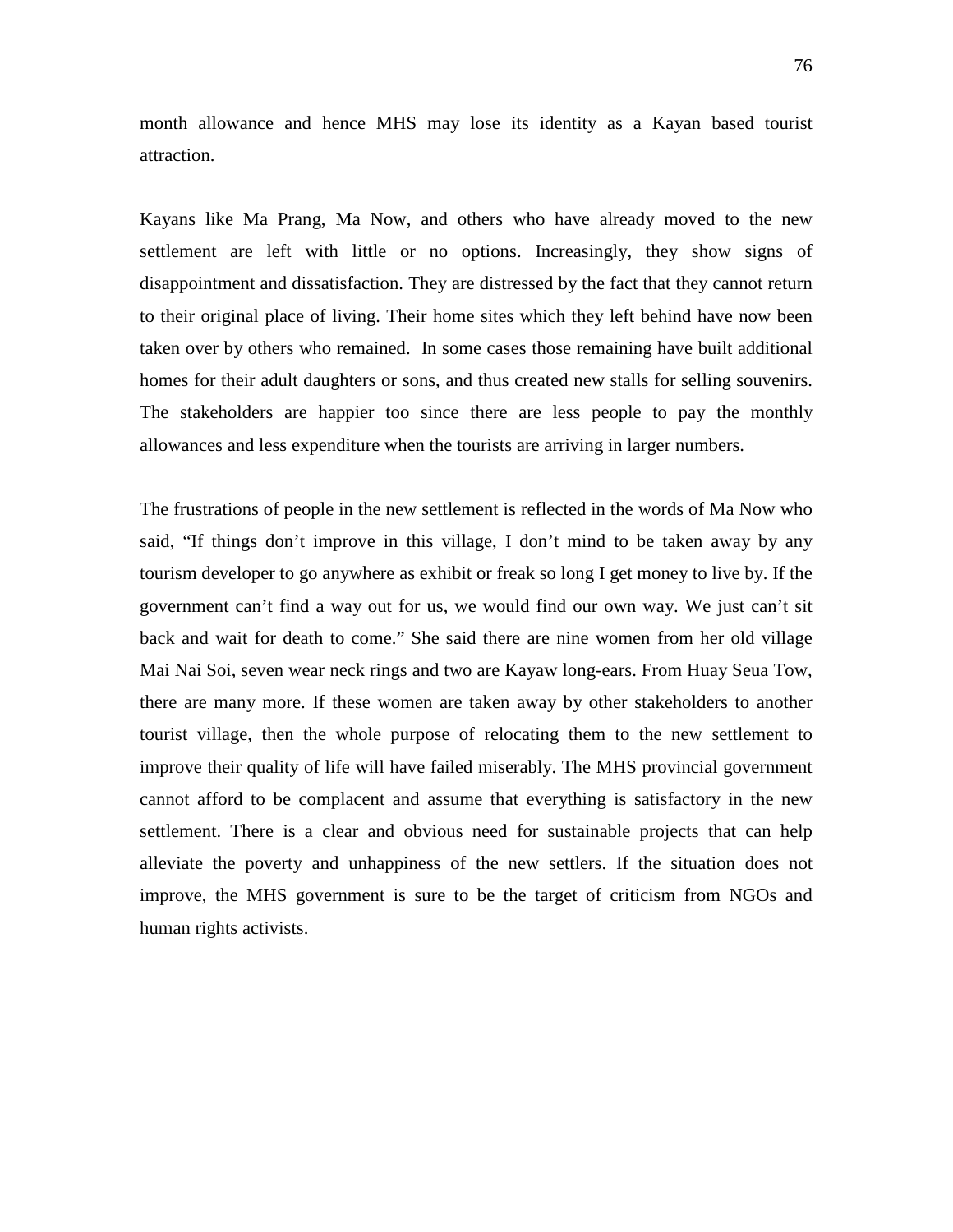month allowance and hence MHS may lose its identity as a Kayan based tourist attraction.

Kayans like Ma Prang, Ma Now, and others who have already moved to the new settlement are left with little or no options. Increasingly, they show signs of disappointment and dissatisfaction. They are distressed by the fact that they cannot return to their original place of living. Their home sites which they left behind have now been taken over by others who remained. In some cases those remaining have built additional homes for their adult daughters or sons, and thus created new stalls for selling souvenirs. The stakeholders are happier too since there are less people to pay the monthly allowances and less expenditure when the tourists are arriving in larger numbers.

The frustrations of people in the new settlement is reflected in the words of Ma Now who said, "If things don't improve in this village, I don't mind to be taken away by any tourism developer to go anywhere as exhibit or freak so long I get money to live by. If the government can't find a way out for us, we would find our own way. We just can't sit back and wait for death to come." She said there are nine women from her old village Mai Nai Soi, seven wear neck rings and two are Kayaw long-ears. From Huay Seua Tow, there are many more. If these women are taken away by other stakeholders to another tourist village, then the whole purpose of relocating them to the new settlement to improve their quality of life will have failed miserably. The MHS provincial government cannot afford to be complacent and assume that everything is satisfactory in the new settlement. There is a clear and obvious need for sustainable projects that can help alleviate the poverty and unhappiness of the new settlers. If the situation does not improve, the MHS government is sure to be the target of criticism from NGOs and human rights activists.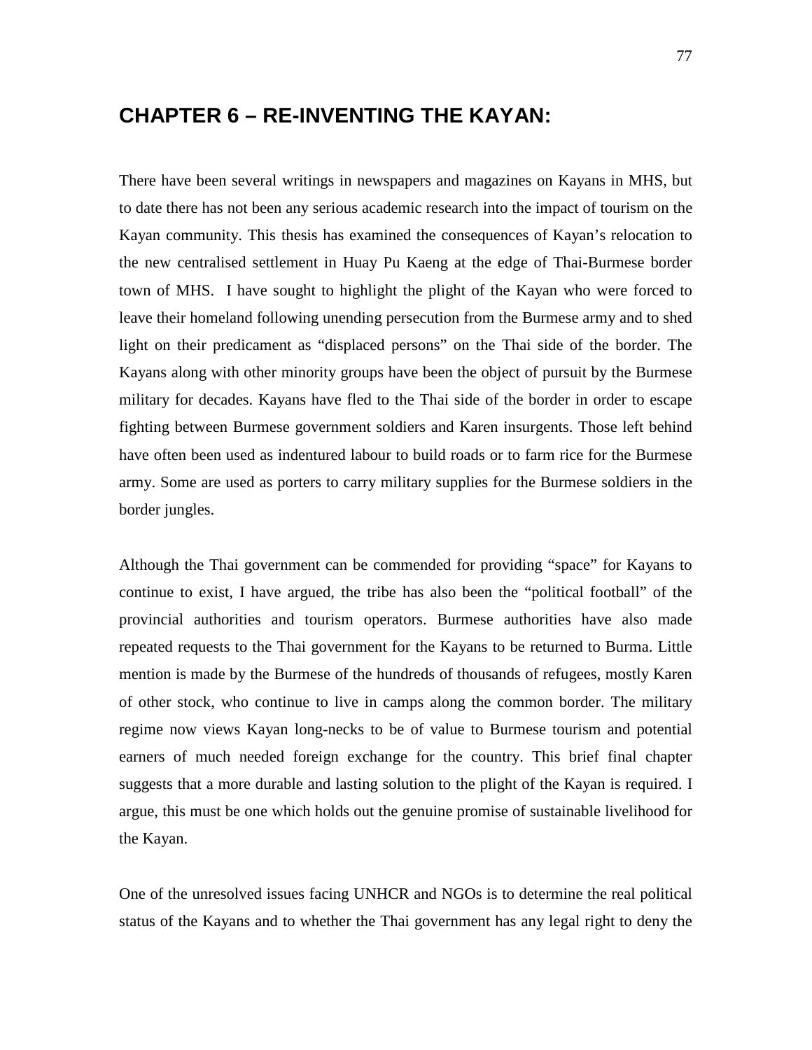# CHAPTER 6 – RE-INVENTING THE KAYAN:

There have been several writings in newspapers and magazines on Kayans in MHS, but to date there has not been any serious academic research into the impact of tourism on the Kayan community. This thesis has examined the consequences of Kayan's relocation to the new centralised settlement in Huay Pu Kaeng at the edge of Thai-Burmese border town of MHS. I have sought to highlight the plight of the Kayan who were forced to leave their homeland following unending persecution from the Burmese army and to shed light on their predicament as "displaced persons" on the Thai side of the border. The Kayans along with other minority groups have been the object of pursuit by the Burmese military for decades. Kayans have fled to the Thai side of the border in order to escape fighting between Burmese government soldiers and Karen insurgents. Those left behind have often been used as indentured labour to build roads or to farm rice for the Burmese army. Some are used as porters to carry military supplies for the Burmese soldiers in the border jungles.

Although the Thai government can be commended for providing "space" for Kayans to continue to exist, I have argued, the tribe has also been the "political football" of the provincial authorities and tourism operators. Burmese authorities have also made repeated requests to the Thai government for the Kayans to be returned to Burma. Little mention is made by the Burmese of the hundreds of thousands of refugees, mostly Karen of other stock, who continue to live in camps along the common border. The military regime now views Kayan long-necks to be of value to Burmese tourism and potential earners of much needed foreign exchange for the country. This brief final chapter suggests that a more durable and lasting solution to the plight of the Kayan is required. I argue, this must be one which holds out the genuine promise of sustainable livelihood for the Kayan.

One of the unresolved issues facing UNHCR and NGOs is to determine the real political status of the Kayans and to whether the Thai government has any legal right to deny the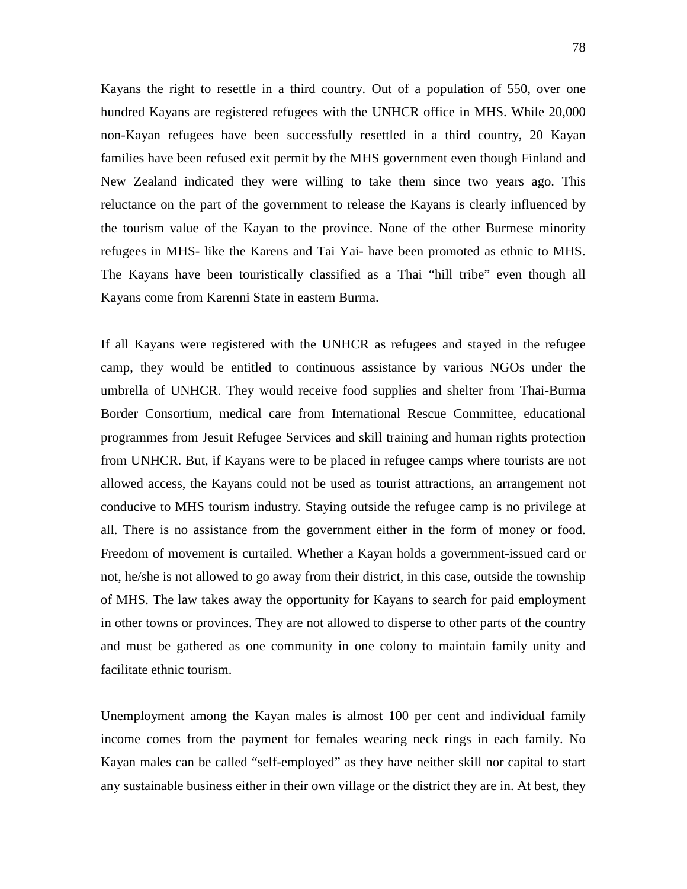Kayans the right to resettle in a third country. Out of a population of 550, over one hundred Kayans are registered refugees with the UNHCR office in MHS. While 20,000 non-Kayan refugees have been successfully resettled in a third country, 20 Kayan families have been refused exit permit by the MHS government even though Finland and New Zealand indicated they were willing to take them since two years ago. This reluctance on the part of the government to release the Kayans is clearly influenced by the tourism value of the Kayan to the province. None of the other Burmese minority refugees in MHS- like the Karens and Tai Yai- have been promoted as ethnic to MHS. The Kayans have been touristically classified as a Thai "hill tribe" even though all Kayans come from Karenni State in eastern Burma.

If all Kayans were registered with the UNHCR as refugees and stayed in the refugee camp, they would be entitled to continuous assistance by various NGOs under the umbrella of UNHCR. They would receive food supplies and shelter from Thai-Burma Border Consortium, medical care from International Rescue Committee, educational programmes from Jesuit Refugee Services and skill training and human rights protection from UNHCR. But, if Kayans were to be placed in refugee camps where tourists are not allowed access, the Kayans could not be used as tourist attractions, an arrangement not conducive to MHS tourism industry. Staying outside the refugee camp is no privilege at all. There is no assistance from the government either in the form of money or food. Freedom of movement is curtailed. Whether a Kayan holds a government-issued card or not, he/she is not allowed to go away from their district, in this case, outside the township of MHS. The law takes away the opportunity for Kayans to search for paid employment in other towns or provinces. They are not allowed to disperse to other parts of the country and must be gathered as one community in one colony to maintain family unity and facilitate ethnic tourism.

Unemployment among the Kayan males is almost 100 per cent and individual family income comes from the payment for females wearing neck rings in each family. No Kayan males can be called "self-employed" as they have neither skill nor capital to start any sustainable business either in their own village or the district they are in. At best, they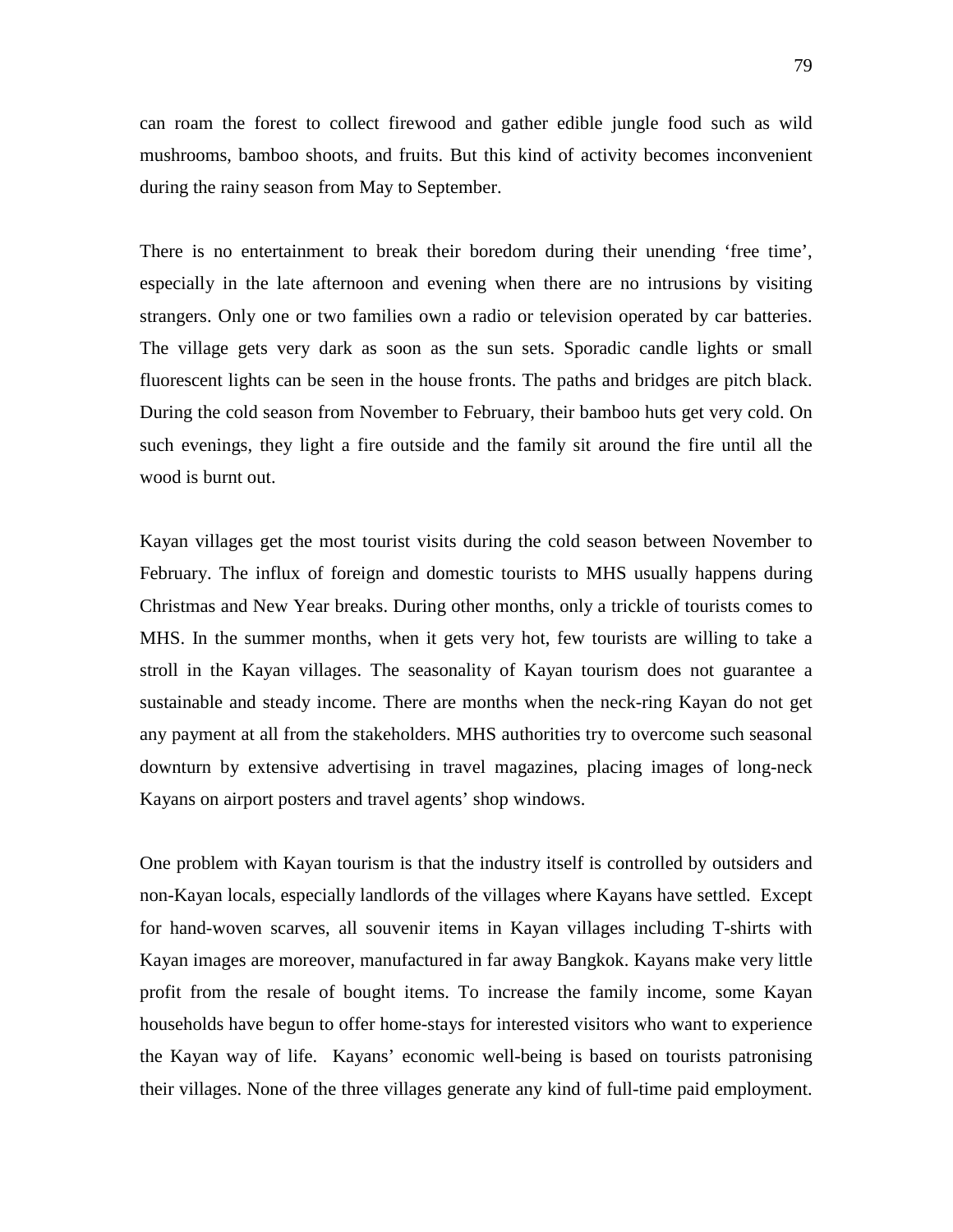can roam the forest to collect firewood and gather edible jungle food such as wild mushrooms, bamboo shoots, and fruits. But this kind of activity becomes inconvenient during the rainy season from May to September.

There is no entertainment to break their boredom during their unending 'free time', especially in the late afternoon and evening when there are no intrusions by visiting strangers. Only one or two families own a radio or television operated by car batteries. The village gets very dark as soon as the sun sets. Sporadic candle lights or small fluorescent lights can be seen in the house fronts. The paths and bridges are pitch black. During the cold season from November to February, their bamboo huts get very cold. On such evenings, they light a fire outside and the family sit around the fire until all the wood is burnt out.

Kayan villages get the most tourist visits during the cold season between November to February. The influx of foreign and domestic tourists to MHS usually happens during Christmas and New Year breaks. During other months, only a trickle of tourists comes to MHS. In the summer months, when it gets very hot, few tourists are willing to take a stroll in the Kayan villages. The seasonality of Kayan tourism does not guarantee a sustainable and steady income. There are months when the neck-ring Kayan do not get any payment at all from the stakeholders. MHS authorities try to overcome such seasonal downturn by extensive advertising in travel magazines, placing images of long-neck Kayans on airport posters and travel agents' shop windows.

One problem with Kayan tourism is that the industry itself is controlled by outsiders and non-Kayan locals, especially landlords of the villages where Kayans have settled. Except for hand-woven scarves, all souvenir items in Kayan villages including T-shirts with Kayan images are moreover, manufactured in far away Bangkok. Kayans make very little profit from the resale of bought items. To increase the family income, some Kayan households have begun to offer home-stays for interested visitors who want to experience the Kayan way of life. Kayans' economic well-being is based on tourists patronising their villages. None of the three villages generate any kind of full-time paid employment.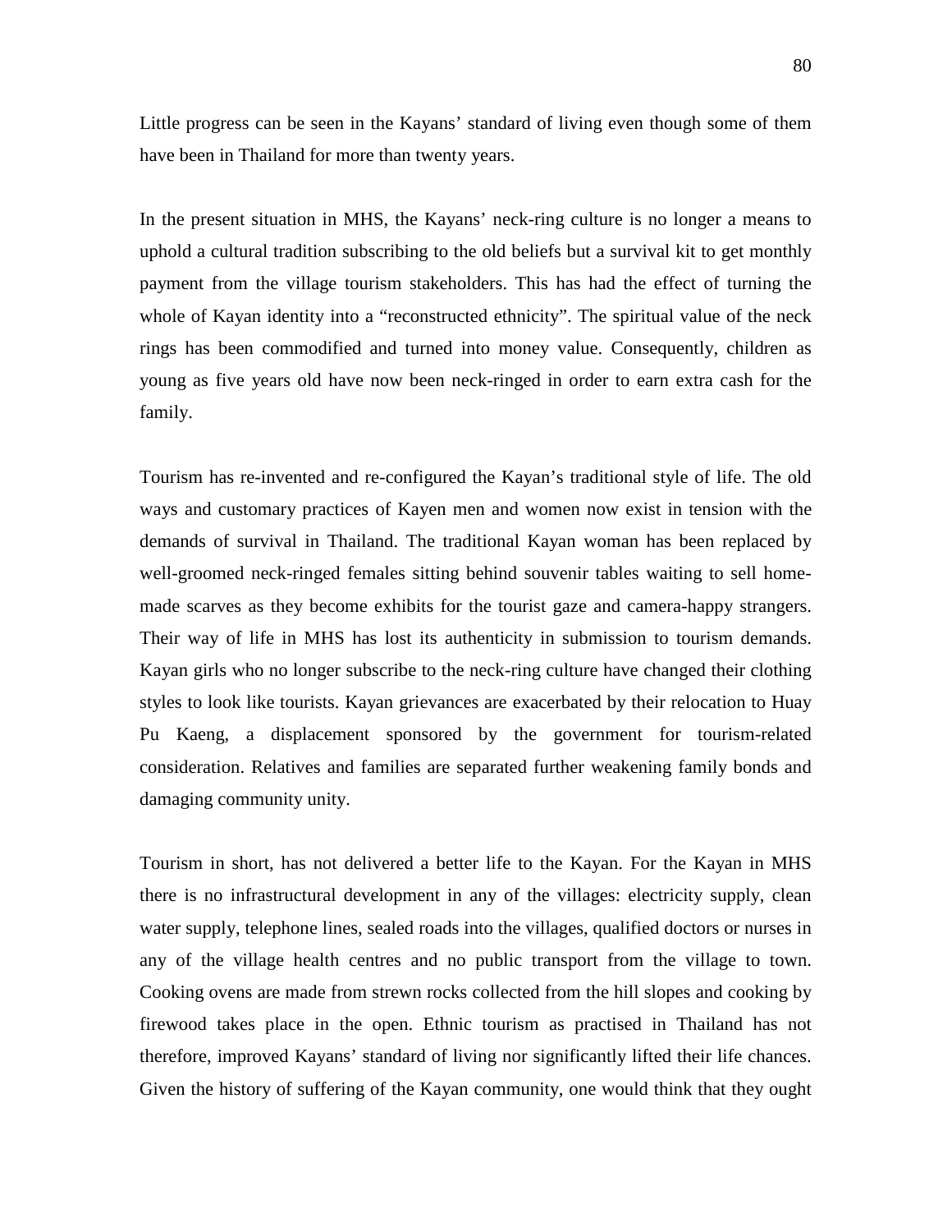Little progress can be seen in the Kayans' standard of living even though some of them have been in Thailand for more than twenty years.

In the present situation in MHS, the Kayans' neck-ring culture is no longer a means to uphold a cultural tradition subscribing to the old beliefs but a survival kit to get monthly payment from the village tourism stakeholders. This has had the effect of turning the whole of Kayan identity into a "reconstructed ethnicity". The spiritual value of the neck rings has been commodified and turned into money value. Consequently, children as young as five years old have now been neck-ringed in order to earn extra cash for the family.

Tourism has re-invented and re-configured the Kayan's traditional style of life. The old ways and customary practices of Kayen men and women now exist in tension with the demands of survival in Thailand. The traditional Kayan woman has been replaced by well-groomed neck-ringed females sitting behind souvenir tables waiting to sell home-made scarves as they become exhibits for the tourist gaze and camera-happy strangers. Their way of life in MHS has lost its authenticity in submission to tourism demands. Kayan girls who no longer subscribe to the neck-ring culture have changed their clothing styles to look like tourists. Kayan grievances are exacerbated by their relocation to Huay Pu Kaeng, a displacement sponsored by the government for tourism-related consideration. Relatives and families are separated further weakening family bonds and damaging community unity.

Tourism in short, has not delivered a better life to the Kayan. For the Kayan in MHS there is no infrastructural development in any of the villages: electricity supply, clean water supply, telephone lines, sealed roads into the villages, qualified doctors or nurses in any of the village health centres and no public transport from the village to town. Cooking ovens are made from strewn rocks collected from the hill slopes and cooking by firewood takes place in the open. Ethnic tourism as practised in Thailand has not therefore, improved Kayans' standard of living nor significantly lifted their life chances. Given the history of suffering of the Kayan community, one would think that they ought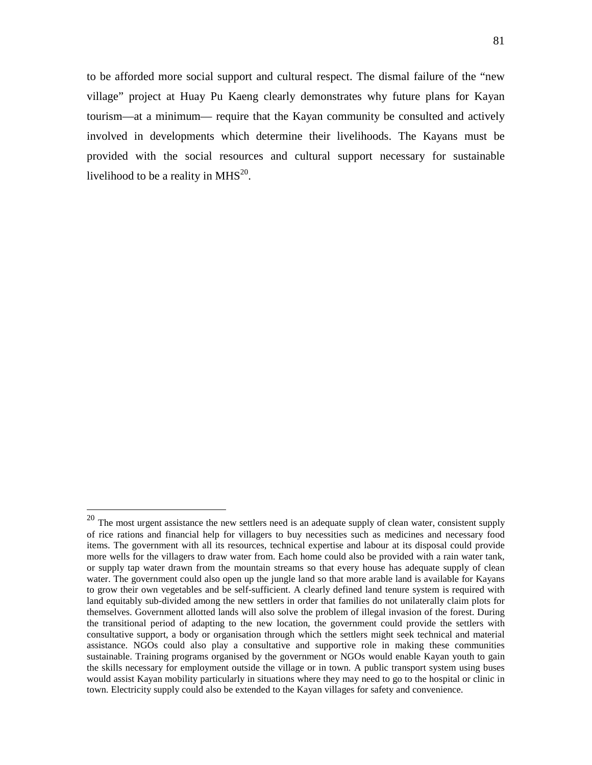to be afforded more social support and cultural respect. The dismal failure of the "new village" project at Huay Pu Kaeng clearly demonstrates why future plans for Kayan tourism—at a minimum— require that the Kayan community be consulted and actively involved in developments which determine their livelihoods. The Kayans must be provided with the social resources and cultural support necessary for sustainable livelihood to be a reality in MHS[20].

---

[20] The most urgent assistance the new settlers need is an adequate supply of clean water, consistent supply of rice rations and financial help for villagers to buy necessities such as medicines and necessary food items. The government with all its resources, technical expertise and labour at its disposal could provide more wells for the villagers to draw water from. Each home could also be provided with a rain water tank, or supply tap water drawn from the mountain streams so that every house has adequate supply of clean water. The government could also open up the jungle land so that more arable land is available for Kayans to grow their own vegetables and be self-sufficient. A clearly defined land tenure system is required with land equitably sub-divided among the new settlers in order that families do not unilaterally claim plots for themselves. Government allotted lands will also solve the problem of illegal invasion of the forest. During the transitional period of adapting to the new location, the government could provide the settlers with consultative support, a body or organisation through which the settlers might seek technical and material assistance. NGOs could also play a consultative and supportive role in making these communities sustainable. Training programs organised by the government or NGOs would enable Kayan youth to gain the skills necessary for employment outside the village or in town. A public transport system using buses would assist Kayan mobility particularly in situations where they may need to go to the hospital or clinic in town. Electricity supply could also be extended to the Kayan villages for safety and convenience.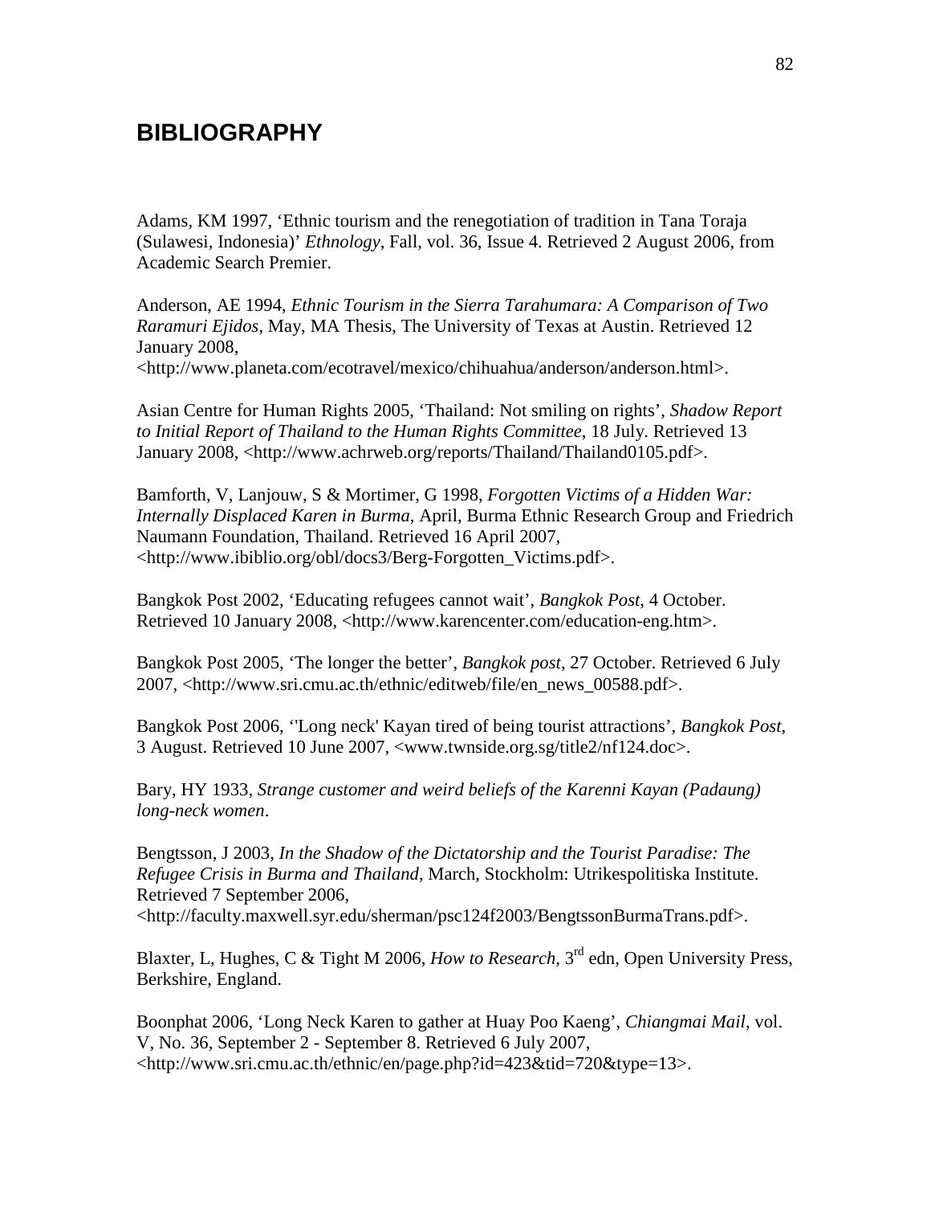# BIBLIOGRAPHY

Adams, KM 1997, 'Ethnic tourism and the renegotiation of tradition in Tana Toraja (Sulawesi, Indonesia)' *Ethnology*, Fall, vol. 36, Issue 4. Retrieved 2 August 2006, from Academic Search Premier.

Anderson, AE 1994, *Ethnic Tourism in the Sierra Tarahumara: A Comparison of Two Raramuri Ejidos*, May, MA Thesis, The University of Texas at Austin. Retrieved 12 January 2008, <http://www.planeta.com/ecotravel/mexico/chihuahua/anderson/anderson.html>.

Asian Centre for Human Rights 2005, 'Thailand: Not smiling on rights', *Shadow Report to Initial Report of Thailand to the Human Rights Committee*, 18 July. Retrieved 13 January 2008, <http://www.achrweb.org/reports/Thailand/Thailand0105.pdf>.

Bamforth, V, Lanjouw, S & Mortimer, G 1998, *Forgotten Victims of a Hidden War: Internally Displaced Karen in Burma*, April, Burma Ethnic Research Group and Friedrich Naumann Foundation, Thailand. Retrieved 16 April 2007, <http://www.ibiblio.org/obl/docs3/Berg-Forgotten_Victims.pdf>.

Bangkok Post 2002, 'Educating refugees cannot wait', *Bangkok Post*, 4 October. Retrieved 10 January 2008, <http://www.karencenter.com/education-eng.htm>.

Bangkok Post 2005, 'The longer the better', *Bangkok post*, 27 October. Retrieved 6 July 2007, <http://www.sri.cmu.ac.th/ethnic/editweb/file/en_news_00588.pdf>.

Bangkok Post 2006, ''Long neck' Kayan tired of being tourist attractions', *Bangkok Post*, 3 August. Retrieved 10 June 2007, <www.twnside.org.sg/title2/nf124.doc>.

Bary, HY 1933, *Strange customer and weird beliefs of the Karenni Kayan (Padaung) long-neck women*.

Bengtsson, J 2003, *In the Shadow of the Dictatorship and the Tourist Paradise: The Refugee Crisis in Burma and Thailand*, March, Stockholm: Utrikespolitiska Institute. Retrieved 7 September 2006, <http://faculty.maxwell.syr.edu/sherman/psc124f2003/BengtssonBurmaTrans.pdf>.

Blaxter, L, Hughes, C & Tight M 2006, *How to Research*, 3rd edn, Open University Press, Berkshire, England.

Boonphat 2006, 'Long Neck Karen to gather at Huay Poo Kaeng', *Chiangmai Mail*, vol. V, No. 36, September 2 - September 8. Retrieved 6 July 2007, <http://www.sri.cmu.ac.th/ethnic/en/page.php?id=423&tid=720&type=13>.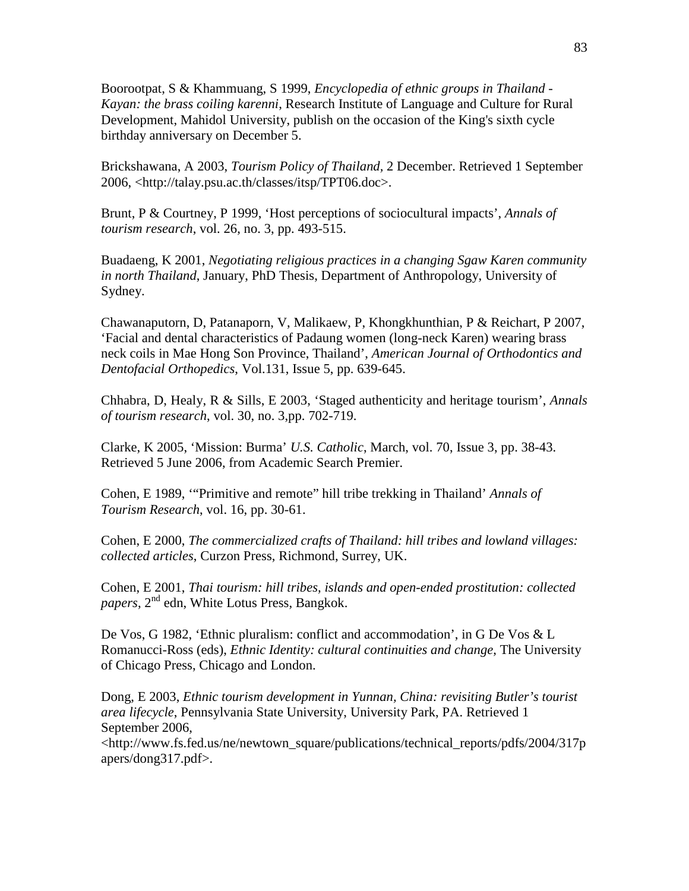Boorootpat, S & Khammuang, S 1999, *Encyclopedia of ethnic groups in Thailand - Kayan: the brass coiling karenni*, Research Institute of Language and Culture for Rural Development, Mahidol University, publish on the occasion of the King's sixth cycle birthday anniversary on December 5.

Brickshawana, A 2003, *Tourism Policy of Thailand*, 2 December. Retrieved 1 September 2006, <http://talay.psu.ac.th/classes/itsp/TPT06.doc>.

Brunt, P & Courtney, P 1999, 'Host perceptions of sociocultural impacts', *Annals of tourism research*, vol. 26, no. 3, pp. 493-515.

Buadaeng, K 2001, *Negotiating religious practices in a changing Sgaw Karen community in north Thailand*, January, PhD Thesis, Department of Anthropology, University of Sydney.

Chawanaputorn, D, Patanaporn, V, Malikaew, P, Khongkhunthian, P & Reichart, P 2007, 'Facial and dental characteristics of Padaung women (long-neck Karen) wearing brass neck coils in Mae Hong Son Province, Thailand', *American Journal of Orthodontics and Dentofacial Orthopedics*, Vol.131, Issue 5, pp. 639-645.

Chhabra, D, Healy, R & Sills, E 2003, 'Staged authenticity and heritage tourism', *Annals of tourism research*, vol. 30, no. 3,pp. 702-719.

Clarke, K 2005, 'Mission: Burma' *U.S. Catholic*, March, vol. 70, Issue 3, pp. 38-43. Retrieved 5 June 2006, from Academic Search Premier.

Cohen, E 1989, '"Primitive and remote" hill tribe trekking in Thailand' *Annals of Tourism Research*, vol. 16, pp. 30-61.

Cohen, E 2000, *The commercialized crafts of Thailand: hill tribes and lowland villages: collected articles*, Curzon Press, Richmond, Surrey, UK.

Cohen, E 2001, *Thai tourism: hill tribes, islands and open-ended prostitution: collected papers*, 2nd edn, White Lotus Press, Bangkok.

De Vos, G 1982, 'Ethnic pluralism: conflict and accommodation', in G De Vos & L Romanucci-Ross (eds), *Ethnic Identity: cultural continuities and change*, The University of Chicago Press, Chicago and London.

Dong, E 2003, *Ethnic tourism development in Yunnan, China: revisiting Butler's tourist area lifecycle*, Pennsylvania State University, University Park, PA. Retrieved 1 September 2006, <http://www.fs.fed.us/ne/newtown_square/publications/technical_reports/pdfs/2004/317papers/dong317.pdf>.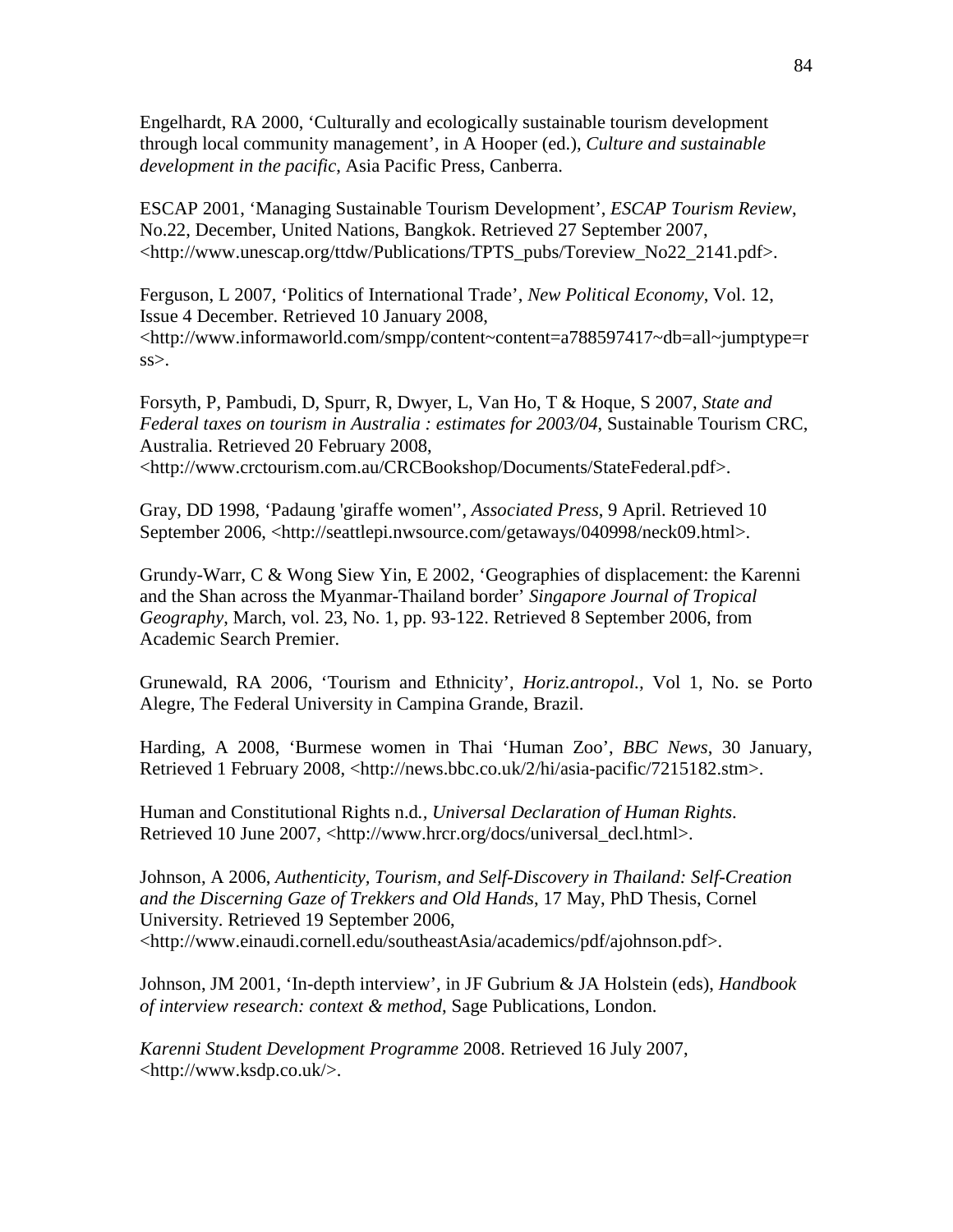Engelhardt, RA 2000, 'Culturally and ecologically sustainable tourism development through local community management', in A Hooper (ed.), *Culture and sustainable development in the pacific*, Asia Pacific Press, Canberra.

ESCAP 2001, 'Managing Sustainable Tourism Development', *ESCAP Tourism Review*, No.22, December, United Nations, Bangkok. Retrieved 27 September 2007, <http://www.unescap.org/ttdw/Publications/TPTS_pubs/Toreview_No22_2141.pdf>.

Ferguson, L 2007, 'Politics of International Trade', *New Political Economy*, Vol. 12, Issue 4 December. Retrieved 10 January 2008, <http://www.informaworld.com/smpp/content~content=a788597417~db=all~jumptype=rss>.

Forsyth, P, Pambudi, D, Spurr, R, Dwyer, L, Van Ho, T & Hoque, S 2007, *State and Federal taxes on tourism in Australia : estimates for 2003/04*, Sustainable Tourism CRC, Australia. Retrieved 20 February 2008, <http://www.crctourism.com.au/CRCBookshop/Documents/StateFederal.pdf>.

Gray, DD 1998, 'Padaung 'giraffe women'', *Associated Press*, 9 April. Retrieved 10 September 2006, <http://seattlepi.nwsource.com/getaways/040998/neck09.html>.

Grundy-Warr, C & Wong Siew Yin, E 2002, 'Geographies of displacement: the Karenni and the Shan across the Myanmar-Thailand border' *Singapore Journal of Tropical Geography*, March, vol. 23, No. 1, pp. 93-122. Retrieved 8 September 2006, from Academic Search Premier.

Grunewald, RA 2006, 'Tourism and Ethnicity', *Horiz.antropol.*, Vol 1, No. se Porto Alegre, The Federal University in Campina Grande, Brazil.

Harding, A 2008, 'Burmese women in Thai 'Human Zoo'', *BBC News*, 30 January, Retrieved 1 February 2008, <http://news.bbc.co.uk/2/hi/asia-pacific/7215182.stm>.

Human and Constitutional Rights n.d., *Universal Declaration of Human Rights*. Retrieved 10 June 2007, <http://www.hrcr.org/docs/universal_decl.html>.

Johnson, A 2006, *Authenticity, Tourism, and Self-Discovery in Thailand: Self-Creation and the Discerning Gaze of Trekkers and Old Hands*, 17 May, PhD Thesis, Cornel University. Retrieved 19 September 2006, <http://www.einaudi.cornell.edu/southeastAsia/academics/pdf/ajohnson.pdf>.

Johnson, JM 2001, 'In-depth interview', in JF Gubrium & JA Holstein (eds), *Handbook of interview research: context & method*, Sage Publications, London.

*Karenni Student Development Programme* 2008. Retrieved 16 July 2007, <http://www.ksdp.co.uk/>.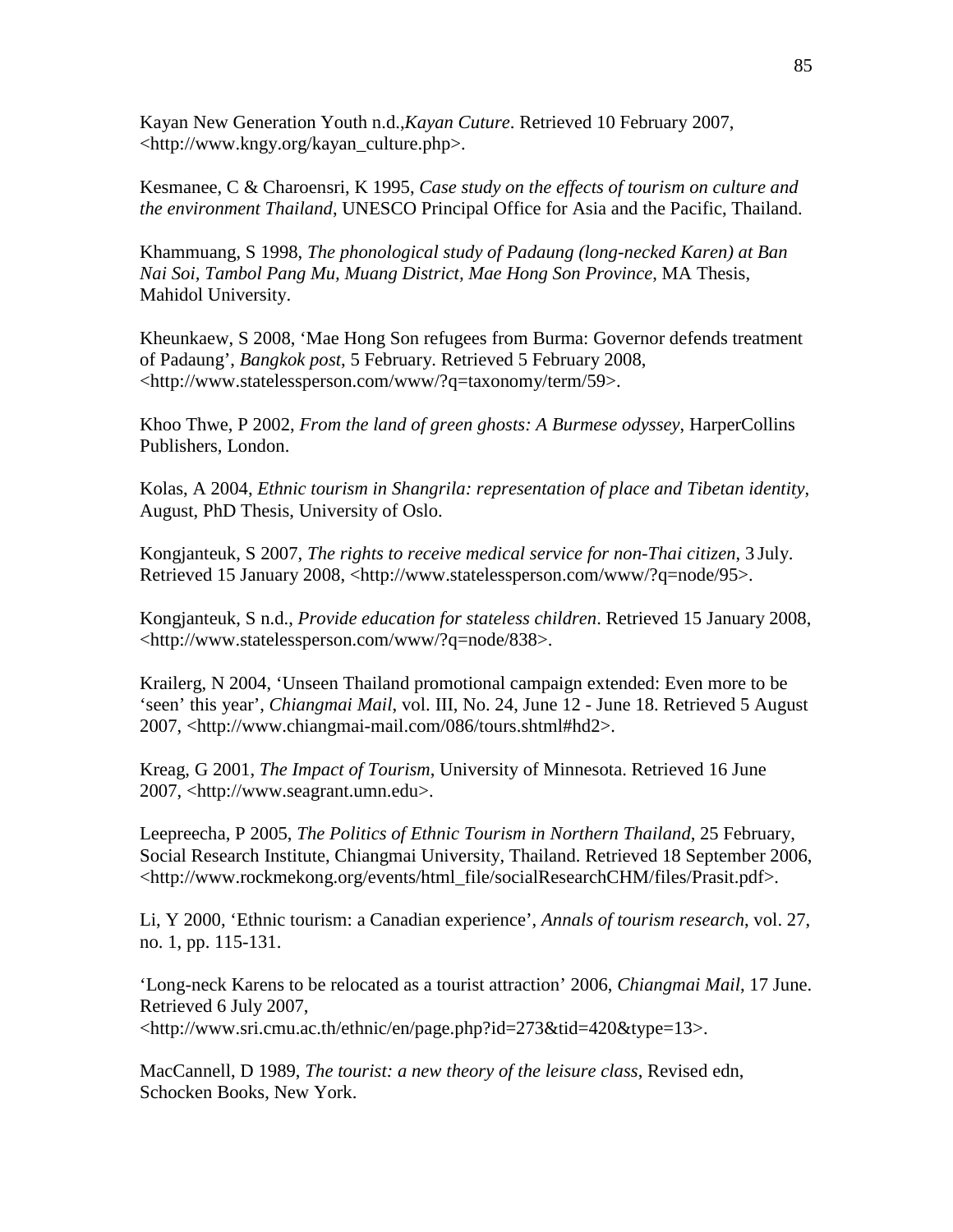Kayan New Generation Youth n.d.,*Kayan Cuture*. Retrieved 10 February 2007, <http://www.kngy.org/kayan_culture.php>.

Kesmanee, C & Charoensri, K 1995, *Case study on the effects of tourism on culture and the environment Thailand*, UNESCO Principal Office for Asia and the Pacific, Thailand.

Khammuang, S 1998, *The phonological study of Padaung (long-necked Karen) at Ban Nai Soi, Tambol Pang Mu, Muang District, Mae Hong Son Province*, MA Thesis, Mahidol University.

Kheunkaew, S 2008, 'Mae Hong Son refugees from Burma: Governor defends treatment of Padaung', *Bangkok post*, 5 February. Retrieved 5 February 2008, <http://www.statelessperson.com/www/?q=taxonomy/term/59>.

Khoo Thwe, P 2002, *From the land of green ghosts: A Burmese odyssey*, HarperCollins Publishers, London.

Kolas, A 2004, *Ethnic tourism in Shangrila: representation of place and Tibetan identity*, August, PhD Thesis, University of Oslo.

Kongjanteuk, S 2007, *The rights to receive medical service for non-Thai citizen*, 3 July. Retrieved 15 January 2008, <http://www.statelessperson.com/www/?q=node/95>.

Kongjanteuk, S n.d., *Provide education for stateless children*. Retrieved 15 January 2008, <http://www.statelessperson.com/www/?q=node/838>.

Krailerg, N 2004, 'Unseen Thailand promotional campaign extended: Even more to be 'seen' this year', *Chiangmai Mail*, vol. III, No. 24, June 12 - June 18. Retrieved 5 August 2007, <http://www.chiangmai-mail.com/086/tours.shtml#hd2>.

Kreag, G 2001, *The Impact of Tourism*, University of Minnesota. Retrieved 16 June 2007, <http://www.seagrant.umn.edu>.

Leepreecha, P 2005, *The Politics of Ethnic Tourism in Northern Thailand*, 25 February, Social Research Institute, Chiangmai University, Thailand. Retrieved 18 September 2006, <http://www.rockmekong.org/events/html_file/socialResearchCHM/files/Prasit.pdf>.

Li, Y 2000, 'Ethnic tourism: a Canadian experience', *Annals of tourism research*, vol. 27, no. 1, pp. 115-131.

'Long-neck Karens to be relocated as a tourist attraction' 2006, *Chiangmai Mail*, 17 June. Retrieved 6 July 2007, <http://www.sri.cmu.ac.th/ethnic/en/page.php?id=273&tid=420&type=13>.

MacCannell, D 1989, *The tourist: a new theory of the leisure class*, Revised edn, Schocken Books, New York.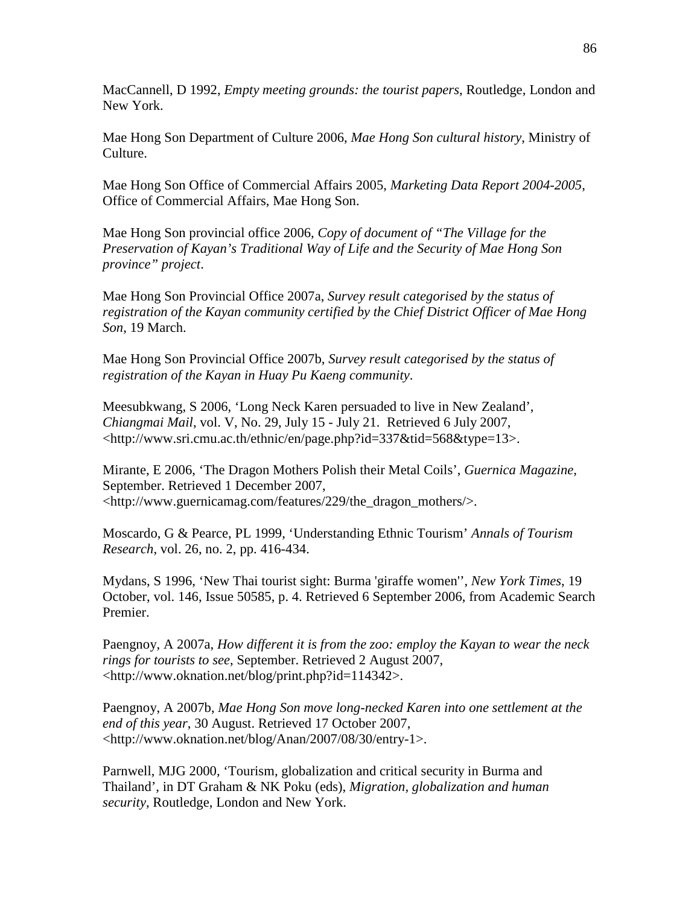MacCannell, D 1992, *Empty meeting grounds: the tourist papers*, Routledge, London and New York.

Mae Hong Son Department of Culture 2006, *Mae Hong Son cultural history*, Ministry of Culture.

Mae Hong Son Office of Commercial Affairs 2005, *Marketing Data Report 2004-2005*, Office of Commercial Affairs, Mae Hong Son.

Mae Hong Son provincial office 2006, *Copy of document of "The Village for the Preservation of Kayan's Traditional Way of Life and the Security of Mae Hong Son province" project*.

Mae Hong Son Provincial Office 2007a, *Survey result categorised by the status of registration of the Kayan community certified by the Chief District Officer of Mae Hong Son*, 19 March.

Mae Hong Son Provincial Office 2007b, *Survey result categorised by the status of registration of the Kayan in Huay Pu Kaeng community*.

Meesubkwang, S 2006, 'Long Neck Karen persuaded to live in New Zealand', *Chiangmai Mail*, vol. V, No. 29, July 15 - July 21. Retrieved 6 July 2007, <http://www.sri.cmu.ac.th/ethnic/en/page.php?id=337&tid=568&type=13>.

Mirante, E 2006, 'The Dragon Mothers Polish their Metal Coils', *Guernica Magazine*, September. Retrieved 1 December 2007, <http://www.guernicamag.com/features/229/the_dragon_mothers/>.

Moscardo, G & Pearce, PL 1999, 'Understanding Ethnic Tourism' *Annals of Tourism Research*, vol. 26, no. 2, pp. 416-434.

Mydans, S 1996, 'New Thai tourist sight: Burma 'giraffe women'', *New York Times*, 19 October, vol. 146, Issue 50585, p. 4. Retrieved 6 September 2006, from Academic Search Premier.

Paengnoy, A 2007a, *How different it is from the zoo: employ the Kayan to wear the neck rings for tourists to see*, September. Retrieved 2 August 2007, <http://www.oknation.net/blog/print.php?id=114342>.

Paengnoy, A 2007b, *Mae Hong Son move long-necked Karen into one settlement at the end of this year*, 30 August. Retrieved 17 October 2007, <http://www.oknation.net/blog/Anan/2007/08/30/entry-1>.

Parnwell, MJG 2000, 'Tourism, globalization and critical security in Burma and Thailand', in DT Graham & NK Poku (eds), *Migration, globalization and human security*, Routledge, London and New York.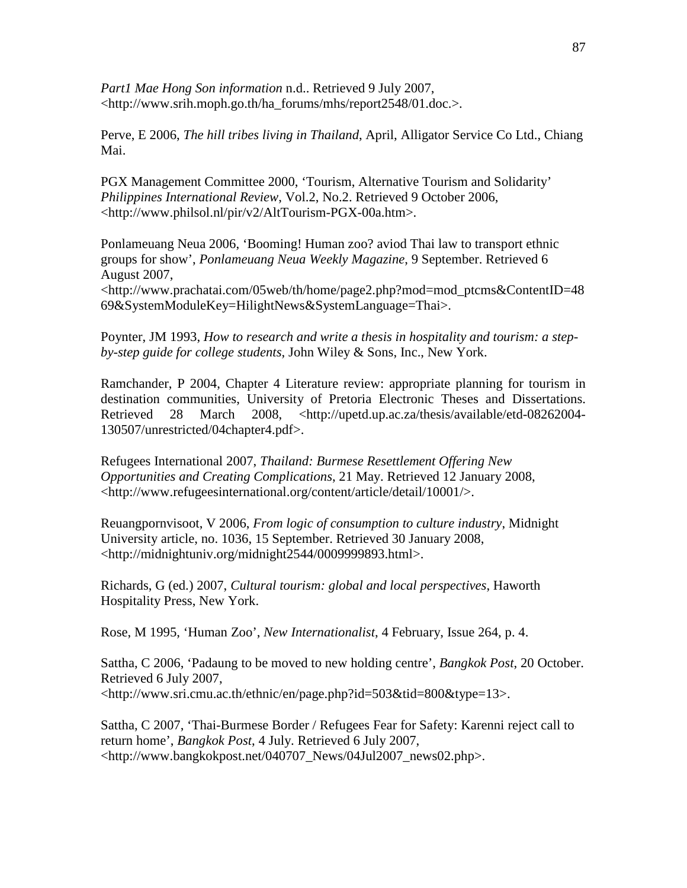*Part1 Mae Hong Son information* n.d.. Retrieved 9 July 2007, <http://www.srih.moph.go.th/ha_forums/mhs/report2548/01.doc.>.

Perve, E 2006, *The hill tribes living in Thailand*, April, Alligator Service Co Ltd., Chiang Mai.

PGX Management Committee 2000, 'Tourism, Alternative Tourism and Solidarity' *Philippines International Review*, Vol.2, No.2. Retrieved 9 October 2006, <http://www.philsol.nl/pir/v2/AltTourism-PGX-00a.htm>.

Ponlameuang Neua 2006, 'Booming! Human zoo? aviod Thai law to transport ethnic groups for show', *Ponlameuang Neua Weekly Magazine*, 9 September. Retrieved 6 August 2007, <http://www.prachatai.com/05web/th/home/page2.php?mod=mod_ptcms&ContentID=4869&SystemModuleKey=HilightNews&SystemLanguage=Thai>.

Poynter, JM 1993, *How to research and write a thesis in hospitality and tourism: a step-by-step guide for college students*, John Wiley & Sons, Inc., New York.

Ramchander, P 2004, Chapter 4 Literature review: appropriate planning for tourism in destination communities, University of Pretoria Electronic Theses and Dissertations. Retrieved 28 March 2008, <http://upetd.up.ac.za/thesis/available/etd-08262004-130507/unrestricted/04chapter4.pdf>.

Refugees International 2007, *Thailand: Burmese Resettlement Offering New Opportunities and Creating Complications*, 21 May. Retrieved 12 January 2008, <http://www.refugeesinternational.org/content/article/detail/10001/>.

Reuangpornvisoot, V 2006, *From logic of consumption to culture industry*, Midnight University article, no. 1036, 15 September. Retrieved 30 January 2008, <http://midnightuniv.org/midnight2544/0009999893.html>.

Richards, G (ed.) 2007, *Cultural tourism: global and local perspectives*, Haworth Hospitality Press, New York.

Rose, M 1995, 'Human Zoo', *New Internationalist*, 4 February, Issue 264, p. 4.

Sattha, C 2006, 'Padaung to be moved to new holding centre', *Bangkok Post*, 20 October. Retrieved 6 July 2007, <http://www.sri.cmu.ac.th/ethnic/en/page.php?id=503&tid=800&type=13>.

Sattha, C 2007, 'Thai-Burmese Border / Refugees Fear for Safety: Karenni reject call to return home', *Bangkok Post*, 4 July. Retrieved 6 July 2007, <http://www.bangkokpost.net/040707_News/04Jul2007_news02.php>.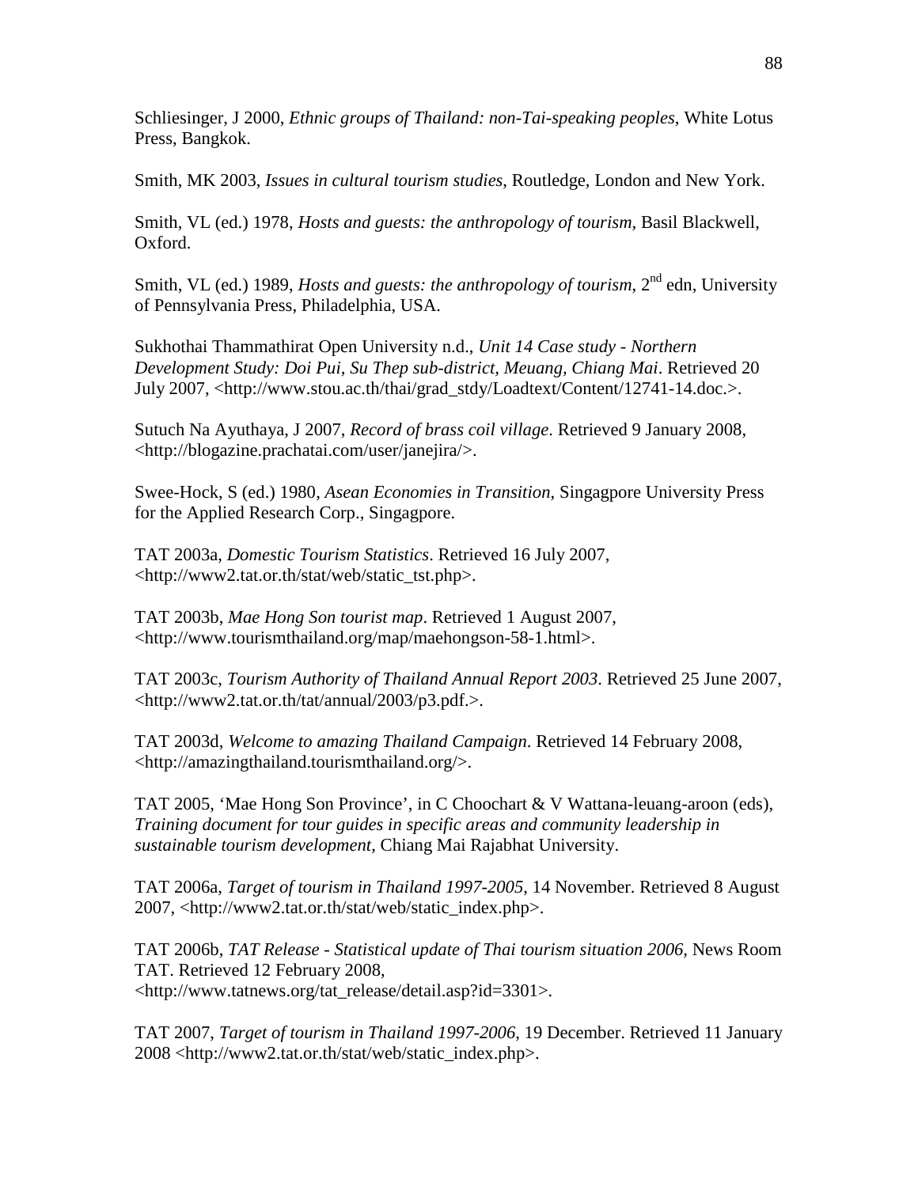Schliesinger, J 2000, *Ethnic groups of Thailand: non-Tai-speaking peoples*, White Lotus Press, Bangkok.

Smith, MK 2003, *Issues in cultural tourism studies*, Routledge, London and New York.

Smith, VL (ed.) 1978, *Hosts and guests: the anthropology of tourism*, Basil Blackwell, Oxford.

Smith, VL (ed.) 1989, *Hosts and guests: the anthropology of tourism*, 2nd edn, University of Pennsylvania Press, Philadelphia, USA.

Sukhothai Thammathirat Open University n.d., *Unit 14 Case study - Northern Development Study: Doi Pui, Su Thep sub-district, Meuang, Chiang Mai*. Retrieved 20 July 2007, <http://www.stou.ac.th/thai/grad_stdy/Loadtext/Content/12741-14.doc.>.

Sutuch Na Ayuthaya, J 2007, *Record of brass coil village*. Retrieved 9 January 2008, <http://blogazine.prachatai.com/user/janejira/>.

Swee-Hock, S (ed.) 1980, *Asean Economies in Transition*, Singagpore University Press for the Applied Research Corp., Singagpore.

TAT 2003a, *Domestic Tourism Statistics*. Retrieved 16 July 2007, <http://www2.tat.or.th/stat/web/static_tst.php>.

TAT 2003b, *Mae Hong Son tourist map*. Retrieved 1 August 2007, <http://www.tourismthailand.org/map/maehongson-58-1.html>.

TAT 2003c, *Tourism Authority of Thailand Annual Report 2003*. Retrieved 25 June 2007, <http://www2.tat.or.th/tat/annual/2003/p3.pdf.>.

TAT 2003d, *Welcome to amazing Thailand Campaign*. Retrieved 14 February 2008, <http://amazingthailand.tourismthailand.org/>.

TAT 2005, 'Mae Hong Son Province', in C Choochart & V Wattana-leuang-aroon (eds), *Training document for tour guides in specific areas and community leadership in sustainable tourism development*, Chiang Mai Rajabhat University.

TAT 2006a, *Target of tourism in Thailand 1997-2005*, 14 November. Retrieved 8 August 2007, <http://www2.tat.or.th/stat/web/static_index.php>.

TAT 2006b, *TAT Release - Statistical update of Thai tourism situation 2006*, News Room TAT. Retrieved 12 February 2008, <http://www.tatnews.org/tat_release/detail.asp?id=3301>.

TAT 2007, *Target of tourism in Thailand 1997-2006*, 19 December. Retrieved 11 January 2008 <http://www2.tat.or.th/stat/web/static_index.php>.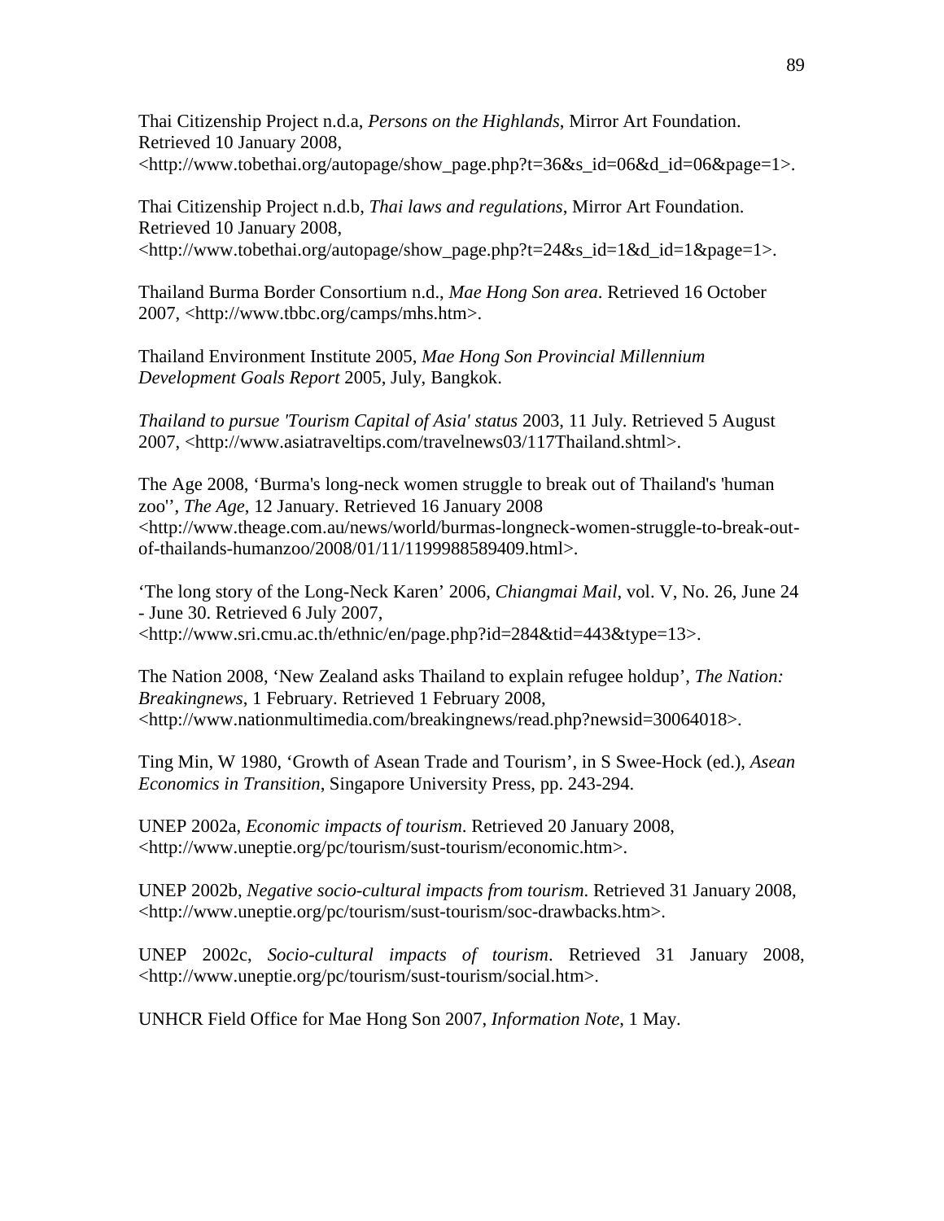Thai Citizenship Project n.d.a, *Persons on the Highlands*, Mirror Art Foundation. Retrieved 10 January 2008, <http://www.tobethai.org/autopage/show_page.php?t=36&s_id=06&d_id=06&page=1>.

Thai Citizenship Project n.d.b, *Thai laws and regulations*, Mirror Art Foundation. Retrieved 10 January 2008, <http://www.tobethai.org/autopage/show_page.php?t=24&s_id=1&d_id=1&page=1>.

Thailand Burma Border Consortium n.d., *Mae Hong Son area*. Retrieved 16 October 2007, <http://www.tbbc.org/camps/mhs.htm>.

Thailand Environment Institute 2005, *Mae Hong Son Provincial Millennium Development Goals Report* 2005, July, Bangkok.

*Thailand to pursue 'Tourism Capital of Asia' status* 2003, 11 July. Retrieved 5 August 2007, <http://www.asiatraveltips.com/travelnews03/117Thailand.shtml>.

The Age 2008, 'Burma's long-neck women struggle to break out of Thailand's 'human zoo'', *The Age*, 12 January. Retrieved 16 January 2008 <http://www.theage.com.au/news/world/burmas-longneck-women-struggle-to-break-out-of-thailands-humanzoo/2008/01/11/1199988589409.html>.

'The long story of the Long-Neck Karen' 2006, *Chiangmai Mail*, vol. V, No. 26, June 24 - June 30. Retrieved 6 July 2007, <http://www.sri.cmu.ac.th/ethnic/en/page.php?id=284&tid=443&type=13>.

The Nation 2008, 'New Zealand asks Thailand to explain refugee holdup', *The Nation: Breakingnews*, 1 February. Retrieved 1 February 2008, <http://www.nationmultimedia.com/breakingnews/read.php?newsid=30064018>.

Ting Min, W 1980, 'Growth of Asean Trade and Tourism', in S Swee-Hock (ed.), *Asean Economics in Transition*, Singapore University Press, pp. 243-294.

UNEP 2002a, *Economic impacts of tourism*. Retrieved 20 January 2008, <http://www.uneptie.org/pc/tourism/sust-tourism/economic.htm>.

UNEP 2002b, *Negative socio-cultural impacts from tourism*. Retrieved 31 January 2008, <http://www.uneptie.org/pc/tourism/sust-tourism/soc-drawbacks.htm>.

UNEP 2002c, *Socio-cultural impacts of tourism*. Retrieved 31 January 2008, <http://www.uneptie.org/pc/tourism/sust-tourism/social.htm>.

UNHCR Field Office for Mae Hong Son 2007, *Information Note*, 1 May.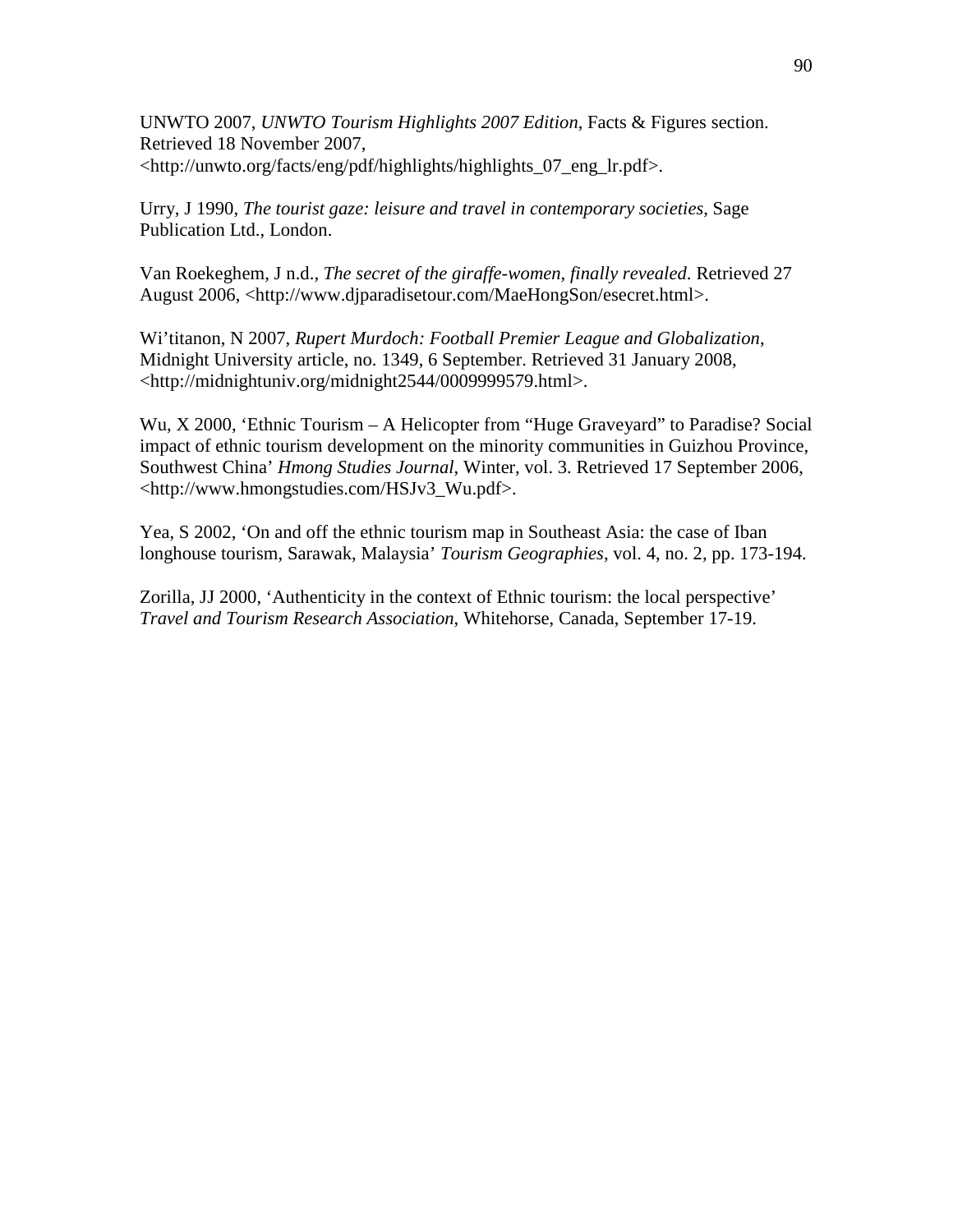UNWTO 2007, *UNWTO Tourism Highlights 2007 Edition*, Facts & Figures section. Retrieved 18 November 2007, <http://unwto.org/facts/eng/pdf/highlights/highlights_07_eng_lr.pdf>.

Urry, J 1990, *The tourist gaze: leisure and travel in contemporary societies*, Sage Publication Ltd., London.

Van Roekeghem, J n.d., *The secret of the giraffe-women, finally revealed*. Retrieved 27 August 2006, <http://www.djparadisetour.com/MaeHongSon/esecret.html>.

Wi'titanon, N 2007, *Rupert Murdoch: Football Premier League and Globalization*, Midnight University article, no. 1349, 6 September. Retrieved 31 January 2008, <http://midnightuniv.org/midnight2544/0009999579.html>.

Wu, X 2000, 'Ethnic Tourism – A Helicopter from "Huge Graveyard" to Paradise? Social impact of ethnic tourism development on the minority communities in Guizhou Province, Southwest China' *Hmong Studies Journal*, Winter, vol. 3. Retrieved 17 September 2006, <http://www.hmongstudies.com/HSJv3_Wu.pdf>.

Yea, S 2002, 'On and off the ethnic tourism map in Southeast Asia: the case of Iban longhouse tourism, Sarawak, Malaysia' *Tourism Geographies*, vol. 4, no. 2, pp. 173-194.

Zorilla, JJ 2000, 'Authenticity in the context of Ethnic tourism: the local perspective' *Travel and Tourism Research Association*, Whitehorse, Canada, September 17-19.